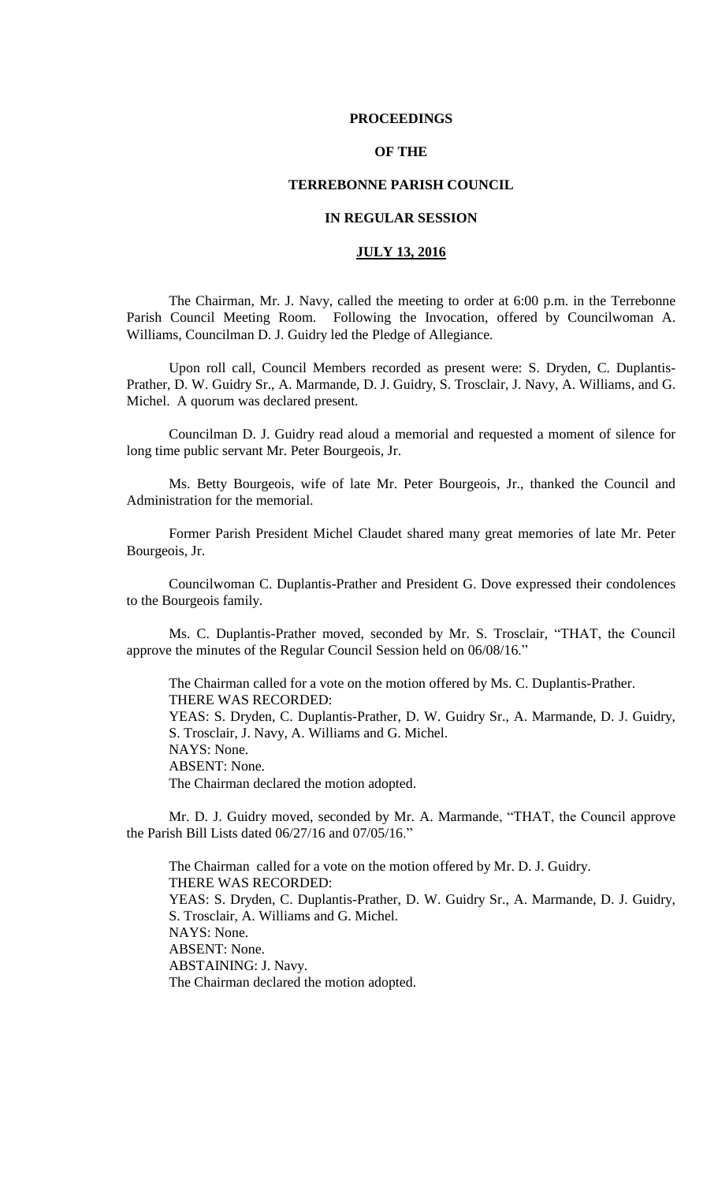# PROCEEDINGS

# OF THE

# TERREBONNE PARISH COUNCIL

# IN REGULAR SESSION

# JULY 13, 2016

The Chairman, Mr. J. Navy, called the meeting to order at 6:00 p.m. in the Terrebonne Parish Council Meeting Room. Following the Invocation, offered by Councilwoman A. Williams, Councilman D. J. Guidry led the Pledge of Allegiance.

Upon roll call, Council Members recorded as present were: S. Dryden, C. Duplantis-Prather, D. W. Guidry Sr., A. Marmande, D. J. Guidry, S. Trosclair, J. Navy, A. Williams, and G. Michel. A quorum was declared present.

Councilman D. J. Guidry read aloud a memorial and requested a moment of silence for long time public servant Mr. Peter Bourgeois, Jr.

Ms. Betty Bourgeois, wife of late Mr. Peter Bourgeois, Jr., thanked the Council and Administration for the memorial.

Former Parish President Michel Claudet shared many great memories of late Mr. Peter Bourgeois, Jr.

Councilwoman C. Duplantis-Prather and President G. Dove expressed their condolences to the Bourgeois family.

Ms. C. Duplantis-Prather moved, seconded by Mr. S. Trosclair, "THAT, the Council approve the minutes of the Regular Council Session held on 06/08/16."

The Chairman called for a vote on the motion offered by Ms. C. Duplantis-Prather.
THERE WAS RECORDED:
YEAS: S. Dryden, C. Duplantis-Prather, D. W. Guidry Sr., A. Marmande, D. J. Guidry, S. Trosclair, J. Navy, A. Williams and G. Michel.
NAYS: None.
ABSENT: None.
The Chairman declared the motion adopted.

Mr. D. J. Guidry moved, seconded by Mr. A. Marmande, "THAT, the Council approve the Parish Bill Lists dated 06/27/16 and 07/05/16."

The Chairman called for a vote on the motion offered by Mr. D. J. Guidry.
THERE WAS RECORDED:
YEAS: S. Dryden, C. Duplantis-Prather, D. W. Guidry Sr., A. Marmande, D. J. Guidry, S. Trosclair, A. Williams and G. Michel.
NAYS: None.
ABSENT: None.
ABSTAINING: J. Navy.
The Chairman declared the motion adopted.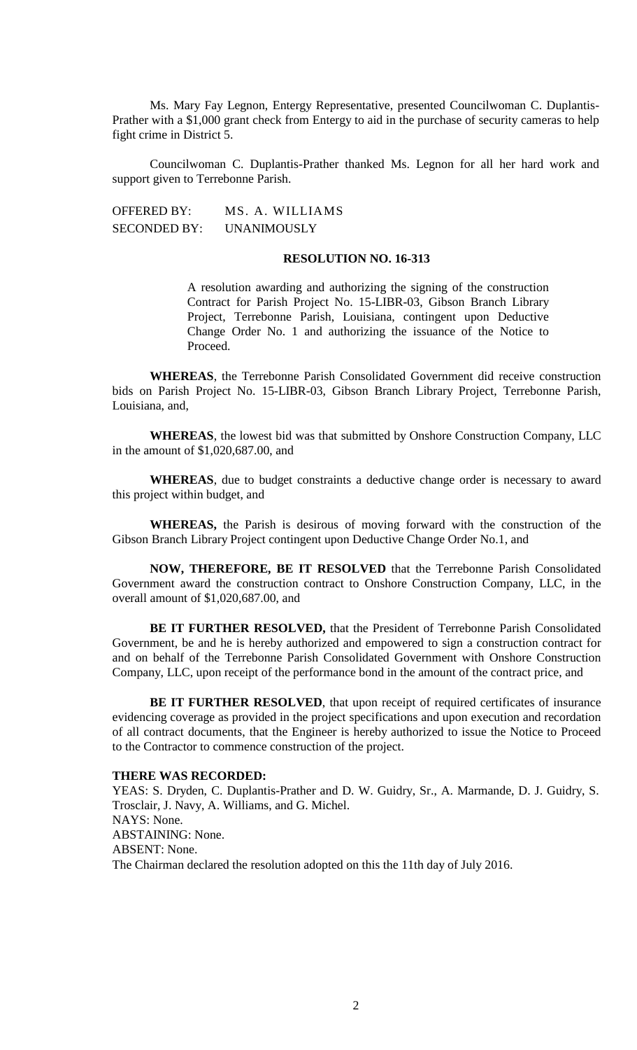Ms. Mary Fay Legnon, Entergy Representative, presented Councilwoman C. Duplantis-Prather with a $1,000 grant check from Entergy to aid in the purchase of security cameras to help fight crime in District 5.

Councilwoman C. Duplantis-Prather thanked Ms. Legnon for all her hard work and support given to Terrebonne Parish.

OFFERED BY: MS. A. WILLIAMS
SECONDED BY: UNANIMOUSLY

**RESOLUTION NO. 16-313**

A resolution awarding and authorizing the signing of the construction Contract for Parish Project No. 15-LIBR-03, Gibson Branch Library Project, Terrebonne Parish, Louisiana, contingent upon Deductive Change Order No. 1 and authorizing the issuance of the Notice to Proceed.

**WHEREAS**, the Terrebonne Parish Consolidated Government did receive construction bids on Parish Project No. 15-LIBR-03, Gibson Branch Library Project, Terrebonne Parish, Louisiana, and,

**WHEREAS**, the lowest bid was that submitted by Onshore Construction Company, LLC in the amount of $1,020,687.00, and

**WHEREAS**, due to budget constraints a deductive change order is necessary to award this project within budget, and

**WHEREAS,** the Parish is desirous of moving forward with the construction of the Gibson Branch Library Project contingent upon Deductive Change Order No.1, and

**NOW, THEREFORE, BE IT RESOLVED** that the Terrebonne Parish Consolidated Government award the construction contract to Onshore Construction Company, LLC, in the overall amount of $1,020,687.00, and

**BE IT FURTHER RESOLVED,** that the President of Terrebonne Parish Consolidated Government, be and he is hereby authorized and empowered to sign a construction contract for and on behalf of the Terrebonne Parish Consolidated Government with Onshore Construction Company, LLC, upon receipt of the performance bond in the amount of the contract price, and

**BE IT FURTHER RESOLVED**, that upon receipt of required certificates of insurance evidencing coverage as provided in the project specifications and upon execution and recordation of all contract documents, that the Engineer is hereby authorized to issue the Notice to Proceed to the Contractor to commence construction of the project.

**THERE WAS RECORDED:**
YEAS: S. Dryden, C. Duplantis-Prather and D. W. Guidry, Sr., A. Marmande, D. J. Guidry, S. Trosclair, J. Navy, A. Williams, and G. Michel.
NAYS: None.
ABSTAINING: None.
ABSENT: None.
The Chairman declared the resolution adopted on this the 11th day of July 2016.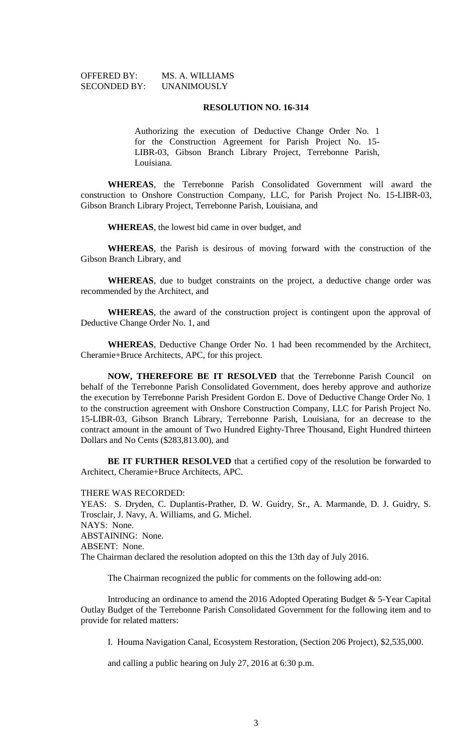OFFERED BY: MS. A. WILLIAMS
SECONDED BY: UNANIMOUSLY

**RESOLUTION NO. 16-314**

Authorizing the execution of Deductive Change Order No. 1 for the Construction Agreement for Parish Project No. 15-LIBR-03, Gibson Branch Library Project, Terrebonne Parish, Louisiana.

**WHEREAS**, the Terrebonne Parish Consolidated Government will award the construction to Onshore Construction Company, LLC, for Parish Project No. 15-LIBR-03, Gibson Branch Library Project, Terrebonne Parish, Louisiana, and

**WHEREAS**, the lowest bid came in over budget, and

**WHEREAS**, the Parish is desirous of moving forward with the construction of the Gibson Branch Library, and

**WHEREAS**, due to budget constraints on the project, a deductive change order was recommended by the Architect, and

**WHEREAS**, the award of the construction project is contingent upon the approval of Deductive Change Order No. 1, and

**WHEREAS**, Deductive Change Order No. 1 had been recommended by the Architect, Cheramie+Bruce Architects, APC, for this project.

**NOW, THEREFORE BE IT RESOLVED** that the Terrebonne Parish Council on behalf of the Terrebonne Parish Consolidated Government, does hereby approve and authorize the execution by Terrebonne Parish President Gordon E. Dove of Deductive Change Order No. 1 to the construction agreement with Onshore Construction Company, LLC for Parish Project No. 15-LIBR-03, Gibson Branch Library, Terrebonne Parish, Louisiana, for an decrease to the contract amount in the amount of Two Hundred Eighty-Three Thousand, Eight Hundred thirteen Dollars and No Cents ($283,813.00), and

**BE IT FURTHER RESOLVED** that a certified copy of the resolution be forwarded to Architect, Cheramie+Bruce Architects, APC.

THERE WAS RECORDED:
YEAS: S. Dryden, C. Duplantis-Prather, D. W. Guidry, Sr., A. Marmande, D. J. Guidry, S. Trosclair, J. Navy, A. Williams, and G. Michel.
NAYS: None.
ABSTAINING: None.
ABSENT: None.
The Chairman declared the resolution adopted on this the 13th day of July 2016.

The Chairman recognized the public for comments on the following add-on:

Introducing an ordinance to amend the 2016 Adopted Operating Budget & 5-Year Capital Outlay Budget of the Terrebonne Parish Consolidated Government for the following item and to provide for related matters:

I. Houma Navigation Canal, Ecosystem Restoration, (Section 206 Project), $2,535,000.

and calling a public hearing on July 27, 2016 at 6:30 p.m.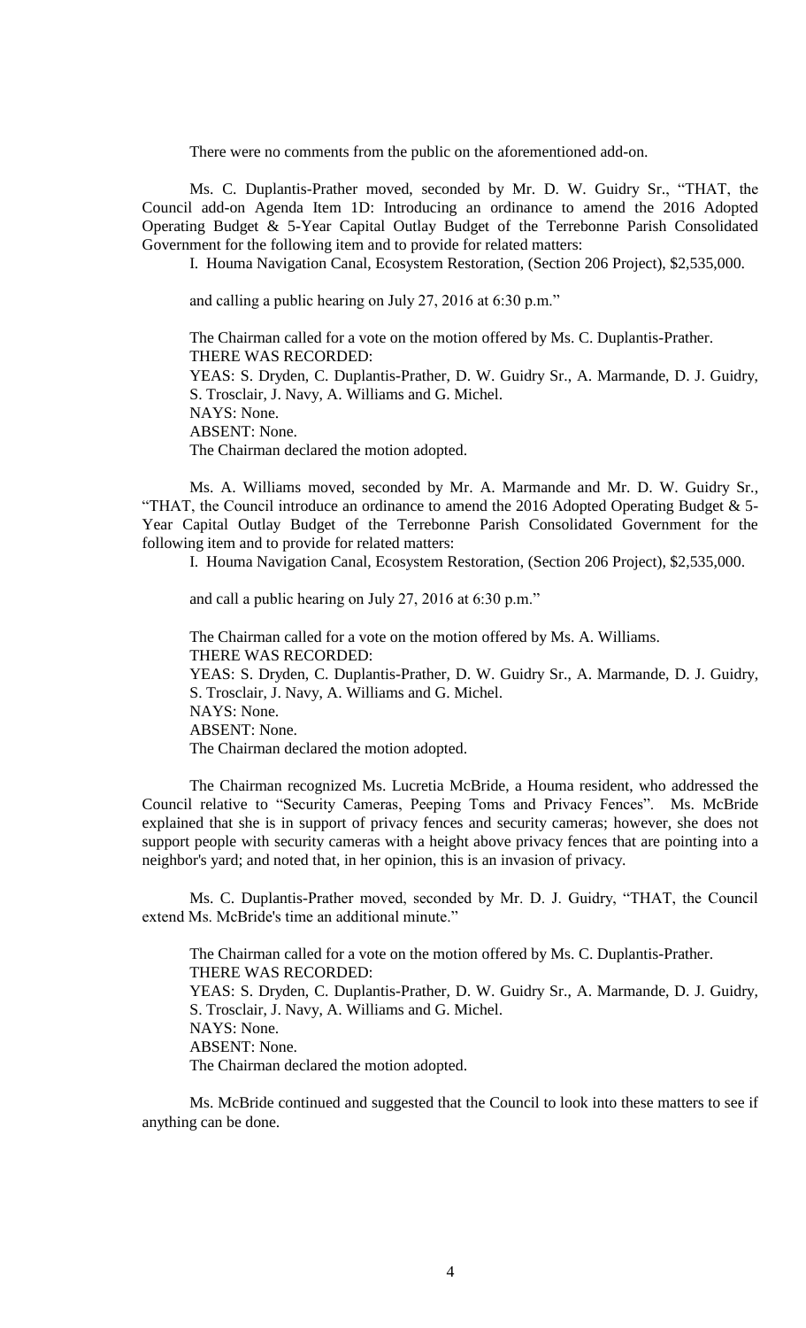There were no comments from the public on the aforementioned add-on.

Ms. C. Duplantis-Prather moved, seconded by Mr. D. W. Guidry Sr., "THAT, the Council add-on Agenda Item 1D: Introducing an ordinance to amend the 2016 Adopted Operating Budget & 5-Year Capital Outlay Budget of the Terrebonne Parish Consolidated Government for the following item and to provide for related matters:

I. Houma Navigation Canal, Ecosystem Restoration, (Section 206 Project), $2,535,000.

and calling a public hearing on July 27, 2016 at 6:30 p.m."

The Chairman called for a vote on the motion offered by Ms. C. Duplantis-Prather.
THERE WAS RECORDED:
YEAS: S. Dryden, C. Duplantis-Prather, D. W. Guidry Sr., A. Marmande, D. J. Guidry, S. Trosclair, J. Navy, A. Williams and G. Michel.
NAYS: None.
ABSENT: None.
The Chairman declared the motion adopted.

Ms. A. Williams moved, seconded by Mr. A. Marmande and Mr. D. W. Guidry Sr., "THAT, the Council introduce an ordinance to amend the 2016 Adopted Operating Budget & 5-Year Capital Outlay Budget of the Terrebonne Parish Consolidated Government for the following item and to provide for related matters:

I. Houma Navigation Canal, Ecosystem Restoration, (Section 206 Project), $2,535,000.

and call a public hearing on July 27, 2016 at 6:30 p.m."

The Chairman called for a vote on the motion offered by Ms. A. Williams.
THERE WAS RECORDED:
YEAS: S. Dryden, C. Duplantis-Prather, D. W. Guidry Sr., A. Marmande, D. J. Guidry, S. Trosclair, J. Navy, A. Williams and G. Michel.
NAYS: None.
ABSENT: None.
The Chairman declared the motion adopted.

The Chairman recognized Ms. Lucretia McBride, a Houma resident, who addressed the Council relative to "Security Cameras, Peeping Toms and Privacy Fences". Ms. McBride explained that she is in support of privacy fences and security cameras; however, she does not support people with security cameras with a height above privacy fences that are pointing into a neighbor's yard; and noted that, in her opinion, this is an invasion of privacy.

Ms. C. Duplantis-Prather moved, seconded by Mr. D. J. Guidry, "THAT, the Council extend Ms. McBride's time an additional minute."

The Chairman called for a vote on the motion offered by Ms. C. Duplantis-Prather.
THERE WAS RECORDED:
YEAS: S. Dryden, C. Duplantis-Prather, D. W. Guidry Sr., A. Marmande, D. J. Guidry, S. Trosclair, J. Navy, A. Williams and G. Michel.
NAYS: None.
ABSENT: None.
The Chairman declared the motion adopted.

Ms. McBride continued and suggested that the Council to look into these matters to see if anything can be done.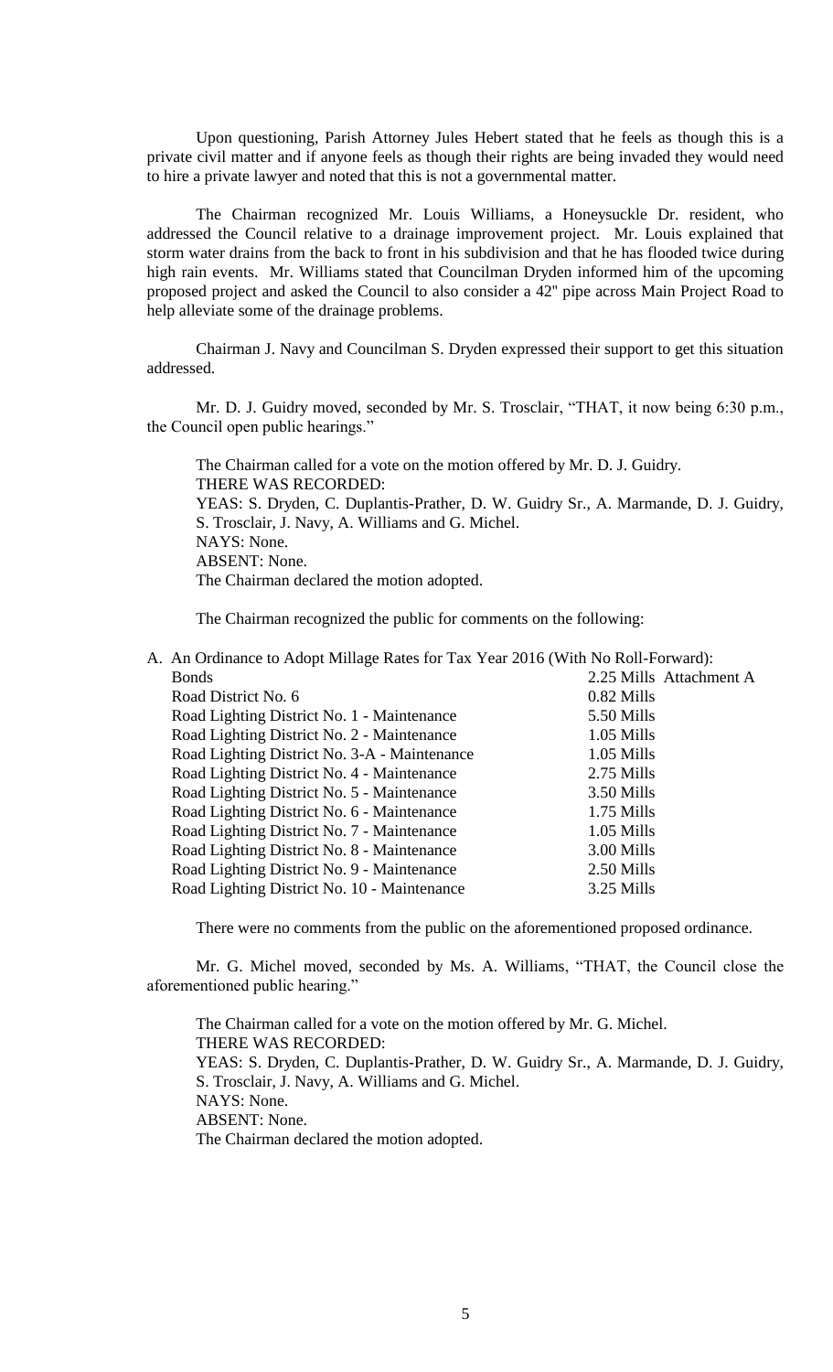Upon questioning, Parish Attorney Jules Hebert stated that he feels as though this is a private civil matter and if anyone feels as though their rights are being invaded they would need to hire a private lawyer and noted that this is not a governmental matter.

The Chairman recognized Mr. Louis Williams, a Honeysuckle Dr. resident, who addressed the Council relative to a drainage improvement project. Mr. Louis explained that storm water drains from the back to front in his subdivision and that he has flooded twice during high rain events. Mr. Williams stated that Councilman Dryden informed him of the upcoming proposed project and asked the Council to also consider a 42" pipe across Main Project Road to help alleviate some of the drainage problems.

Chairman J. Navy and Councilman S. Dryden expressed their support to get this situation addressed.

Mr. D. J. Guidry moved, seconded by Mr. S. Trosclair, "THAT, it now being 6:30 p.m., the Council open public hearings."

The Chairman called for a vote on the motion offered by Mr. D. J. Guidry.
THERE WAS RECORDED:
YEAS: S. Dryden, C. Duplantis-Prather, D. W. Guidry Sr., A. Marmande, D. J. Guidry, S. Trosclair, J. Navy, A. Williams and G. Michel.
NAYS: None.
ABSENT: None.
The Chairman declared the motion adopted.

The Chairman recognized the public for comments on the following:

A. An Ordinance to Adopt Millage Rates for Tax Year 2016 (With No Roll-Forward):

| | |
|---|---|
| Bonds | 2.25 Mills Attachment A |
| Road District No. 6 | 0.82 Mills |
| Road Lighting District No. 1 - Maintenance | 5.50 Mills |
| Road Lighting District No. 2 - Maintenance | 1.05 Mills |
| Road Lighting District No. 3-A - Maintenance | 1.05 Mills |
| Road Lighting District No. 4 - Maintenance | 2.75 Mills |
| Road Lighting District No. 5 - Maintenance | 3.50 Mills |
| Road Lighting District No. 6 - Maintenance | 1.75 Mills |
| Road Lighting District No. 7 - Maintenance | 1.05 Mills |
| Road Lighting District No. 8 - Maintenance | 3.00 Mills |
| Road Lighting District No. 9 - Maintenance | 2.50 Mills |
| Road Lighting District No. 10 - Maintenance | 3.25 Mills |

There were no comments from the public on the aforementioned proposed ordinance.

Mr. G. Michel moved, seconded by Ms. A. Williams, "THAT, the Council close the aforementioned public hearing."

The Chairman called for a vote on the motion offered by Mr. G. Michel.
THERE WAS RECORDED:
YEAS: S. Dryden, C. Duplantis-Prather, D. W. Guidry Sr., A. Marmande, D. J. Guidry, S. Trosclair, J. Navy, A. Williams and G. Michel.
NAYS: None.
ABSENT: None.
The Chairman declared the motion adopted.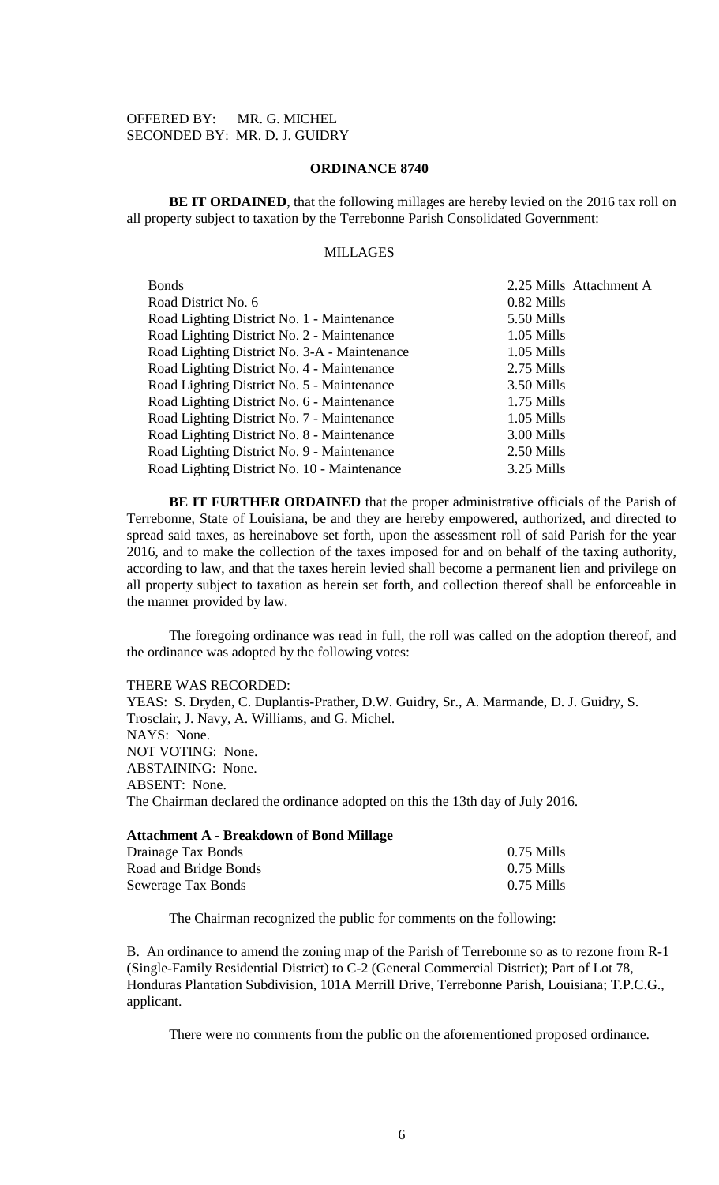OFFERED BY: MR. G. MICHEL
SECONDED BY: MR. D. J. GUIDRY

## ORDINANCE 8740

**BE IT ORDAINED**, that the following millages are hereby levied on the 2016 tax roll on all property subject to taxation by the Terrebonne Parish Consolidated Government:

### MILLAGES

| | | |
|---|---|---|
| Bonds | 2.25 Mills | Attachment A |
| Road District No. 6 | 0.82 Mills | |
| Road Lighting District No. 1 - Maintenance | 5.50 Mills | |
| Road Lighting District No. 2 - Maintenance | 1.05 Mills | |
| Road Lighting District No. 3-A - Maintenance | 1.05 Mills | |
| Road Lighting District No. 4 - Maintenance | 2.75 Mills | |
| Road Lighting District No. 5 - Maintenance | 3.50 Mills | |
| Road Lighting District No. 6 - Maintenance | 1.75 Mills | |
| Road Lighting District No. 7 - Maintenance | 1.05 Mills | |
| Road Lighting District No. 8 - Maintenance | 3.00 Mills | |
| Road Lighting District No. 9 - Maintenance | 2.50 Mills | |
| Road Lighting District No. 10 - Maintenance | 3.25 Mills | |

**BE IT FURTHER ORDAINED** that the proper administrative officials of the Parish of Terrebonne, State of Louisiana, be and they are hereby empowered, authorized, and directed to spread said taxes, as hereinabove set forth, upon the assessment roll of said Parish for the year 2016, and to make the collection of the taxes imposed for and on behalf of the taxing authority, according to law, and that the taxes herein levied shall become a permanent lien and privilege on all property subject to taxation as herein set forth, and collection thereof shall be enforceable in the manner provided by law.

The foregoing ordinance was read in full, the roll was called on the adoption thereof, and the ordinance was adopted by the following votes:

THERE WAS RECORDED:
YEAS: S. Dryden, C. Duplantis-Prather, D.W. Guidry, Sr., A. Marmande, D. J. Guidry, S. Trosclair, J. Navy, A. Williams, and G. Michel.
NAYS: None.
NOT VOTING: None.
ABSTAINING: None.
ABSENT: None.
The Chairman declared the ordinance adopted on this the 13th day of July 2016.

**Attachment A - Breakdown of Bond Millage**

| | |
|---|---|
| Drainage Tax Bonds | 0.75 Mills |
| Road and Bridge Bonds | 0.75 Mills |
| Sewerage Tax Bonds | 0.75 Mills |

The Chairman recognized the public for comments on the following:

B. An ordinance to amend the zoning map of the Parish of Terrebonne so as to rezone from R-1 (Single-Family Residential District) to C-2 (General Commercial District); Part of Lot 78, Honduras Plantation Subdivision, 101A Merrill Drive, Terrebonne Parish, Louisiana; T.P.C.G., applicant.

There were no comments from the public on the aforementioned proposed ordinance.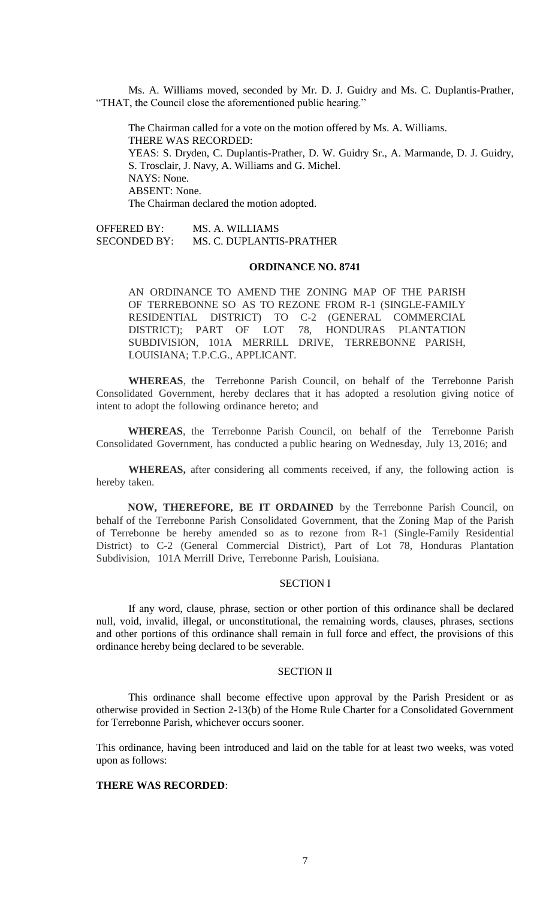Ms. A. Williams moved, seconded by Mr. D. J. Guidry and Ms. C. Duplantis-Prather, "THAT, the Council close the aforementioned public hearing."

The Chairman called for a vote on the motion offered by Ms. A. Williams.
THERE WAS RECORDED:
YEAS: S. Dryden, C. Duplantis-Prather, D. W. Guidry Sr., A. Marmande, D. J. Guidry, S. Trosclair, J. Navy, A. Williams and G. Michel.
NAYS: None.
ABSENT: None.
The Chairman declared the motion adopted.

OFFERED BY: MS. A. WILLIAMS
SECONDED BY: MS. C. DUPLANTIS-PRATHER

**ORDINANCE NO. 8741**

AN ORDINANCE TO AMEND THE ZONING MAP OF THE PARISH OF TERREBONNE SO AS TO REZONE FROM R-1 (SINGLE-FAMILY RESIDENTIAL DISTRICT) TO C-2 (GENERAL COMMERCIAL DISTRICT); PART OF LOT 78, HONDURAS PLANTATION SUBDIVISION, 101A MERRILL DRIVE, TERREBONNE PARISH, LOUISIANA; T.P.C.G., APPLICANT.

**WHEREAS**, the Terrebonne Parish Council, on behalf of the Terrebonne Parish Consolidated Government, hereby declares that it has adopted a resolution giving notice of intent to adopt the following ordinance hereto; and

**WHEREAS**, the Terrebonne Parish Council, on behalf of the Terrebonne Parish Consolidated Government, has conducted a public hearing on Wednesday, July 13, 2016; and

**WHEREAS,** after considering all comments received, if any, the following action is hereby taken.

**NOW, THEREFORE, BE IT ORDAINED** by the Terrebonne Parish Council, on behalf of the Terrebonne Parish Consolidated Government, that the Zoning Map of the Parish of Terrebonne be hereby amended so as to rezone from R-1 (Single-Family Residential District) to C-2 (General Commercial District), Part of Lot 78, Honduras Plantation Subdivision, 101A Merrill Drive, Terrebonne Parish, Louisiana.

SECTION I

If any word, clause, phrase, section or other portion of this ordinance shall be declared null, void, invalid, illegal, or unconstitutional, the remaining words, clauses, phrases, sections and other portions of this ordinance shall remain in full force and effect, the provisions of this ordinance hereby being declared to be severable.

SECTION II

This ordinance shall become effective upon approval by the Parish President or as otherwise provided in Section 2-13(b) of the Home Rule Charter for a Consolidated Government for Terrebonne Parish, whichever occurs sooner.

This ordinance, having been introduced and laid on the table for at least two weeks, was voted upon as follows:

**THERE WAS RECORDED**: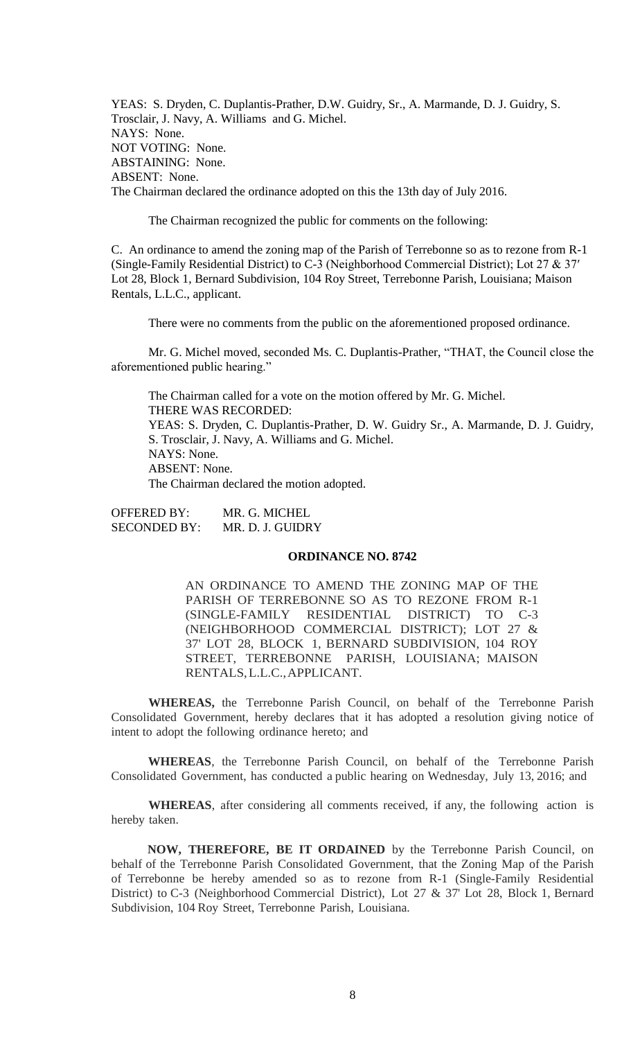YEAS: S. Dryden, C. Duplantis-Prather, D.W. Guidry, Sr., A. Marmande, D. J. Guidry, S. Trosclair, J. Navy, A. Williams and G. Michel.
NAYS: None.
NOT VOTING: None.
ABSTAINING: None.
ABSENT: None.
The Chairman declared the ordinance adopted on this the 13th day of July 2016.

The Chairman recognized the public for comments on the following:

C. An ordinance to amend the zoning map of the Parish of Terrebonne so as to rezone from R-1 (Single-Family Residential District) to C-3 (Neighborhood Commercial District); Lot 27 & 37′ Lot 28, Block 1, Bernard Subdivision, 104 Roy Street, Terrebonne Parish, Louisiana; Maison Rentals, L.L.C., applicant.

There were no comments from the public on the aforementioned proposed ordinance.

Mr. G. Michel moved, seconded Ms. C. Duplantis-Prather, "THAT, the Council close the aforementioned public hearing."

The Chairman called for a vote on the motion offered by Mr. G. Michel.
THERE WAS RECORDED:
YEAS: S. Dryden, C. Duplantis-Prather, D. W. Guidry Sr., A. Marmande, D. J. Guidry, S. Trosclair, J. Navy, A. Williams and G. Michel.
NAYS: None.
ABSENT: None.
The Chairman declared the motion adopted.

OFFERED BY: MR. G. MICHEL
SECONDED BY: MR. D. J. GUIDRY

**ORDINANCE NO. 8742**

AN ORDINANCE TO AMEND THE ZONING MAP OF THE PARISH OF TERREBONNE SO AS TO REZONE FROM R-1 (SINGLE-FAMILY RESIDENTIAL DISTRICT) TO C-3 (NEIGHBORHOOD COMMERCIAL DISTRICT); LOT 27 & 37' LOT 28, BLOCK 1, BERNARD SUBDIVISION, 104 ROY STREET, TERREBONNE PARISH, LOUISIANA; MAISON RENTALS, L.L.C., APPLICANT.

**WHEREAS,** the Terrebonne Parish Council, on behalf of the Terrebonne Parish Consolidated Government, hereby declares that it has adopted a resolution giving notice of intent to adopt the following ordinance hereto; and

**WHEREAS**, the Terrebonne Parish Council, on behalf of the Terrebonne Parish Consolidated Government, has conducted a public hearing on Wednesday, July 13, 2016; and

**WHEREAS**, after considering all comments received, if any, the following action is hereby taken.

**NOW, THEREFORE, BE IT ORDAINED** by the Terrebonne Parish Council, on behalf of the Terrebonne Parish Consolidated Government, that the Zoning Map of the Parish of Terrebonne be hereby amended so as to rezone from R-1 (Single-Family Residential District) to C-3 (Neighborhood Commercial District), Lot 27 & 37' Lot 28, Block 1, Bernard Subdivision, 104 Roy Street, Terrebonne Parish, Louisiana.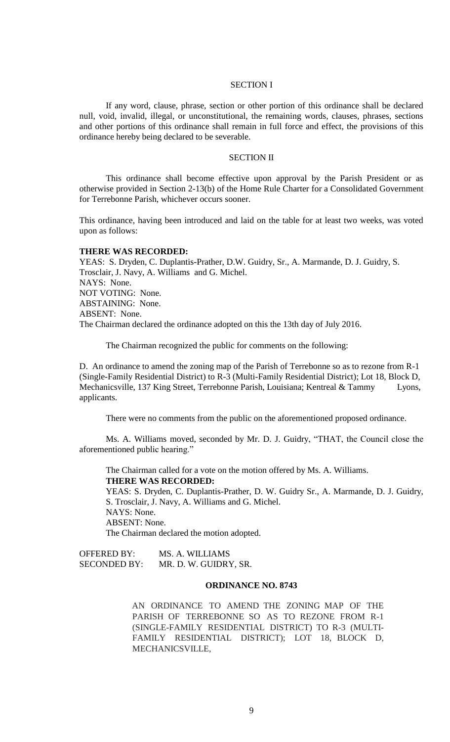### SECTION I

If any word, clause, phrase, section or other portion of this ordinance shall be declared null, void, invalid, illegal, or unconstitutional, the remaining words, clauses, phrases, sections and other portions of this ordinance shall remain in full force and effect, the provisions of this ordinance hereby being declared to be severable.

### SECTION II

This ordinance shall become effective upon approval by the Parish President or as otherwise provided in Section 2-13(b) of the Home Rule Charter for a Consolidated Government for Terrebonne Parish, whichever occurs sooner.

This ordinance, having been introduced and laid on the table for at least two weeks, was voted upon as follows:

**THERE WAS RECORDED:**
YEAS: S. Dryden, C. Duplantis-Prather, D.W. Guidry, Sr., A. Marmande, D. J. Guidry, S. Trosclair, J. Navy, A. Williams and G. Michel.
NAYS: None.
NOT VOTING: None.
ABSTAINING: None.
ABSENT: None.
The Chairman declared the ordinance adopted on this the 13th day of July 2016.

The Chairman recognized the public for comments on the following:

D. An ordinance to amend the zoning map of the Parish of Terrebonne so as to rezone from R-1 (Single-Family Residential District) to R-3 (Multi-Family Residential District); Lot 18, Block D, Mechanicsville, 137 King Street, Terrebonne Parish, Louisiana; Kentreal & Tammy Lyons, applicants.

There were no comments from the public on the aforementioned proposed ordinance.

Ms. A. Williams moved, seconded by Mr. D. J. Guidry, "THAT, the Council close the aforementioned public hearing."

The Chairman called for a vote on the motion offered by Ms. A. Williams.
**THERE WAS RECORDED:**
YEAS: S. Dryden, C. Duplantis-Prather, D. W. Guidry Sr., A. Marmande, D. J. Guidry, S. Trosclair, J. Navy, A. Williams and G. Michel.
NAYS: None.
ABSENT: None.
The Chairman declared the motion adopted.

OFFERED BY: MS. A. WILLIAMS
SECONDED BY: MR. D. W. GUIDRY, SR.

**ORDINANCE NO. 8743**

AN ORDINANCE TO AMEND THE ZONING MAP OF THE PARISH OF TERREBONNE SO AS TO REZONE FROM R-1 (SINGLE-FAMILY RESIDENTIAL DISTRICT) TO R-3 (MULTI-FAMILY RESIDENTIAL DISTRICT); LOT 18, BLOCK D, MECHANICSVILLE,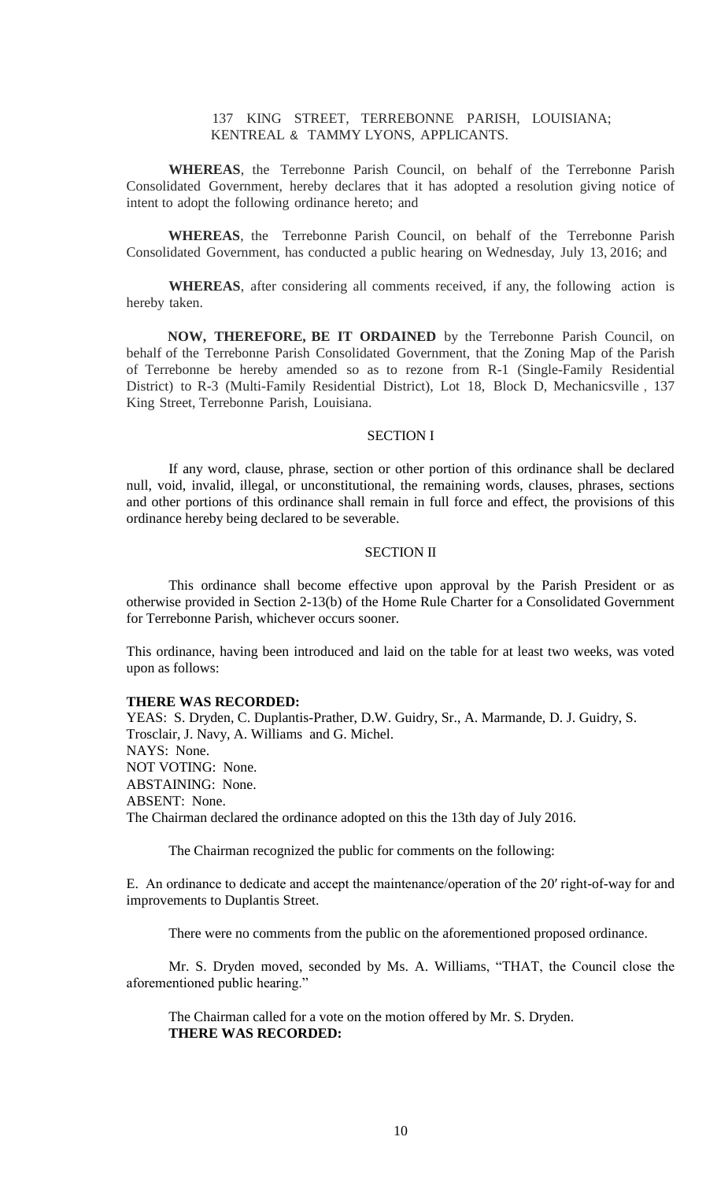137 KING STREET, TERREBONNE PARISH, LOUISIANA; KENTREAL & TAMMY LYONS, APPLICANTS.

**WHEREAS**, the Terrebonne Parish Council, on behalf of the Terrebonne Parish Consolidated Government, hereby declares that it has adopted a resolution giving notice of intent to adopt the following ordinance hereto; and

**WHEREAS**, the Terrebonne Parish Council, on behalf of the Terrebonne Parish Consolidated Government, has conducted a public hearing on Wednesday, July 13, 2016; and

**WHEREAS**, after considering all comments received, if any, the following action is hereby taken.

**NOW, THEREFORE, BE IT ORDAINED** by the Terrebonne Parish Council, on behalf of the Terrebonne Parish Consolidated Government, that the Zoning Map of the Parish of Terrebonne be hereby amended so as to rezone from R-1 (Single-Family Residential District) to R-3 (Multi-Family Residential District), Lot 18, Block D, Mechanicsville , 137 King Street, Terrebonne Parish, Louisiana.

SECTION I

If any word, clause, phrase, section or other portion of this ordinance shall be declared null, void, invalid, illegal, or unconstitutional, the remaining words, clauses, phrases, sections and other portions of this ordinance shall remain in full force and effect, the provisions of this ordinance hereby being declared to be severable.

SECTION II

This ordinance shall become effective upon approval by the Parish President or as otherwise provided in Section 2-13(b) of the Home Rule Charter for a Consolidated Government for Terrebonne Parish, whichever occurs sooner.

This ordinance, having been introduced and laid on the table for at least two weeks, was voted upon as follows:

**THERE WAS RECORDED:**
YEAS: S. Dryden, C. Duplantis-Prather, D.W. Guidry, Sr., A. Marmande, D. J. Guidry, S. Trosclair, J. Navy, A. Williams and G. Michel.
NAYS: None.
NOT VOTING: None.
ABSTAINING: None.
ABSENT: None.
The Chairman declared the ordinance adopted on this the 13th day of July 2016.

The Chairman recognized the public for comments on the following:

E. An ordinance to dedicate and accept the maintenance/operation of the 20′ right-of-way for and improvements to Duplantis Street.

There were no comments from the public on the aforementioned proposed ordinance.

Mr. S. Dryden moved, seconded by Ms. A. Williams, "THAT, the Council close the aforementioned public hearing."

The Chairman called for a vote on the motion offered by Mr. S. Dryden.
**THERE WAS RECORDED:**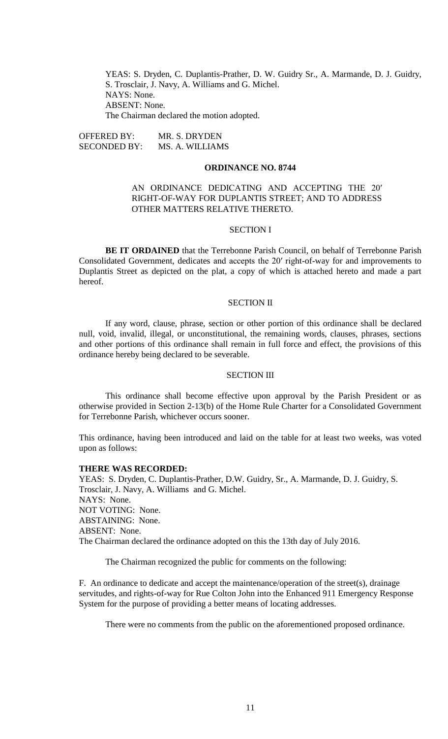YEAS: S. Dryden, C. Duplantis-Prather, D. W. Guidry Sr., A. Marmande, D. J. Guidry, S. Trosclair, J. Navy, A. Williams and G. Michel.
NAYS: None.
ABSENT: None.
The Chairman declared the motion adopted.

OFFERED BY: MR. S. DRYDEN
SECONDED BY: MS. A. WILLIAMS

**ORDINANCE NO. 8744**

AN ORDINANCE DEDICATING AND ACCEPTING THE 20′ RIGHT-OF-WAY FOR DUPLANTIS STREET; AND TO ADDRESS OTHER MATTERS RELATIVE THERETO.

SECTION I

**BE IT ORDAINED** that the Terrebonne Parish Council, on behalf of Terrebonne Parish Consolidated Government, dedicates and accepts the 20′ right-of-way for and improvements to Duplantis Street as depicted on the plat, a copy of which is attached hereto and made a part hereof.

SECTION II

If any word, clause, phrase, section or other portion of this ordinance shall be declared null, void, invalid, illegal, or unconstitutional, the remaining words, clauses, phrases, sections and other portions of this ordinance shall remain in full force and effect, the provisions of this ordinance hereby being declared to be severable.

SECTION III

This ordinance shall become effective upon approval by the Parish President or as otherwise provided in Section 2-13(b) of the Home Rule Charter for a Consolidated Government for Terrebonne Parish, whichever occurs sooner.

This ordinance, having been introduced and laid on the table for at least two weeks, was voted upon as follows:

**THERE WAS RECORDED:**
YEAS: S. Dryden, C. Duplantis-Prather, D.W. Guidry, Sr., A. Marmande, D. J. Guidry, S. Trosclair, J. Navy, A. Williams and G. Michel.
NAYS: None.
NOT VOTING: None.
ABSTAINING: None.
ABSENT: None.
The Chairman declared the ordinance adopted on this the 13th day of July 2016.

The Chairman recognized the public for comments on the following:

F. An ordinance to dedicate and accept the maintenance/operation of the street(s), drainage servitudes, and rights-of-way for Rue Colton John into the Enhanced 911 Emergency Response System for the purpose of providing a better means of locating addresses.

There were no comments from the public on the aforementioned proposed ordinance.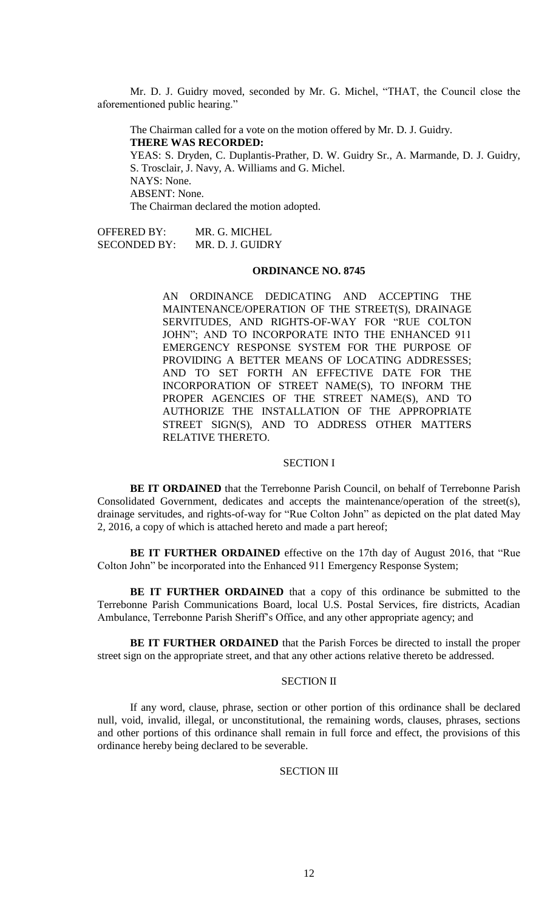Mr. D. J. Guidry moved, seconded by Mr. G. Michel, "THAT, the Council close the aforementioned public hearing."

The Chairman called for a vote on the motion offered by Mr. D. J. Guidry.

**THERE WAS RECORDED:**

YEAS: S. Dryden, C. Duplantis-Prather, D. W. Guidry Sr., A. Marmande, D. J. Guidry, S. Trosclair, J. Navy, A. Williams and G. Michel.

NAYS: None.

ABSENT: None.

The Chairman declared the motion adopted.

OFFERED BY: MR. G. MICHEL
SECONDED BY: MR. D. J. GUIDRY

**ORDINANCE NO. 8745**

AN ORDINANCE DEDICATING AND ACCEPTING THE MAINTENANCE/OPERATION OF THE STREET(S), DRAINAGE SERVITUDES, AND RIGHTS-OF-WAY FOR "RUE COLTON JOHN"; AND TO INCORPORATE INTO THE ENHANCED 911 EMERGENCY RESPONSE SYSTEM FOR THE PURPOSE OF PROVIDING A BETTER MEANS OF LOCATING ADDRESSES; AND TO SET FORTH AN EFFECTIVE DATE FOR THE INCORPORATION OF STREET NAME(S), TO INFORM THE PROPER AGENCIES OF THE STREET NAME(S), AND TO AUTHORIZE THE INSTALLATION OF THE APPROPRIATE STREET SIGN(S), AND TO ADDRESS OTHER MATTERS RELATIVE THERETO.

SECTION I

**BE IT ORDAINED** that the Terrebonne Parish Council, on behalf of Terrebonne Parish Consolidated Government, dedicates and accepts the maintenance/operation of the street(s), drainage servitudes, and rights-of-way for "Rue Colton John" as depicted on the plat dated May 2, 2016, a copy of which is attached hereto and made a part hereof;

**BE IT FURTHER ORDAINED** effective on the 17th day of August 2016, that "Rue Colton John" be incorporated into the Enhanced 911 Emergency Response System;

**BE IT FURTHER ORDAINED** that a copy of this ordinance be submitted to the Terrebonne Parish Communications Board, local U.S. Postal Services, fire districts, Acadian Ambulance, Terrebonne Parish Sheriff's Office, and any other appropriate agency; and

**BE IT FURTHER ORDAINED** that the Parish Forces be directed to install the proper street sign on the appropriate street, and that any other actions relative thereto be addressed.

SECTION II

If any word, clause, phrase, section or other portion of this ordinance shall be declared null, void, invalid, illegal, or unconstitutional, the remaining words, clauses, phrases, sections and other portions of this ordinance shall remain in full force and effect, the provisions of this ordinance hereby being declared to be severable.

SECTION III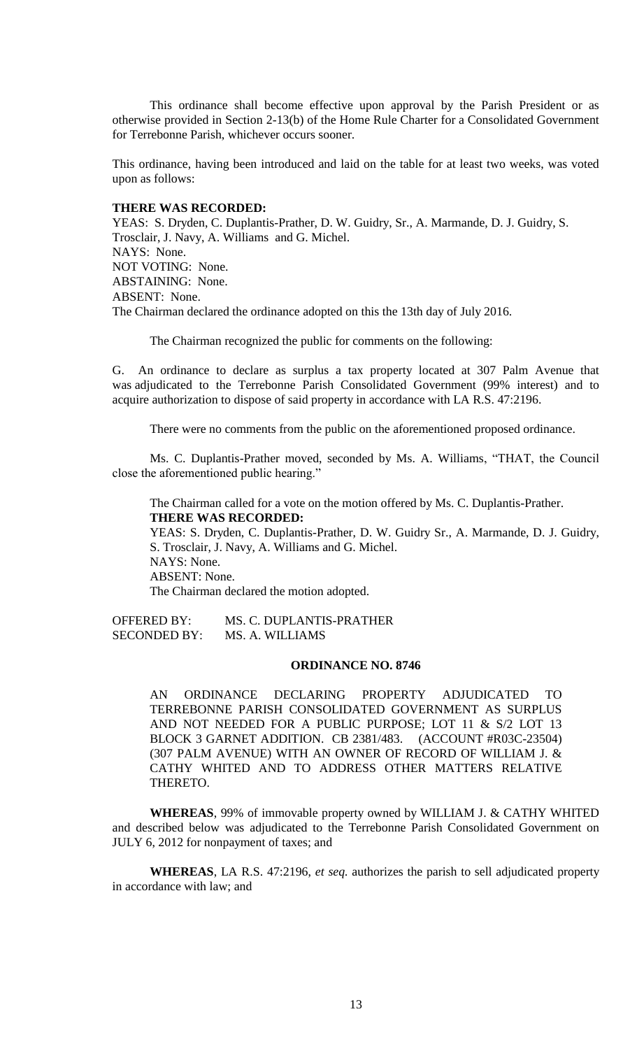This ordinance shall become effective upon approval by the Parish President or as otherwise provided in Section 2-13(b) of the Home Rule Charter for a Consolidated Government for Terrebonne Parish, whichever occurs sooner.

This ordinance, having been introduced and laid on the table for at least two weeks, was voted upon as follows:

**THERE WAS RECORDED:**
YEAS: S. Dryden, C. Duplantis-Prather, D. W. Guidry, Sr., A. Marmande, D. J. Guidry, S. Trosclair, J. Navy, A. Williams and G. Michel.
NAYS: None.
NOT VOTING: None.
ABSTAINING: None.
ABSENT: None.
The Chairman declared the ordinance adopted on this the 13th day of July 2016.

The Chairman recognized the public for comments on the following:

G. An ordinance to declare as surplus a tax property located at 307 Palm Avenue that was adjudicated to the Terrebonne Parish Consolidated Government (99% interest) and to acquire authorization to dispose of said property in accordance with LA R.S. 47:2196.

There were no comments from the public on the aforementioned proposed ordinance.

Ms. C. Duplantis-Prather moved, seconded by Ms. A. Williams, "THAT, the Council close the aforementioned public hearing."

The Chairman called for a vote on the motion offered by Ms. C. Duplantis-Prather.
**THERE WAS RECORDED:**
YEAS: S. Dryden, C. Duplantis-Prather, D. W. Guidry Sr., A. Marmande, D. J. Guidry, S. Trosclair, J. Navy, A. Williams and G. Michel.
NAYS: None.
ABSENT: None.
The Chairman declared the motion adopted.

OFFERED BY: MS. C. DUPLANTIS-PRATHER
SECONDED BY: MS. A. WILLIAMS

**ORDINANCE NO. 8746**

AN ORDINANCE DECLARING PROPERTY ADJUDICATED TO TERREBONNE PARISH CONSOLIDATED GOVERNMENT AS SURPLUS AND NOT NEEDED FOR A PUBLIC PURPOSE; LOT 11 & S/2 LOT 13 BLOCK 3 GARNET ADDITION. CB 2381/483. (ACCOUNT #R03C-23504) (307 PALM AVENUE) WITH AN OWNER OF RECORD OF WILLIAM J. & CATHY WHITED AND TO ADDRESS OTHER MATTERS RELATIVE THERETO.

**WHEREAS**, 99% of immovable property owned by WILLIAM J. & CATHY WHITED and described below was adjudicated to the Terrebonne Parish Consolidated Government on JULY 6, 2012 for nonpayment of taxes; and

**WHEREAS**, LA R.S. 47:2196, *et seq.* authorizes the parish to sell adjudicated property in accordance with law; and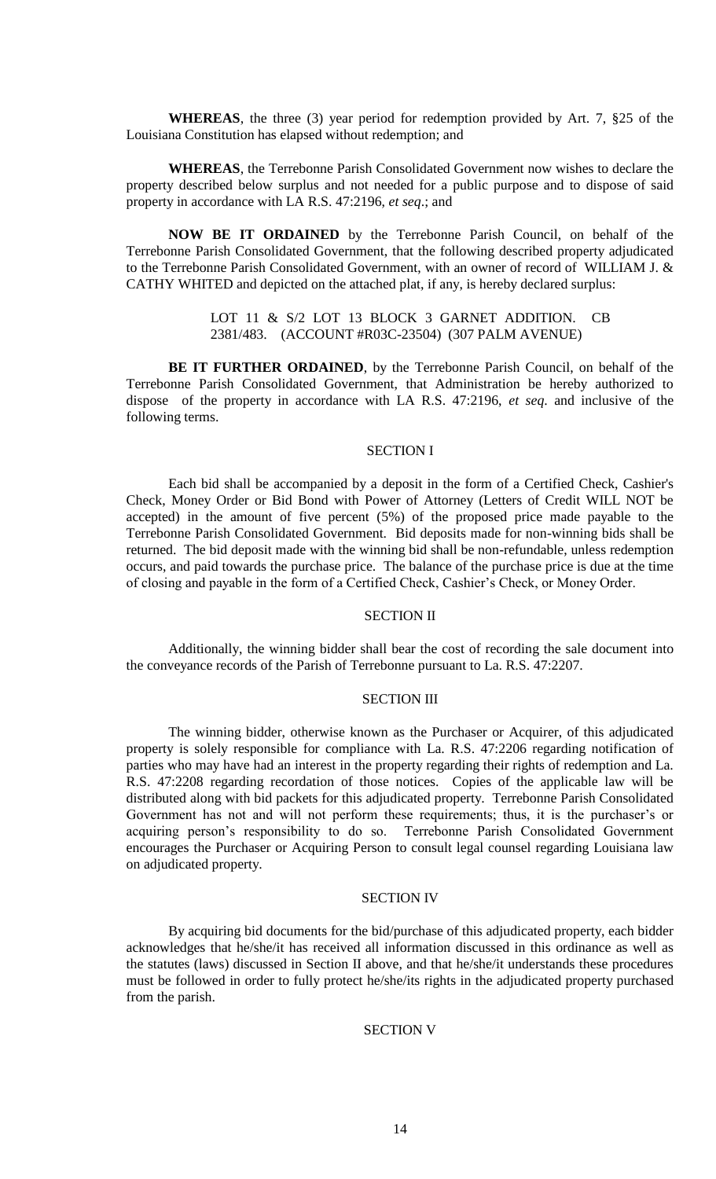**WHEREAS**, the three (3) year period for redemption provided by Art. 7, §25 of the Louisiana Constitution has elapsed without redemption; and

**WHEREAS**, the Terrebonne Parish Consolidated Government now wishes to declare the property described below surplus and not needed for a public purpose and to dispose of said property in accordance with LA R.S. 47:2196, *et seq*.; and

**NOW BE IT ORDAINED** by the Terrebonne Parish Council, on behalf of the Terrebonne Parish Consolidated Government, that the following described property adjudicated to the Terrebonne Parish Consolidated Government, with an owner of record of WILLIAM J. & CATHY WHITED and depicted on the attached plat, if any, is hereby declared surplus:

> LOT 11 & S/2 LOT 13 BLOCK 3 GARNET ADDITION. CB 2381/483. (ACCOUNT #R03C-23504) (307 PALM AVENUE)

**BE IT FURTHER ORDAINED**, by the Terrebonne Parish Council, on behalf of the Terrebonne Parish Consolidated Government, that Administration be hereby authorized to dispose of the property in accordance with LA R.S. 47:2196, *et seq*. and inclusive of the following terms.

SECTION I

Each bid shall be accompanied by a deposit in the form of a Certified Check, Cashier's Check, Money Order or Bid Bond with Power of Attorney (Letters of Credit WILL NOT be accepted) in the amount of five percent (5%) of the proposed price made payable to the Terrebonne Parish Consolidated Government. Bid deposits made for non-winning bids shall be returned. The bid deposit made with the winning bid shall be non-refundable, unless redemption occurs, and paid towards the purchase price. The balance of the purchase price is due at the time of closing and payable in the form of a Certified Check, Cashier's Check, or Money Order.

SECTION II

Additionally, the winning bidder shall bear the cost of recording the sale document into the conveyance records of the Parish of Terrebonne pursuant to La. R.S. 47:2207.

SECTION III

The winning bidder, otherwise known as the Purchaser or Acquirer, of this adjudicated property is solely responsible for compliance with La. R.S. 47:2206 regarding notification of parties who may have had an interest in the property regarding their rights of redemption and La. R.S. 47:2208 regarding recordation of those notices. Copies of the applicable law will be distributed along with bid packets for this adjudicated property. Terrebonne Parish Consolidated Government has not and will not perform these requirements; thus, it is the purchaser's or acquiring person's responsibility to do so. Terrebonne Parish Consolidated Government encourages the Purchaser or Acquiring Person to consult legal counsel regarding Louisiana law on adjudicated property.

SECTION IV

By acquiring bid documents for the bid/purchase of this adjudicated property, each bidder acknowledges that he/she/it has received all information discussed in this ordinance as well as the statutes (laws) discussed in Section II above, and that he/she/it understands these procedures must be followed in order to fully protect he/she/its rights in the adjudicated property purchased from the parish.

SECTION V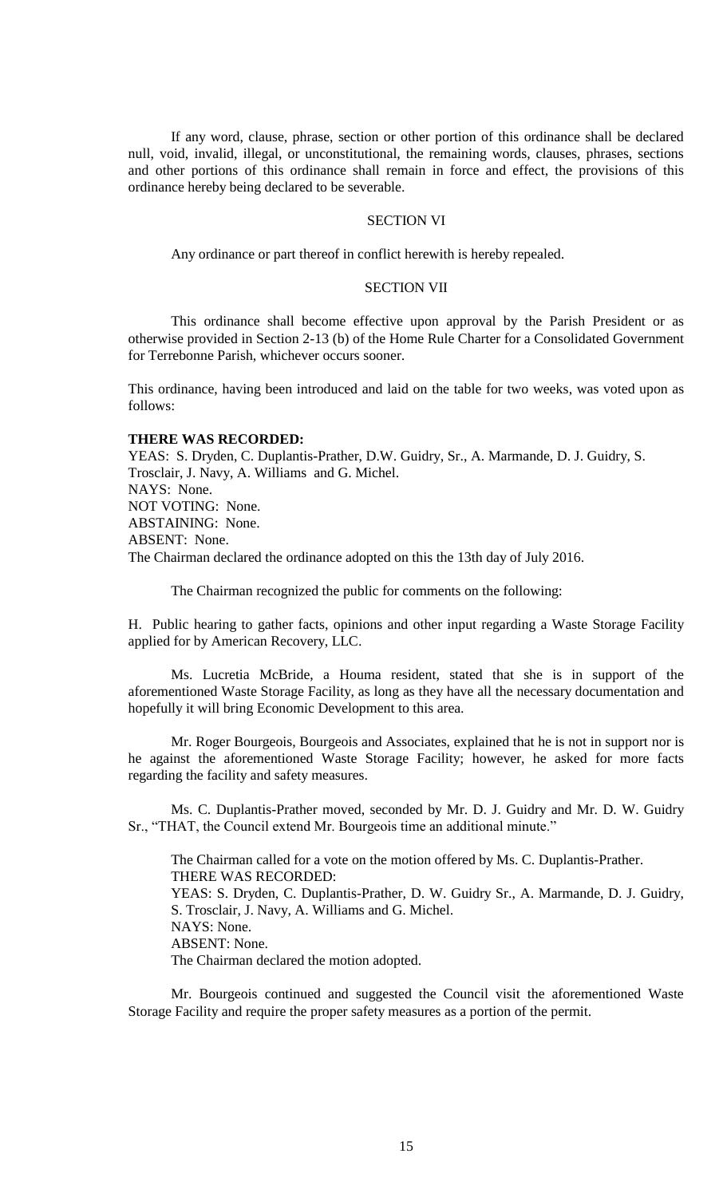If any word, clause, phrase, section or other portion of this ordinance shall be declared null, void, invalid, illegal, or unconstitutional, the remaining words, clauses, phrases, sections and other portions of this ordinance shall remain in force and effect, the provisions of this ordinance hereby being declared to be severable.

SECTION VI

Any ordinance or part thereof in conflict herewith is hereby repealed.

SECTION VII

This ordinance shall become effective upon approval by the Parish President or as otherwise provided in Section 2-13 (b) of the Home Rule Charter for a Consolidated Government for Terrebonne Parish, whichever occurs sooner.

This ordinance, having been introduced and laid on the table for two weeks, was voted upon as follows:

**THERE WAS RECORDED:**
YEAS: S. Dryden, C. Duplantis-Prather, D.W. Guidry, Sr., A. Marmande, D. J. Guidry, S. Trosclair, J. Navy, A. Williams and G. Michel.
NAYS: None.
NOT VOTING: None.
ABSTAINING: None.
ABSENT: None.
The Chairman declared the ordinance adopted on this the 13th day of July 2016.

The Chairman recognized the public for comments on the following:

H. Public hearing to gather facts, opinions and other input regarding a Waste Storage Facility applied for by American Recovery, LLC.

Ms. Lucretia McBride, a Houma resident, stated that she is in support of the aforementioned Waste Storage Facility, as long as they have all the necessary documentation and hopefully it will bring Economic Development to this area.

Mr. Roger Bourgeois, Bourgeois and Associates, explained that he is not in support nor is he against the aforementioned Waste Storage Facility; however, he asked for more facts regarding the facility and safety measures.

Ms. C. Duplantis-Prather moved, seconded by Mr. D. J. Guidry and Mr. D. W. Guidry Sr., "THAT, the Council extend Mr. Bourgeois time an additional minute."

The Chairman called for a vote on the motion offered by Ms. C. Duplantis-Prather.
THERE WAS RECORDED:
YEAS: S. Dryden, C. Duplantis-Prather, D. W. Guidry Sr., A. Marmande, D. J. Guidry, S. Trosclair, J. Navy, A. Williams and G. Michel.
NAYS: None.
ABSENT: None.
The Chairman declared the motion adopted.

Mr. Bourgeois continued and suggested the Council visit the aforementioned Waste Storage Facility and require the proper safety measures as a portion of the permit.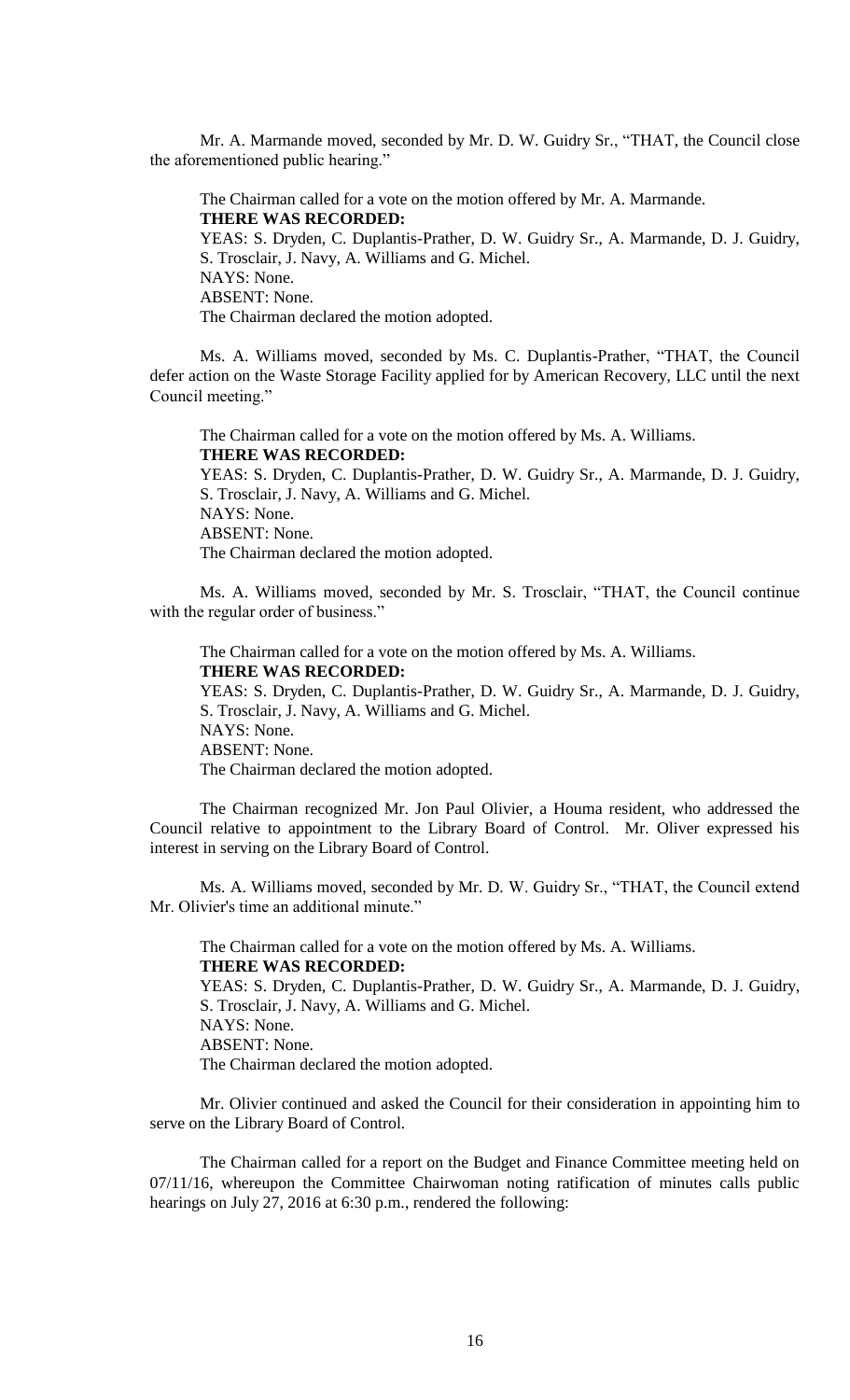Mr. A. Marmande moved, seconded by Mr. D. W. Guidry Sr., "THAT, the Council close the aforementioned public hearing."

The Chairman called for a vote on the motion offered by Mr. A. Marmande.
**THERE WAS RECORDED:**
YEAS: S. Dryden, C. Duplantis-Prather, D. W. Guidry Sr., A. Marmande, D. J. Guidry, S. Trosclair, J. Navy, A. Williams and G. Michel.
NAYS: None.
ABSENT: None.
The Chairman declared the motion adopted.

Ms. A. Williams moved, seconded by Ms. C. Duplantis-Prather, "THAT, the Council defer action on the Waste Storage Facility applied for by American Recovery, LLC until the next Council meeting."

The Chairman called for a vote on the motion offered by Ms. A. Williams.
**THERE WAS RECORDED:**
YEAS: S. Dryden, C. Duplantis-Prather, D. W. Guidry Sr., A. Marmande, D. J. Guidry, S. Trosclair, J. Navy, A. Williams and G. Michel.
NAYS: None.
ABSENT: None.
The Chairman declared the motion adopted.

Ms. A. Williams moved, seconded by Mr. S. Trosclair, "THAT, the Council continue with the regular order of business."

The Chairman called for a vote on the motion offered by Ms. A. Williams.
**THERE WAS RECORDED:**
YEAS: S. Dryden, C. Duplantis-Prather, D. W. Guidry Sr., A. Marmande, D. J. Guidry, S. Trosclair, J. Navy, A. Williams and G. Michel.
NAYS: None.
ABSENT: None.
The Chairman declared the motion adopted.

The Chairman recognized Mr. Jon Paul Olivier, a Houma resident, who addressed the Council relative to appointment to the Library Board of Control. Mr. Oliver expressed his interest in serving on the Library Board of Control.

Ms. A. Williams moved, seconded by Mr. D. W. Guidry Sr., "THAT, the Council extend Mr. Olivier's time an additional minute."

The Chairman called for a vote on the motion offered by Ms. A. Williams.
**THERE WAS RECORDED:**
YEAS: S. Dryden, C. Duplantis-Prather, D. W. Guidry Sr., A. Marmande, D. J. Guidry, S. Trosclair, J. Navy, A. Williams and G. Michel.
NAYS: None.
ABSENT: None.
The Chairman declared the motion adopted.

Mr. Olivier continued and asked the Council for their consideration in appointing him to serve on the Library Board of Control.

The Chairman called for a report on the Budget and Finance Committee meeting held on 07/11/16, whereupon the Committee Chairwoman noting ratification of minutes calls public hearings on July 27, 2016 at 6:30 p.m., rendered the following: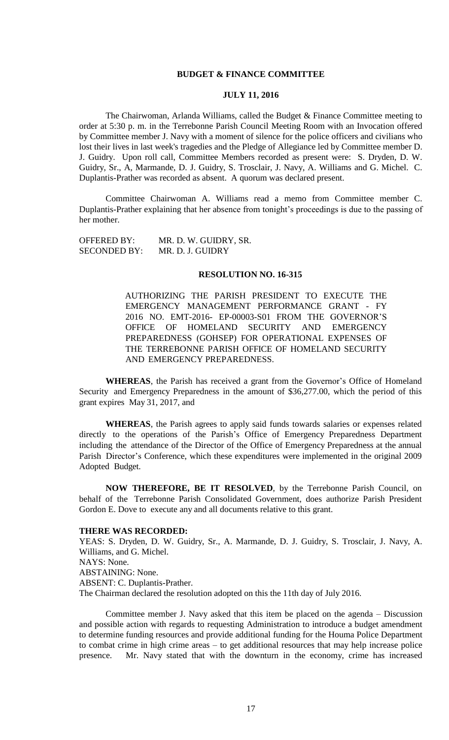## BUDGET & FINANCE COMMITTEE

## JULY 11, 2016

The Chairwoman, Arlanda Williams, called the Budget & Finance Committee meeting to order at 5:30 p. m. in the Terrebonne Parish Council Meeting Room with an Invocation offered by Committee member J. Navy with a moment of silence for the police officers and civilians who lost their lives in last week's tragedies and the Pledge of Allegiance led by Committee member D. J. Guidry. Upon roll call, Committee Members recorded as present were: S. Dryden, D. W. Guidry, Sr., A, Marmande, D. J. Guidry, S. Trosclair, J. Navy, A. Williams and G. Michel. C. Duplantis-Prather was recorded as absent. A quorum was declared present.

Committee Chairwoman A. Williams read a memo from Committee member C. Duplantis-Prather explaining that her absence from tonight's proceedings is due to the passing of her mother.

OFFERED BY: MR. D. W. GUIDRY, SR.
SECONDED BY: MR. D. J. GUIDRY

### RESOLUTION NO. 16-315

AUTHORIZING THE PARISH PRESIDENT TO EXECUTE THE EMERGENCY MANAGEMENT PERFORMANCE GRANT - FY 2016 NO. EMT-2016- EP-00003-S01 FROM THE GOVERNOR'S OFFICE OF HOMELAND SECURITY AND EMERGENCY PREPAREDNESS (GOHSEP) FOR OPERATIONAL EXPENSES OF THE TERREBONNE PARISH OFFICE OF HOMELAND SECURITY AND EMERGENCY PREPAREDNESS.

**WHEREAS**, the Parish has received a grant from the Governor's Office of Homeland Security and Emergency Preparedness in the amount of $36,277.00, which the period of this grant expires May 31, 2017, and

**WHEREAS**, the Parish agrees to apply said funds towards salaries or expenses related directly to the operations of the Parish's Office of Emergency Preparedness Department including the attendance of the Director of the Office of Emergency Preparedness at the annual Parish Director's Conference, which these expenditures were implemented in the original 2009 Adopted Budget.

**NOW THEREFORE, BE IT RESOLVED**, by the Terrebonne Parish Council, on behalf of the Terrebonne Parish Consolidated Government, does authorize Parish President Gordon E. Dove to execute any and all documents relative to this grant.

**THERE WAS RECORDED:**

YEAS: S. Dryden, D. W. Guidry, Sr., A. Marmande, D. J. Guidry, S. Trosclair, J. Navy, A. Williams, and G. Michel.
NAYS: None.
ABSTAINING: None.
ABSENT: C. Duplantis-Prather.
The Chairman declared the resolution adopted on this the 11th day of July 2016.

Committee member J. Navy asked that this item be placed on the agenda – Discussion and possible action with regards to requesting Administration to introduce a budget amendment to determine funding resources and provide additional funding for the Houma Police Department to combat crime in high crime areas – to get additional resources that may help increase police presence. Mr. Navy stated that with the downturn in the economy, crime has increased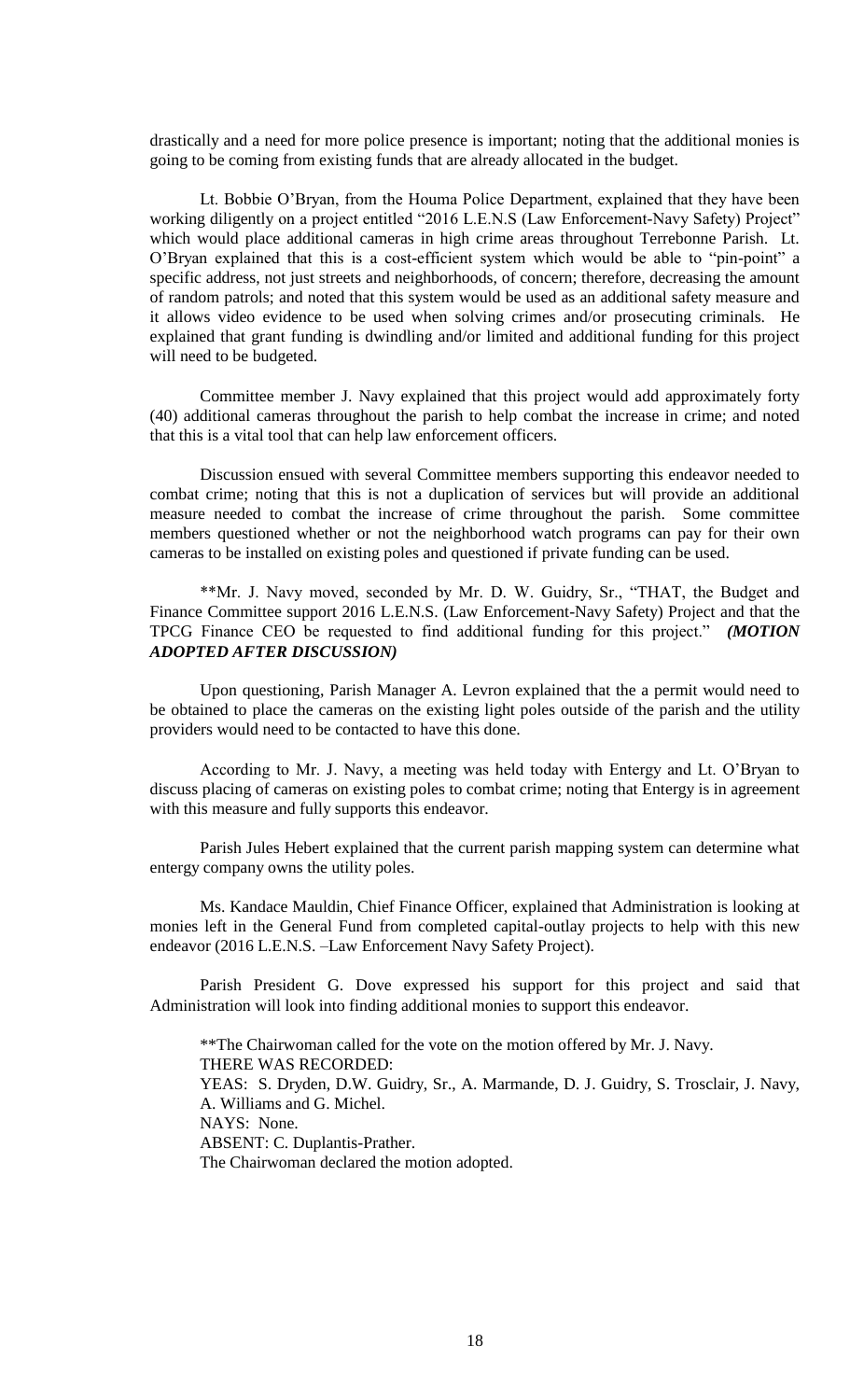drastically and a need for more police presence is important; noting that the additional monies is going to be coming from existing funds that are already allocated in the budget.

Lt. Bobbie O'Bryan, from the Houma Police Department, explained that they have been working diligently on a project entitled "2016 L.E.N.S (Law Enforcement-Navy Safety) Project" which would place additional cameras in high crime areas throughout Terrebonne Parish. Lt. O'Bryan explained that this is a cost-efficient system which would be able to "pin-point" a specific address, not just streets and neighborhoods, of concern; therefore, decreasing the amount of random patrols; and noted that this system would be used as an additional safety measure and it allows video evidence to be used when solving crimes and/or prosecuting criminals. He explained that grant funding is dwindling and/or limited and additional funding for this project will need to be budgeted.

Committee member J. Navy explained that this project would add approximately forty (40) additional cameras throughout the parish to help combat the increase in crime; and noted that this is a vital tool that can help law enforcement officers.

Discussion ensued with several Committee members supporting this endeavor needed to combat crime; noting that this is not a duplication of services but will provide an additional measure needed to combat the increase of crime throughout the parish. Some committee members questioned whether or not the neighborhood watch programs can pay for their own cameras to be installed on existing poles and questioned if private funding can be used.

**Mr. J. Navy moved, seconded by Mr. D. W. Guidry, Sr., "THAT, the Budget and Finance Committee support 2016 L.E.N.S. (Law Enforcement-Navy Safety) Project and that the TPCG Finance CEO be requested to find additional funding for this project." ***(MOTION ADOPTED AFTER DISCUSSION)***

Upon questioning, Parish Manager A. Levron explained that the a permit would need to be obtained to place the cameras on the existing light poles outside of the parish and the utility providers would need to be contacted to have this done.

According to Mr. J. Navy, a meeting was held today with Entergy and Lt. O'Bryan to discuss placing of cameras on existing poles to combat crime; noting that Entergy is in agreement with this measure and fully supports this endeavor.

Parish Jules Hebert explained that the current parish mapping system can determine what entergy company owns the utility poles.

Ms. Kandace Mauldin, Chief Finance Officer, explained that Administration is looking at monies left in the General Fund from completed capital-outlay projects to help with this new endeavor (2016 L.E.N.S. –Law Enforcement Navy Safety Project).

Parish President G. Dove expressed his support for this project and said that Administration will look into finding additional monies to support this endeavor.

**The Chairwoman called for the vote on the motion offered by Mr. J. Navy.
THERE WAS RECORDED:
YEAS: S. Dryden, D.W. Guidry, Sr., A. Marmande, D. J. Guidry, S. Trosclair, J. Navy, A. Williams and G. Michel.
NAYS: None.
ABSENT: C. Duplantis-Prather.
The Chairwoman declared the motion adopted.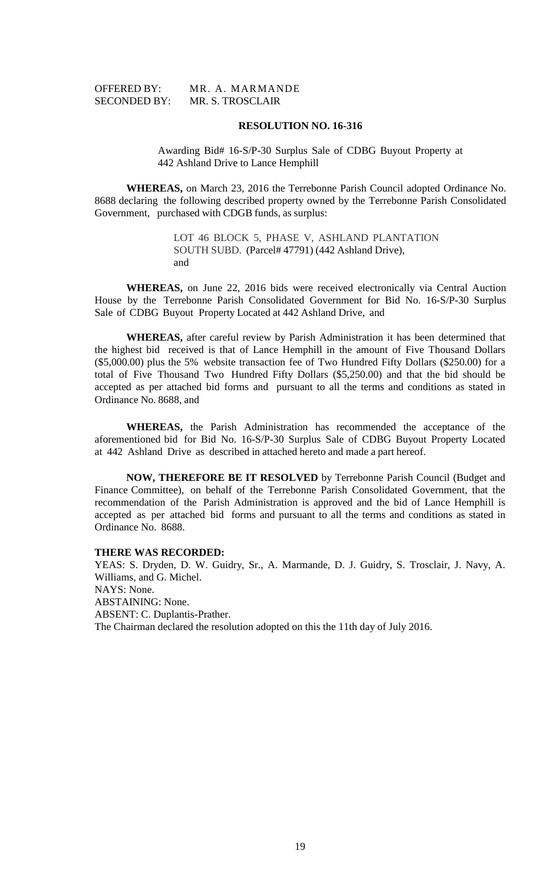OFFERED BY: MR. A. MARMANDE
SECONDED BY: MR. S. TROSCLAIR

**RESOLUTION NO. 16-316**

Awarding Bid# 16-S/P-30 Surplus Sale of CDBG Buyout Property at 442 Ashland Drive to Lance Hemphill

**WHEREAS,** on March 23, 2016 the Terrebonne Parish Council adopted Ordinance No. 8688 declaring the following described property owned by the Terrebonne Parish Consolidated Government, purchased with CDGB funds, as surplus:

LOT 46 BLOCK 5, PHASE V, ASHLAND PLANTATION SOUTH SUBD. (Parcel# 47791) (442 Ashland Drive), and

**WHEREAS,** on June 22, 2016 bids were received electronically via Central Auction House by the Terrebonne Parish Consolidated Government for Bid No. 16-S/P-30 Surplus Sale of CDBG Buyout Property Located at 442 Ashland Drive, and

**WHEREAS,** after careful review by Parish Administration it has been determined that the highest bid received is that of Lance Hemphill in the amount of Five Thousand Dollars ($5,000.00) plus the 5% website transaction fee of Two Hundred Fifty Dollars ($250.00) for a total of Five Thousand Two Hundred Fifty Dollars ($5,250.00) and that the bid should be accepted as per attached bid forms and pursuant to all the terms and conditions as stated in Ordinance No. 8688, and

**WHEREAS,** the Parish Administration has recommended the acceptance of the aforementioned bid for Bid No. 16-S/P-30 Surplus Sale of CDBG Buyout Property Located at 442 Ashland Drive as described in attached hereto and made a part hereof.

**NOW, THEREFORE BE IT RESOLVED** by Terrebonne Parish Council (Budget and Finance Committee), on behalf of the Terrebonne Parish Consolidated Government, that the recommendation of the Parish Administration is approved and the bid of Lance Hemphill is accepted as per attached bid forms and pursuant to all the terms and conditions as stated in Ordinance No. 8688.

**THERE WAS RECORDED:**
YEAS: S. Dryden, D. W. Guidry, Sr., A. Marmande, D. J. Guidry, S. Trosclair, J. Navy, A. Williams, and G. Michel.
NAYS: None.
ABSTAINING: None.
ABSENT: C. Duplantis-Prather.
The Chairman declared the resolution adopted on this the 11th day of July 2016.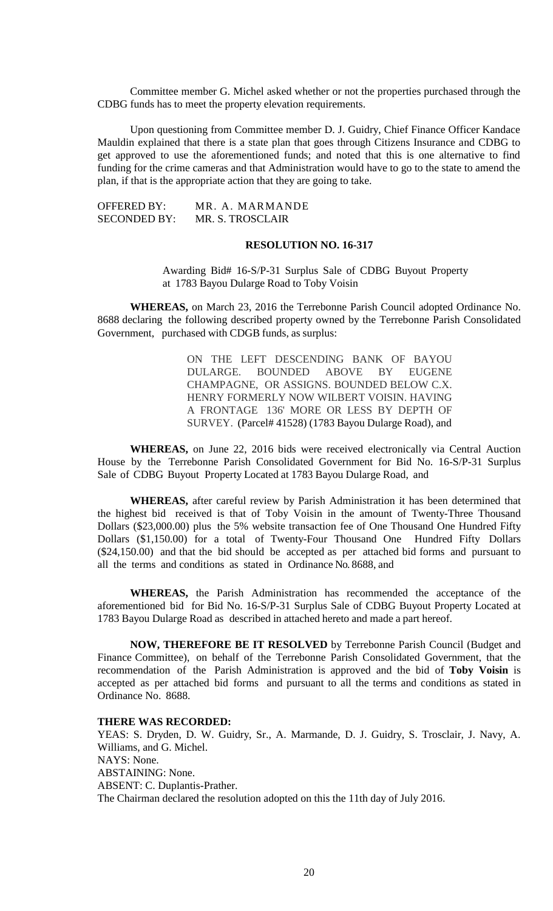Committee member G. Michel asked whether or not the properties purchased through the CDBG funds has to meet the property elevation requirements.

Upon questioning from Committee member D. J. Guidry, Chief Finance Officer Kandace Mauldin explained that there is a state plan that goes through Citizens Insurance and CDBG to get approved to use the aforementioned funds; and noted that this is one alternative to find funding for the crime cameras and that Administration would have to go to the state to amend the plan, if that is the appropriate action that they are going to take.

OFFERED BY: MR. A. MARMANDE
SECONDED BY: MR. S. TROSCLAIR

**RESOLUTION NO. 16-317**

Awarding Bid# 16-S/P-31 Surplus Sale of CDBG Buyout Property at 1783 Bayou Dularge Road to Toby Voisin

**WHEREAS,** on March 23, 2016 the Terrebonne Parish Council adopted Ordinance No. 8688 declaring the following described property owned by the Terrebonne Parish Consolidated Government, purchased with CDGB funds, as surplus:

> ON THE LEFT DESCENDING BANK OF BAYOU DULARGE. BOUNDED ABOVE BY EUGENE CHAMPAGNE, OR ASSIGNS. BOUNDED BELOW C.X. HENRY FORMERLY NOW WILBERT VOISIN. HAVING A FRONTAGE 136' MORE OR LESS BY DEPTH OF SURVEY. (Parcel# 41528) (1783 Bayou Dularge Road), and

**WHEREAS,** on June 22, 2016 bids were received electronically via Central Auction House by the Terrebonne Parish Consolidated Government for Bid No. 16-S/P-31 Surplus Sale of CDBG Buyout Property Located at 1783 Bayou Dularge Road, and

**WHEREAS,** after careful review by Parish Administration it has been determined that the highest bid received is that of Toby Voisin in the amount of Twenty-Three Thousand Dollars ($23,000.00) plus the 5% website transaction fee of One Thousand One Hundred Fifty Dollars ($1,150.00) for a total of Twenty-Four Thousand One Hundred Fifty Dollars ($24,150.00) and that the bid should be accepted as per attached bid forms and pursuant to all the terms and conditions as stated in Ordinance No. 8688, and

**WHEREAS,** the Parish Administration has recommended the acceptance of the aforementioned bid for Bid No. 16-S/P-31 Surplus Sale of CDBG Buyout Property Located at 1783 Bayou Dularge Road as described in attached hereto and made a part hereof.

**NOW, THEREFORE BE IT RESOLVED** by Terrebonne Parish Council (Budget and Finance Committee), on behalf of the Terrebonne Parish Consolidated Government, that the recommendation of the Parish Administration is approved and the bid of **Toby Voisin** is accepted as per attached bid forms and pursuant to all the terms and conditions as stated in Ordinance No. 8688.

**THERE WAS RECORDED:**
YEAS: S. Dryden, D. W. Guidry, Sr., A. Marmande, D. J. Guidry, S. Trosclair, J. Navy, A. Williams, and G. Michel.
NAYS: None.
ABSTAINING: None.
ABSENT: C. Duplantis-Prather.
The Chairman declared the resolution adopted on this the 11th day of July 2016.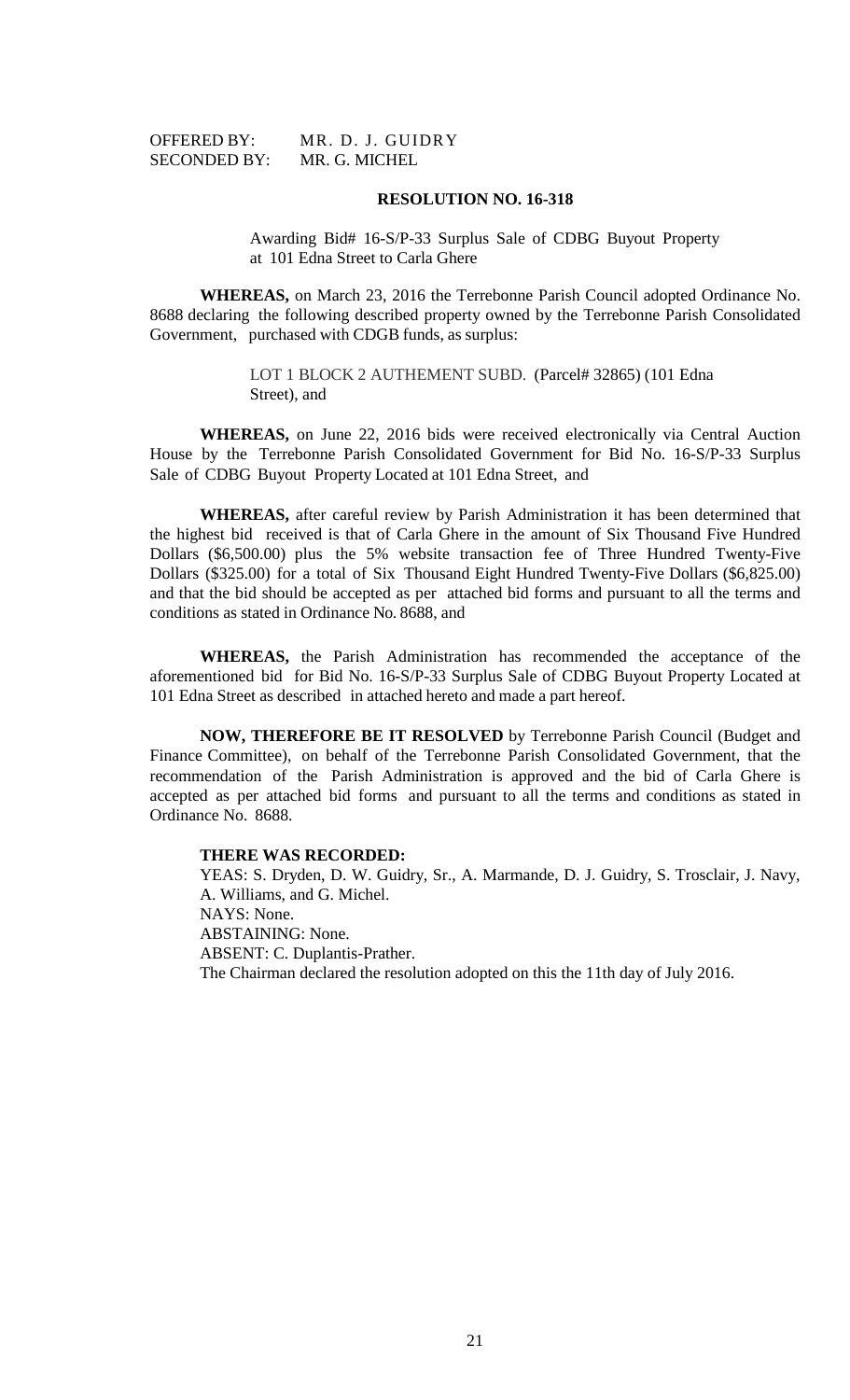OFFERED BY: MR. D. J. GUIDRY
SECONDED BY: MR. G. MICHEL

**RESOLUTION NO. 16-318**

Awarding Bid# 16-S/P-33 Surplus Sale of CDBG Buyout Property at 101 Edna Street to Carla Ghere

**WHEREAS,** on March 23, 2016 the Terrebonne Parish Council adopted Ordinance No. 8688 declaring the following described property owned by the Terrebonne Parish Consolidated Government, purchased with CDGB funds, as surplus:

LOT 1 BLOCK 2 AUTHEMENT SUBD. (Parcel# 32865) (101 Edna Street), and

**WHEREAS,** on June 22, 2016 bids were received electronically via Central Auction House by the Terrebonne Parish Consolidated Government for Bid No. 16-S/P-33 Surplus Sale of CDBG Buyout Property Located at 101 Edna Street, and

**WHEREAS,** after careful review by Parish Administration it has been determined that the highest bid received is that of Carla Ghere in the amount of Six Thousand Five Hundred Dollars ($6,500.00) plus the 5% website transaction fee of Three Hundred Twenty-Five Dollars ($325.00) for a total of Six Thousand Eight Hundred Twenty-Five Dollars ($6,825.00) and that the bid should be accepted as per attached bid forms and pursuant to all the terms and conditions as stated in Ordinance No. 8688, and

**WHEREAS,** the Parish Administration has recommended the acceptance of the aforementioned bid for Bid No. 16-S/P-33 Surplus Sale of CDBG Buyout Property Located at 101 Edna Street as described in attached hereto and made a part hereof.

**NOW, THEREFORE BE IT RESOLVED** by Terrebonne Parish Council (Budget and Finance Committee), on behalf of the Terrebonne Parish Consolidated Government, that the recommendation of the Parish Administration is approved and the bid of Carla Ghere is accepted as per attached bid forms and pursuant to all the terms and conditions as stated in Ordinance No. 8688.

**THERE WAS RECORDED:**

YEAS: S. Dryden, D. W. Guidry, Sr., A. Marmande, D. J. Guidry, S. Trosclair, J. Navy, A. Williams, and G. Michel.
NAYS: None.
ABSTAINING: None.
ABSENT: C. Duplantis-Prather.
The Chairman declared the resolution adopted on this the 11th day of July 2016.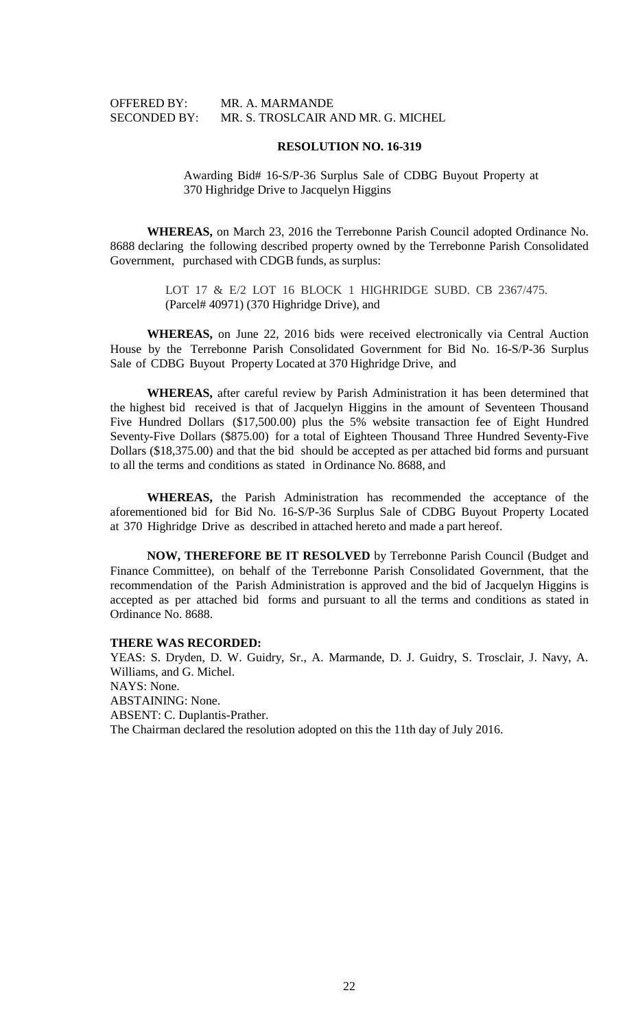OFFERED BY: MR. A. MARMANDE
SECONDED BY: MR. S. TROSLCAIR AND MR. G. MICHEL

**RESOLUTION NO. 16-319**

Awarding Bid# 16-S/P-36 Surplus Sale of CDBG Buyout Property at 370 Highridge Drive to Jacquelyn Higgins

**WHEREAS,** on March 23, 2016 the Terrebonne Parish Council adopted Ordinance No. 8688 declaring the following described property owned by the Terrebonne Parish Consolidated Government, purchased with CDGB funds, as surplus:

LOT 17 & E/2 LOT 16 BLOCK 1 HIGHRIDGE SUBD. CB 2367/475. (Parcel# 40971) (370 Highridge Drive), and

**WHEREAS,** on June 22, 2016 bids were received electronically via Central Auction House by the Terrebonne Parish Consolidated Government for Bid No. 16-S/P-36 Surplus Sale of CDBG Buyout Property Located at 370 Highridge Drive, and

**WHEREAS,** after careful review by Parish Administration it has been determined that the highest bid received is that of Jacquelyn Higgins in the amount of Seventeen Thousand Five Hundred Dollars ($17,500.00) plus the 5% website transaction fee of Eight Hundred Seventy-Five Dollars ($875.00) for a total of Eighteen Thousand Three Hundred Seventy-Five Dollars ($18,375.00) and that the bid should be accepted as per attached bid forms and pursuant to all the terms and conditions as stated in Ordinance No. 8688, and

**WHEREAS,** the Parish Administration has recommended the acceptance of the aforementioned bid for Bid No. 16-S/P-36 Surplus Sale of CDBG Buyout Property Located at 370 Highridge Drive as described in attached hereto and made a part hereof.

**NOW, THEREFORE BE IT RESOLVED** by Terrebonne Parish Council (Budget and Finance Committee), on behalf of the Terrebonne Parish Consolidated Government, that the recommendation of the Parish Administration is approved and the bid of Jacquelyn Higgins is accepted as per attached bid forms and pursuant to all the terms and conditions as stated in Ordinance No. 8688.

**THERE WAS RECORDED:**

YEAS: S. Dryden, D. W. Guidry, Sr., A. Marmande, D. J. Guidry, S. Trosclair, J. Navy, A. Williams, and G. Michel.

NAYS: None.

ABSTAINING: None.

ABSENT: C. Duplantis-Prather.

The Chairman declared the resolution adopted on this the 11th day of July 2016.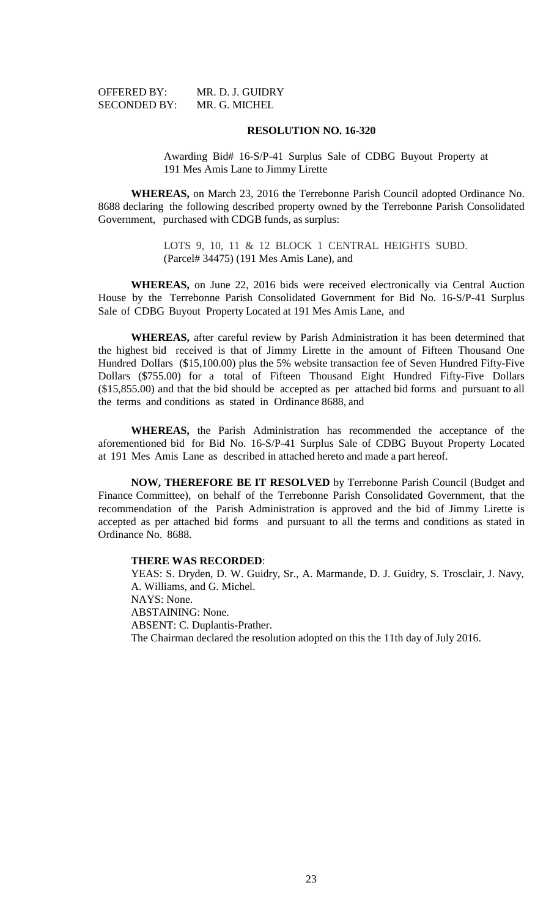OFFERED BY: MR. D. J. GUIDRY
SECONDED BY: MR. G. MICHEL

**RESOLUTION NO. 16-320**

Awarding Bid# 16-S/P-41 Surplus Sale of CDBG Buyout Property at 191 Mes Amis Lane to Jimmy Lirette

**WHEREAS,** on March 23, 2016 the Terrebonne Parish Council adopted Ordinance No. 8688 declaring the following described property owned by the Terrebonne Parish Consolidated Government, purchased with CDGB funds, as surplus:

LOTS 9, 10, 11 & 12 BLOCK 1 CENTRAL HEIGHTS SUBD. (Parcel# 34475) (191 Mes Amis Lane), and

**WHEREAS,** on June 22, 2016 bids were received electronically via Central Auction House by the Terrebonne Parish Consolidated Government for Bid No. 16-S/P-41 Surplus Sale of CDBG Buyout Property Located at 191 Mes Amis Lane, and

**WHEREAS,** after careful review by Parish Administration it has been determined that the highest bid received is that of Jimmy Lirette in the amount of Fifteen Thousand One Hundred Dollars ($15,100.00) plus the 5% website transaction fee of Seven Hundred Fifty-Five Dollars ($755.00) for a total of Fifteen Thousand Eight Hundred Fifty-Five Dollars ($15,855.00) and that the bid should be accepted as per attached bid forms and pursuant to all the terms and conditions as stated in Ordinance 8688, and

**WHEREAS,** the Parish Administration has recommended the acceptance of the aforementioned bid for Bid No. 16-S/P-41 Surplus Sale of CDBG Buyout Property Located at 191 Mes Amis Lane as described in attached hereto and made a part hereof.

**NOW, THEREFORE BE IT RESOLVED** by Terrebonne Parish Council (Budget and Finance Committee), on behalf of the Terrebonne Parish Consolidated Government, that the recommendation of the Parish Administration is approved and the bid of Jimmy Lirette is accepted as per attached bid forms and pursuant to all the terms and conditions as stated in Ordinance No. 8688.

**THERE WAS RECORDED**:

YEAS: S. Dryden, D. W. Guidry, Sr., A. Marmande, D. J. Guidry, S. Trosclair, J. Navy, A. Williams, and G. Michel.

NAYS: None.

ABSTAINING: None.

ABSENT: C. Duplantis-Prather.

The Chairman declared the resolution adopted on this the 11th day of July 2016.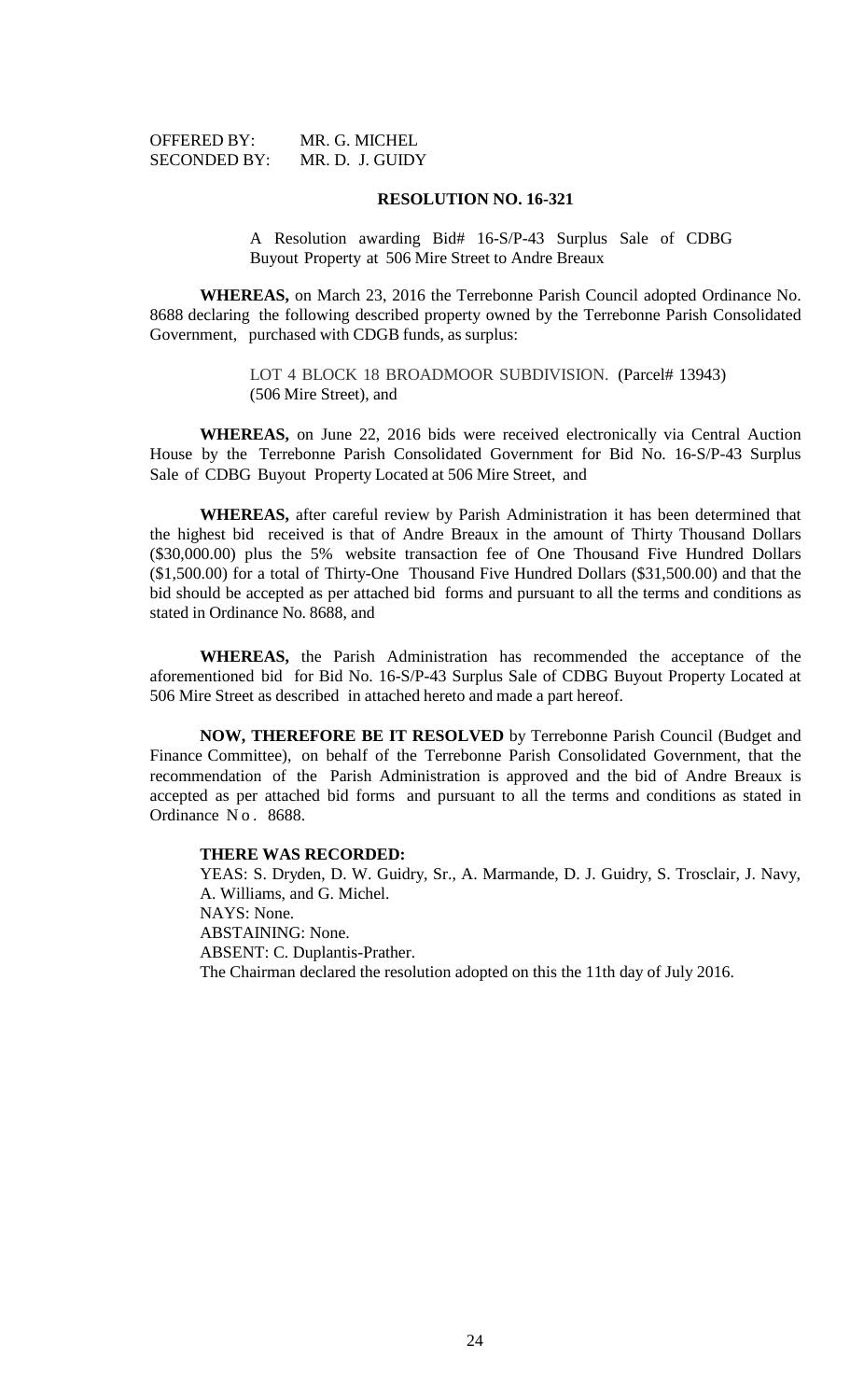OFFERED BY: MR. G. MICHEL
SECONDED BY: MR. D. J. GUIDY

**RESOLUTION NO. 16-321**

A Resolution awarding Bid# 16-S/P-43 Surplus Sale of CDBG Buyout Property at 506 Mire Street to Andre Breaux

**WHEREAS,** on March 23, 2016 the Terrebonne Parish Council adopted Ordinance No. 8688 declaring the following described property owned by the Terrebonne Parish Consolidated Government, purchased with CDGB funds, as surplus:

LOT 4 BLOCK 18 BROADMOOR SUBDIVISION. (Parcel# 13943) (506 Mire Street), and

**WHEREAS,** on June 22, 2016 bids were received electronically via Central Auction House by the Terrebonne Parish Consolidated Government for Bid No. 16-S/P-43 Surplus Sale of CDBG Buyout Property Located at 506 Mire Street, and

**WHEREAS,** after careful review by Parish Administration it has been determined that the highest bid received is that of Andre Breaux in the amount of Thirty Thousand Dollars ($30,000.00) plus the 5% website transaction fee of One Thousand Five Hundred Dollars ($1,500.00) for a total of Thirty-One Thousand Five Hundred Dollars ($31,500.00) and that the bid should be accepted as per attached bid forms and pursuant to all the terms and conditions as stated in Ordinance No. 8688, and

**WHEREAS,** the Parish Administration has recommended the acceptance of the aforementioned bid for Bid No. 16-S/P-43 Surplus Sale of CDBG Buyout Property Located at 506 Mire Street as described in attached hereto and made a part hereof.

**NOW, THEREFORE BE IT RESOLVED** by Terrebonne Parish Council (Budget and Finance Committee), on behalf of the Terrebonne Parish Consolidated Government, that the recommendation of the Parish Administration is approved and the bid of Andre Breaux is accepted as per attached bid forms and pursuant to all the terms and conditions as stated in Ordinance No. 8688.

**THERE WAS RECORDED:**
YEAS: S. Dryden, D. W. Guidry, Sr., A. Marmande, D. J. Guidry, S. Trosclair, J. Navy, A. Williams, and G. Michel.
NAYS: None.
ABSTAINING: None.
ABSENT: C. Duplantis-Prather.
The Chairman declared the resolution adopted on this the 11th day of July 2016.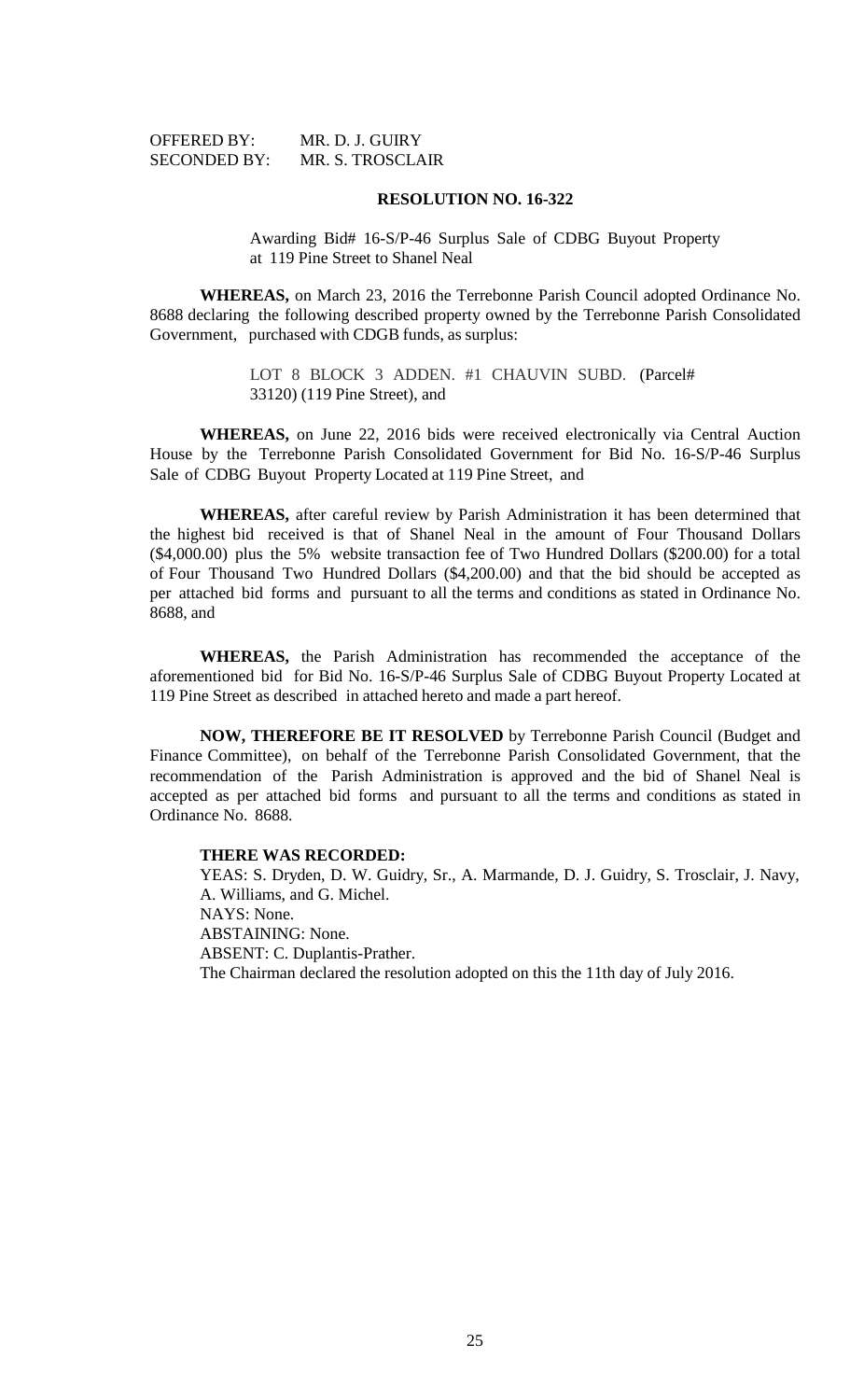OFFERED BY: MR. D. J. GUIRY
SECONDED BY: MR. S. TROSCLAIR

**RESOLUTION NO. 16-322**

Awarding Bid# 16-S/P-46 Surplus Sale of CDBG Buyout Property at 119 Pine Street to Shanel Neal

**WHEREAS,** on March 23, 2016 the Terrebonne Parish Council adopted Ordinance No. 8688 declaring the following described property owned by the Terrebonne Parish Consolidated Government, purchased with CDGB funds, as surplus:

LOT 8 BLOCK 3 ADDEN. #1 CHAUVIN SUBD. (Parcel# 33120) (119 Pine Street), and

**WHEREAS,** on June 22, 2016 bids were received electronically via Central Auction House by the Terrebonne Parish Consolidated Government for Bid No. 16-S/P-46 Surplus Sale of CDBG Buyout Property Located at 119 Pine Street, and

**WHEREAS,** after careful review by Parish Administration it has been determined that the highest bid received is that of Shanel Neal in the amount of Four Thousand Dollars ($4,000.00) plus the 5% website transaction fee of Two Hundred Dollars ($200.00) for a total of Four Thousand Two Hundred Dollars ($4,200.00) and that the bid should be accepted as per attached bid forms and pursuant to all the terms and conditions as stated in Ordinance No. 8688, and

**WHEREAS,** the Parish Administration has recommended the acceptance of the aforementioned bid for Bid No. 16-S/P-46 Surplus Sale of CDBG Buyout Property Located at 119 Pine Street as described in attached hereto and made a part hereof.

**NOW, THEREFORE BE IT RESOLVED** by Terrebonne Parish Council (Budget and Finance Committee), on behalf of the Terrebonne Parish Consolidated Government, that the recommendation of the Parish Administration is approved and the bid of Shanel Neal is accepted as per attached bid forms and pursuant to all the terms and conditions as stated in Ordinance No. 8688.

**THERE WAS RECORDED:**

YEAS: S. Dryden, D. W. Guidry, Sr., A. Marmande, D. J. Guidry, S. Trosclair, J. Navy, A. Williams, and G. Michel.
NAYS: None.
ABSTAINING: None.
ABSENT: C. Duplantis-Prather.
The Chairman declared the resolution adopted on this the 11th day of July 2016.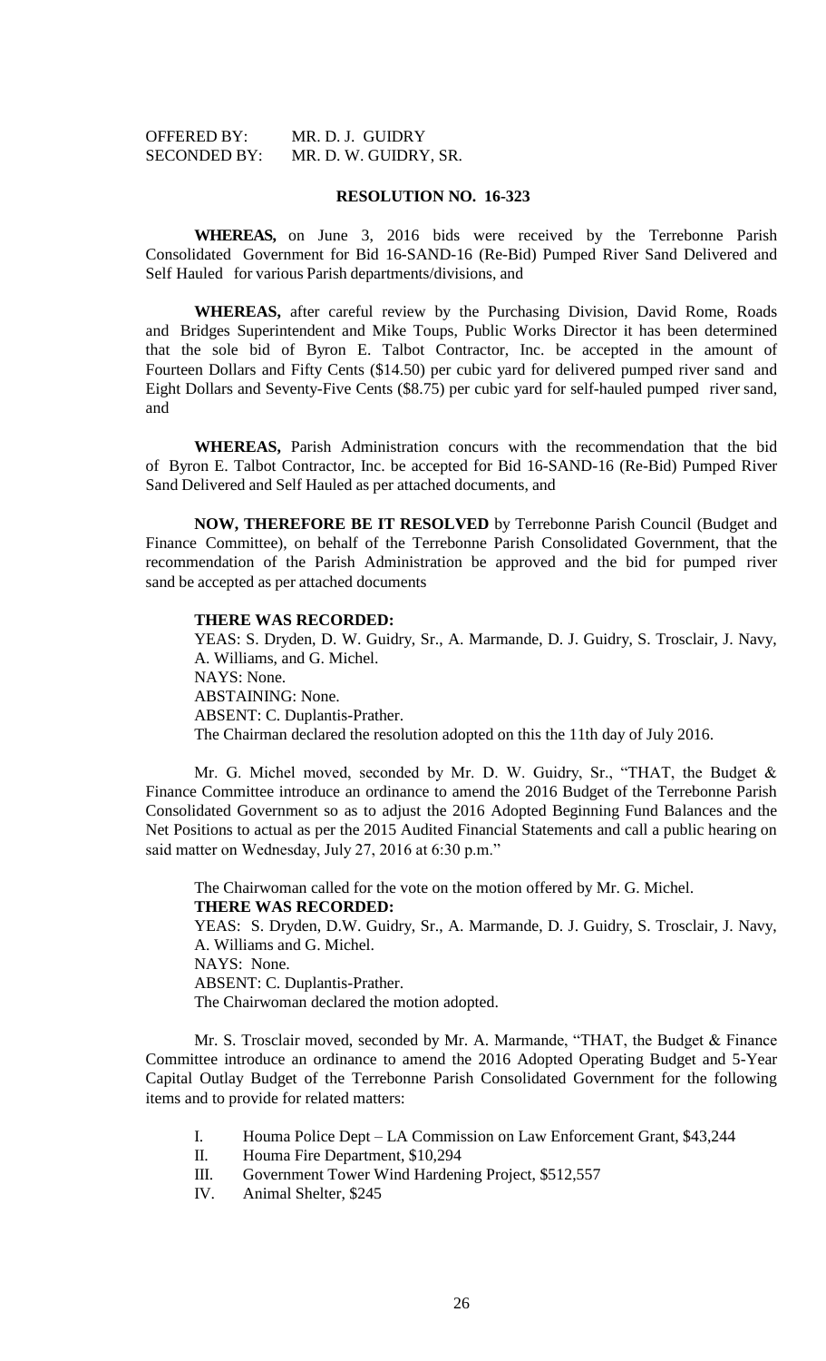OFFERED BY: MR. D. J. GUIDRY
SECONDED BY: MR. D. W. GUIDRY, SR.

**RESOLUTION NO. 16-323**

**WHEREAS,** on June 3, 2016 bids were received by the Terrebonne Parish Consolidated Government for Bid 16-SAND-16 (Re-Bid) Pumped River Sand Delivered and Self Hauled for various Parish departments/divisions, and

**WHEREAS,** after careful review by the Purchasing Division, David Rome, Roads and Bridges Superintendent and Mike Toups, Public Works Director it has been determined that the sole bid of Byron E. Talbot Contractor, Inc. be accepted in the amount of Fourteen Dollars and Fifty Cents ($14.50) per cubic yard for delivered pumped river sand and Eight Dollars and Seventy-Five Cents ($8.75) per cubic yard for self-hauled pumped river sand, and

**WHEREAS,** Parish Administration concurs with the recommendation that the bid of Byron E. Talbot Contractor, Inc. be accepted for Bid 16-SAND-16 (Re-Bid) Pumped River Sand Delivered and Self Hauled as per attached documents, and

**NOW, THEREFORE BE IT RESOLVED** by Terrebonne Parish Council (Budget and Finance Committee), on behalf of the Terrebonne Parish Consolidated Government, that the recommendation of the Parish Administration be approved and the bid for pumped river sand be accepted as per attached documents

**THERE WAS RECORDED:**
YEAS: S. Dryden, D. W. Guidry, Sr., A. Marmande, D. J. Guidry, S. Trosclair, J. Navy, A. Williams, and G. Michel.
NAYS: None.
ABSTAINING: None.
ABSENT: C. Duplantis-Prather.
The Chairman declared the resolution adopted on this the 11th day of July 2016.

Mr. G. Michel moved, seconded by Mr. D. W. Guidry, Sr., "THAT, the Budget & Finance Committee introduce an ordinance to amend the 2016 Budget of the Terrebonne Parish Consolidated Government so as to adjust the 2016 Adopted Beginning Fund Balances and the Net Positions to actual as per the 2015 Audited Financial Statements and call a public hearing on said matter on Wednesday, July 27, 2016 at 6:30 p.m."

The Chairwoman called for the vote on the motion offered by Mr. G. Michel.
**THERE WAS RECORDED:**
YEAS: S. Dryden, D.W. Guidry, Sr., A. Marmande, D. J. Guidry, S. Trosclair, J. Navy, A. Williams and G. Michel.
NAYS: None.
ABSENT: C. Duplantis-Prather.
The Chairwoman declared the motion adopted.

Mr. S. Trosclair moved, seconded by Mr. A. Marmande, "THAT, the Budget & Finance Committee introduce an ordinance to amend the 2016 Adopted Operating Budget and 5-Year Capital Outlay Budget of the Terrebonne Parish Consolidated Government for the following items and to provide for related matters:

I. Houma Police Dept – LA Commission on Law Enforcement Grant, $43,244
II. Houma Fire Department, $10,294
III. Government Tower Wind Hardening Project, $512,557
IV. Animal Shelter, $245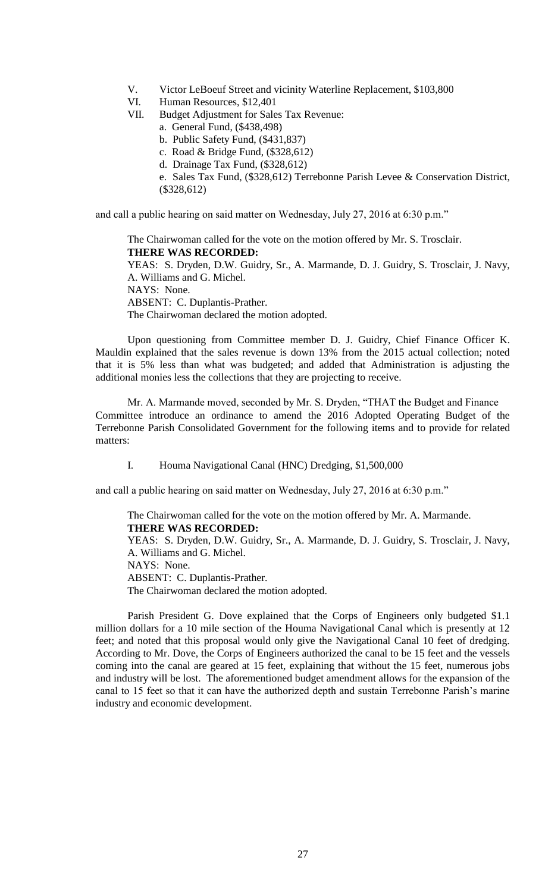V. Victor LeBoeuf Street and vicinity Waterline Replacement, $103,800
VI. Human Resources, $12,401
VII. Budget Adjustment for Sales Tax Revenue:
   a. General Fund, ($438,498)
   b. Public Safety Fund, ($431,837)
   c. Road & Bridge Fund, ($328,612)
   d. Drainage Tax Fund, ($328,612)
   e. Sales Tax Fund, ($328,612) Terrebonne Parish Levee & Conservation District, ($328,612)

and call a public hearing on said matter on Wednesday, July 27, 2016 at 6:30 p.m."

The Chairwoman called for the vote on the motion offered by Mr. S. Trosclair.
**THERE WAS RECORDED:**
YEAS: S. Dryden, D.W. Guidry, Sr., A. Marmande, D. J. Guidry, S. Trosclair, J. Navy, A. Williams and G. Michel.
NAYS: None.
ABSENT: C. Duplantis-Prather.
The Chairwoman declared the motion adopted.

Upon questioning from Committee member D. J. Guidry, Chief Finance Officer K. Mauldin explained that the sales revenue is down 13% from the 2015 actual collection; noted that it is 5% less than what was budgeted; and added that Administration is adjusting the additional monies less the collections that they are projecting to receive.

Mr. A. Marmande moved, seconded by Mr. S. Dryden, "THAT the Budget and Finance Committee introduce an ordinance to amend the 2016 Adopted Operating Budget of the Terrebonne Parish Consolidated Government for the following items and to provide for related matters:

I. Houma Navigational Canal (HNC) Dredging, $1,500,000

and call a public hearing on said matter on Wednesday, July 27, 2016 at 6:30 p.m."

The Chairwoman called for the vote on the motion offered by Mr. A. Marmande.
**THERE WAS RECORDED:**
YEAS: S. Dryden, D.W. Guidry, Sr., A. Marmande, D. J. Guidry, S. Trosclair, J. Navy, A. Williams and G. Michel.
NAYS: None.
ABSENT: C. Duplantis-Prather.
The Chairwoman declared the motion adopted.

Parish President G. Dove explained that the Corps of Engineers only budgeted $1.1 million dollars for a 10 mile section of the Houma Navigational Canal which is presently at 12 feet; and noted that this proposal would only give the Navigational Canal 10 feet of dredging. According to Mr. Dove, the Corps of Engineers authorized the canal to be 15 feet and the vessels coming into the canal are geared at 15 feet, explaining that without the 15 feet, numerous jobs and industry will be lost. The aforementioned budget amendment allows for the expansion of the canal to 15 feet so that it can have the authorized depth and sustain Terrebonne Parish's marine industry and economic development.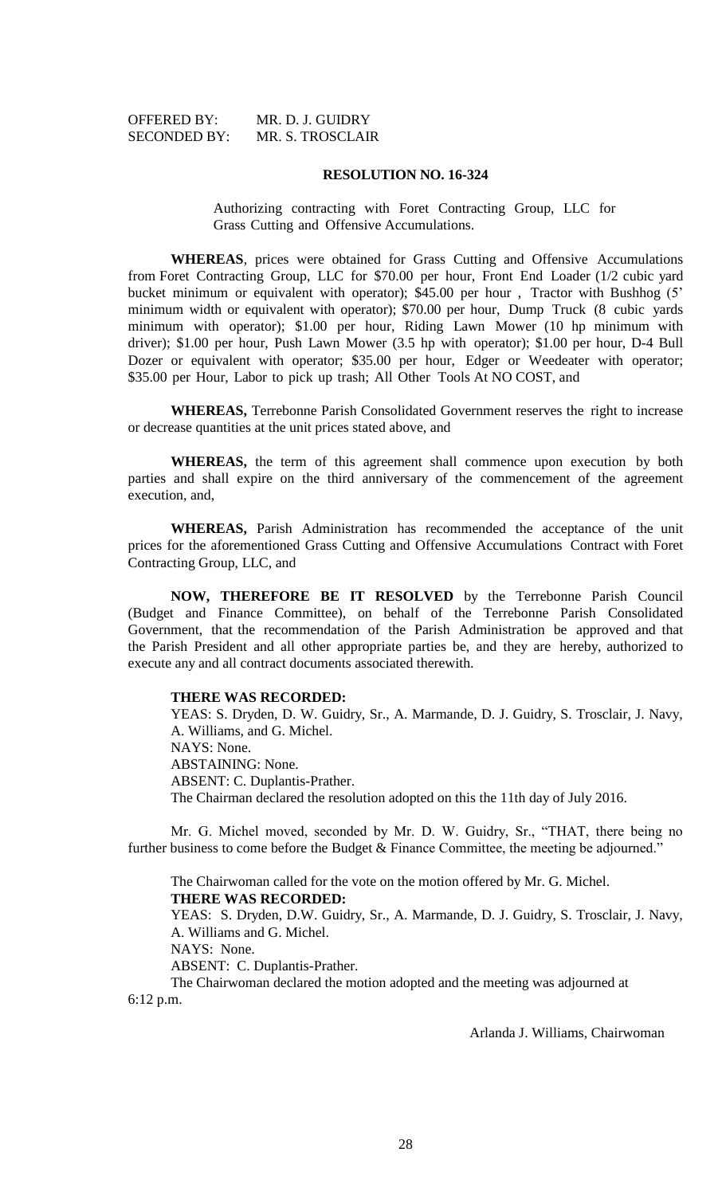OFFERED BY: MR. D. J. GUIDRY
SECONDED BY: MR. S. TROSCLAIR

**RESOLUTION NO. 16-324**

Authorizing contracting with Foret Contracting Group, LLC for Grass Cutting and Offensive Accumulations.

**WHEREAS**, prices were obtained for Grass Cutting and Offensive Accumulations from Foret Contracting Group, LLC for $70.00 per hour, Front End Loader (1/2 cubic yard bucket minimum or equivalent with operator); $45.00 per hour , Tractor with Bushhog (5' minimum width or equivalent with operator); $70.00 per hour, Dump Truck (8 cubic yards minimum with operator); $1.00 per hour, Riding Lawn Mower (10 hp minimum with driver); $1.00 per hour, Push Lawn Mower (3.5 hp with operator); $1.00 per hour, D-4 Bull Dozer or equivalent with operator; $35.00 per hour, Edger or Weedeater with operator; $35.00 per Hour, Labor to pick up trash; All Other Tools At NO COST, and

**WHEREAS,** Terrebonne Parish Consolidated Government reserves the right to increase or decrease quantities at the unit prices stated above, and

**WHEREAS,** the term of this agreement shall commence upon execution by both parties and shall expire on the third anniversary of the commencement of the agreement execution, and,

**WHEREAS,** Parish Administration has recommended the acceptance of the unit prices for the aforementioned Grass Cutting and Offensive Accumulations Contract with Foret Contracting Group, LLC, and

**NOW, THEREFORE BE IT RESOLVED** by the Terrebonne Parish Council (Budget and Finance Committee), on behalf of the Terrebonne Parish Consolidated Government, that the recommendation of the Parish Administration be approved and that the Parish President and all other appropriate parties be, and they are hereby, authorized to execute any and all contract documents associated therewith.

**THERE WAS RECORDED:**

YEAS: S. Dryden, D. W. Guidry, Sr., A. Marmande, D. J. Guidry, S. Trosclair, J. Navy, A. Williams, and G. Michel.
NAYS: None.
ABSTAINING: None.
ABSENT: C. Duplantis-Prather.
The Chairman declared the resolution adopted on this the 11th day of July 2016.

Mr. G. Michel moved, seconded by Mr. D. W. Guidry, Sr., "THAT, there being no further business to come before the Budget & Finance Committee, the meeting be adjourned."

The Chairwoman called for the vote on the motion offered by Mr. G. Michel.

**THERE WAS RECORDED:**

YEAS: S. Dryden, D.W. Guidry, Sr., A. Marmande, D. J. Guidry, S. Trosclair, J. Navy, A. Williams and G. Michel.
NAYS: None.
ABSENT: C. Duplantis-Prather.
The Chairwoman declared the motion adopted and the meeting was adjourned at 6:12 p.m.

Arlanda J. Williams, Chairwoman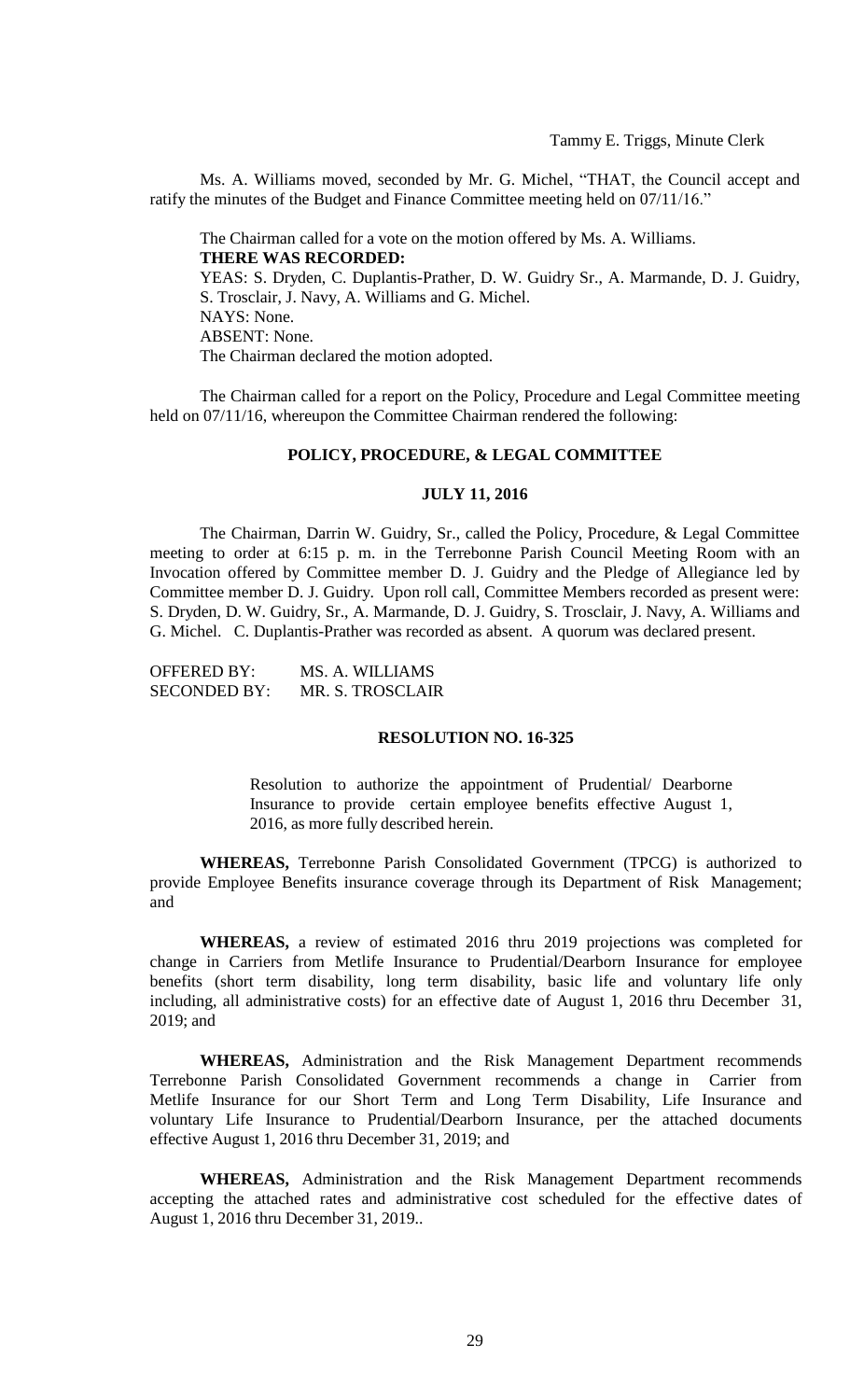Tammy E. Triggs, Minute Clerk

Ms. A. Williams moved, seconded by Mr. G. Michel, "THAT, the Council accept and ratify the minutes of the Budget and Finance Committee meeting held on 07/11/16."

The Chairman called for a vote on the motion offered by Ms. A. Williams.
**THERE WAS RECORDED:**
YEAS: S. Dryden, C. Duplantis-Prather, D. W. Guidry Sr., A. Marmande, D. J. Guidry, S. Trosclair, J. Navy, A. Williams and G. Michel.
NAYS: None.
ABSENT: None.
The Chairman declared the motion adopted.

The Chairman called for a report on the Policy, Procedure and Legal Committee meeting held on 07/11/16, whereupon the Committee Chairman rendered the following:

**POLICY, PROCEDURE, & LEGAL COMMITTEE**

**JULY 11, 2016**

The Chairman, Darrin W. Guidry, Sr., called the Policy, Procedure, & Legal Committee meeting to order at 6:15 p. m. in the Terrebonne Parish Council Meeting Room with an Invocation offered by Committee member D. J. Guidry and the Pledge of Allegiance led by Committee member D. J. Guidry. Upon roll call, Committee Members recorded as present were: S. Dryden, D. W. Guidry, Sr., A. Marmande, D. J. Guidry, S. Trosclair, J. Navy, A. Williams and G. Michel. C. Duplantis-Prather was recorded as absent. A quorum was declared present.

OFFERED BY: MS. A. WILLIAMS
SECONDED BY: MR. S. TROSCLAIR

**RESOLUTION NO. 16-325**

Resolution to authorize the appointment of Prudential/ Dearborne Insurance to provide certain employee benefits effective August 1, 2016, as more fully described herein.

**WHEREAS,** Terrebonne Parish Consolidated Government (TPCG) is authorized to provide Employee Benefits insurance coverage through its Department of Risk Management; and

**WHEREAS,** a review of estimated 2016 thru 2019 projections was completed for change in Carriers from Metlife Insurance to Prudential/Dearborn Insurance for employee benefits (short term disability, long term disability, basic life and voluntary life only including, all administrative costs) for an effective date of August 1, 2016 thru December 31, 2019; and

**WHEREAS,** Administration and the Risk Management Department recommends Terrebonne Parish Consolidated Government recommends a change in Carrier from Metlife Insurance for our Short Term and Long Term Disability, Life Insurance and voluntary Life Insurance to Prudential/Dearborn Insurance, per the attached documents effective August 1, 2016 thru December 31, 2019; and

**WHEREAS,** Administration and the Risk Management Department recommends accepting the attached rates and administrative cost scheduled for the effective dates of August 1, 2016 thru December 31, 2019..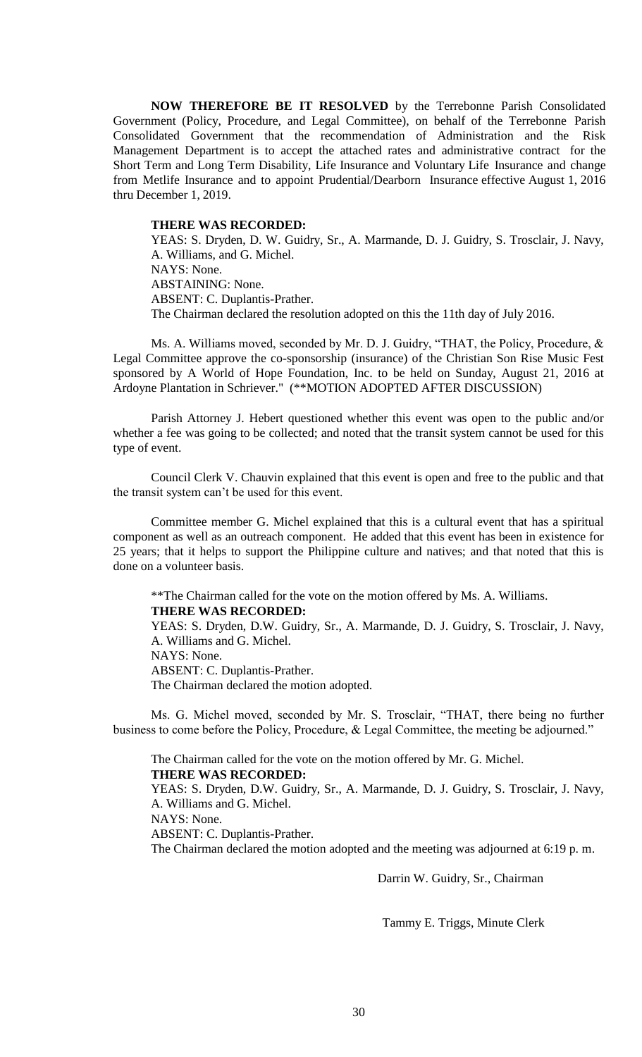**NOW THEREFORE BE IT RESOLVED** by the Terrebonne Parish Consolidated Government (Policy, Procedure, and Legal Committee), on behalf of the Terrebonne Parish Consolidated Government that the recommendation of Administration and the Risk Management Department is to accept the attached rates and administrative contract for the Short Term and Long Term Disability, Life Insurance and Voluntary Life Insurance and change from Metlife Insurance and to appoint Prudential/Dearborn Insurance effective August 1, 2016 thru December 1, 2019.

**THERE WAS RECORDED:**
YEAS: S. Dryden, D. W. Guidry, Sr., A. Marmande, D. J. Guidry, S. Trosclair, J. Navy, A. Williams, and G. Michel.
NAYS: None.
ABSTAINING: None.
ABSENT: C. Duplantis-Prather.
The Chairman declared the resolution adopted on this the 11th day of July 2016.

Ms. A. Williams moved, seconded by Mr. D. J. Guidry, "THAT, the Policy, Procedure, & Legal Committee approve the co-sponsorship (insurance) of the Christian Son Rise Music Fest sponsored by A World of Hope Foundation, Inc. to be held on Sunday, August 21, 2016 at Ardoyne Plantation in Schriever." (**MOTION ADOPTED AFTER DISCUSSION)

Parish Attorney J. Hebert questioned whether this event was open to the public and/or whether a fee was going to be collected; and noted that the transit system cannot be used for this type of event.

Council Clerk V. Chauvin explained that this event is open and free to the public and that the transit system can't be used for this event.

Committee member G. Michel explained that this is a cultural event that has a spiritual component as well as an outreach component. He added that this event has been in existence for 25 years; that it helps to support the Philippine culture and natives; and that noted that this is done on a volunteer basis.

**The Chairman called for the vote on the motion offered by Ms. A. Williams.
**THERE WAS RECORDED:**
YEAS: S. Dryden, D.W. Guidry, Sr., A. Marmande, D. J. Guidry, S. Trosclair, J. Navy, A. Williams and G. Michel.
NAYS: None.
ABSENT: C. Duplantis-Prather.
The Chairman declared the motion adopted.

Ms. G. Michel moved, seconded by Mr. S. Trosclair, "THAT, there being no further business to come before the Policy, Procedure, & Legal Committee, the meeting be adjourned."

The Chairman called for the vote on the motion offered by Mr. G. Michel.
**THERE WAS RECORDED:**
YEAS: S. Dryden, D.W. Guidry, Sr., A. Marmande, D. J. Guidry, S. Trosclair, J. Navy, A. Williams and G. Michel.
NAYS: None.
ABSENT: C. Duplantis-Prather.
The Chairman declared the motion adopted and the meeting was adjourned at 6:19 p. m.

Darrin W. Guidry, Sr., Chairman

Tammy E. Triggs, Minute Clerk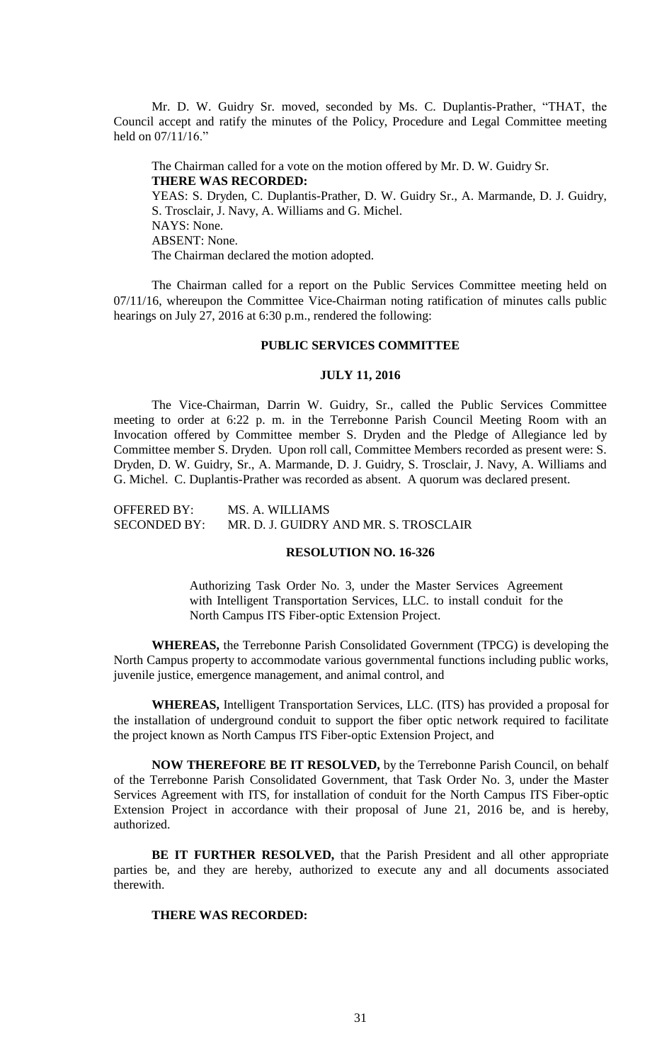Mr. D. W. Guidry Sr. moved, seconded by Ms. C. Duplantis-Prather, "THAT, the Council accept and ratify the minutes of the Policy, Procedure and Legal Committee meeting held on 07/11/16."

The Chairman called for a vote on the motion offered by Mr. D. W. Guidry Sr.

**THERE WAS RECORDED:**

YEAS: S. Dryden, C. Duplantis-Prather, D. W. Guidry Sr., A. Marmande, D. J. Guidry, S. Trosclair, J. Navy, A. Williams and G. Michel.

NAYS: None.

ABSENT: None.

The Chairman declared the motion adopted.

The Chairman called for a report on the Public Services Committee meeting held on 07/11/16, whereupon the Committee Vice-Chairman noting ratification of minutes calls public hearings on July 27, 2016 at 6:30 p.m., rendered the following:

**PUBLIC SERVICES COMMITTEE**

**JULY 11, 2016**

The Vice-Chairman, Darrin W. Guidry, Sr., called the Public Services Committee meeting to order at 6:22 p. m. in the Terrebonne Parish Council Meeting Room with an Invocation offered by Committee member S. Dryden and the Pledge of Allegiance led by Committee member S. Dryden. Upon roll call, Committee Members recorded as present were: S. Dryden, D. W. Guidry, Sr., A. Marmande, D. J. Guidry, S. Trosclair, J. Navy, A. Williams and G. Michel. C. Duplantis-Prather was recorded as absent. A quorum was declared present.

OFFERED BY: MS. A. WILLIAMS
SECONDED BY: MR. D. J. GUIDRY AND MR. S. TROSCLAIR

**RESOLUTION NO. 16-326**

Authorizing Task Order No. 3, under the Master Services Agreement with Intelligent Transportation Services, LLC. to install conduit for the North Campus ITS Fiber-optic Extension Project.

**WHEREAS,** the Terrebonne Parish Consolidated Government (TPCG) is developing the North Campus property to accommodate various governmental functions including public works, juvenile justice, emergence management, and animal control, and

**WHEREAS,** Intelligent Transportation Services, LLC. (ITS) has provided a proposal for the installation of underground conduit to support the fiber optic network required to facilitate the project known as North Campus ITS Fiber-optic Extension Project, and

**NOW THEREFORE BE IT RESOLVED,** by the Terrebonne Parish Council, on behalf of the Terrebonne Parish Consolidated Government, that Task Order No. 3, under the Master Services Agreement with ITS, for installation of conduit for the North Campus ITS Fiber-optic Extension Project in accordance with their proposal of June 21, 2016 be, and is hereby, authorized.

**BE IT FURTHER RESOLVED,** that the Parish President and all other appropriate parties be, and they are hereby, authorized to execute any and all documents associated therewith.

**THERE WAS RECORDED:**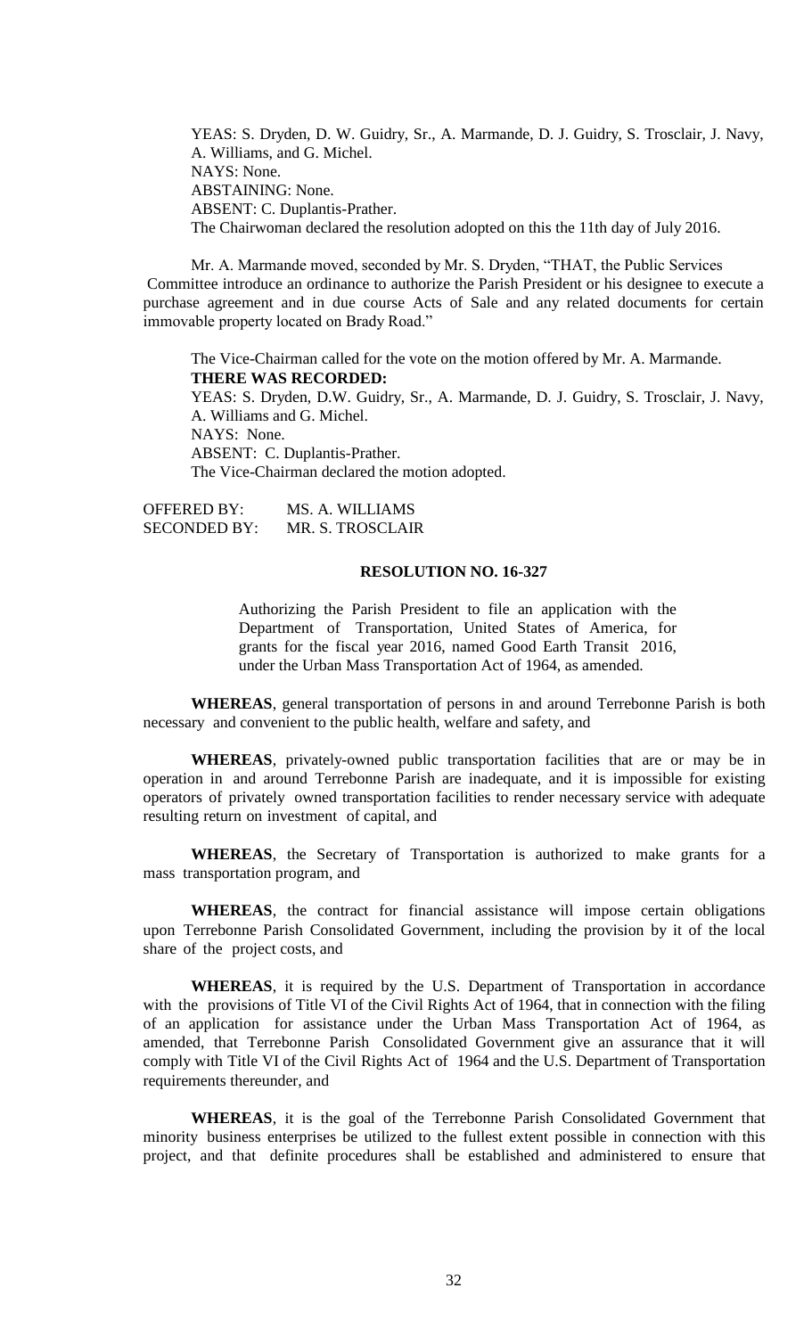YEAS: S. Dryden, D. W. Guidry, Sr., A. Marmande, D. J. Guidry, S. Trosclair, J. Navy, A. Williams, and G. Michel.
NAYS: None.
ABSTAINING: None.
ABSENT: C. Duplantis-Prather.
The Chairwoman declared the resolution adopted on this the 11th day of July 2016.

Mr. A. Marmande moved, seconded by Mr. S. Dryden, "THAT, the Public Services Committee introduce an ordinance to authorize the Parish President or his designee to execute a purchase agreement and in due course Acts of Sale and any related documents for certain immovable property located on Brady Road."

The Vice-Chairman called for the vote on the motion offered by Mr. A. Marmande.
**THERE WAS RECORDED:**
YEAS: S. Dryden, D.W. Guidry, Sr., A. Marmande, D. J. Guidry, S. Trosclair, J. Navy, A. Williams and G. Michel.
NAYS: None.
ABSENT: C. Duplantis-Prather.
The Vice-Chairman declared the motion adopted.

OFFERED BY: MS. A. WILLIAMS
SECONDED BY: MR. S. TROSCLAIR

**RESOLUTION NO. 16-327**

Authorizing the Parish President to file an application with the Department of Transportation, United States of America, for grants for the fiscal year 2016, named Good Earth Transit 2016, under the Urban Mass Transportation Act of 1964, as amended.

**WHEREAS**, general transportation of persons in and around Terrebonne Parish is both necessary and convenient to the public health, welfare and safety, and

**WHEREAS**, privately-owned public transportation facilities that are or may be in operation in and around Terrebonne Parish are inadequate, and it is impossible for existing operators of privately owned transportation facilities to render necessary service with adequate resulting return on investment of capital, and

**WHEREAS**, the Secretary of Transportation is authorized to make grants for a mass transportation program, and

**WHEREAS**, the contract for financial assistance will impose certain obligations upon Terrebonne Parish Consolidated Government, including the provision by it of the local share of the project costs, and

**WHEREAS**, it is required by the U.S. Department of Transportation in accordance with the provisions of Title VI of the Civil Rights Act of 1964, that in connection with the filing of an application for assistance under the Urban Mass Transportation Act of 1964, as amended, that Terrebonne Parish Consolidated Government give an assurance that it will comply with Title VI of the Civil Rights Act of 1964 and the U.S. Department of Transportation requirements thereunder, and

**WHEREAS**, it is the goal of the Terrebonne Parish Consolidated Government that minority business enterprises be utilized to the fullest extent possible in connection with this project, and that definite procedures shall be established and administered to ensure that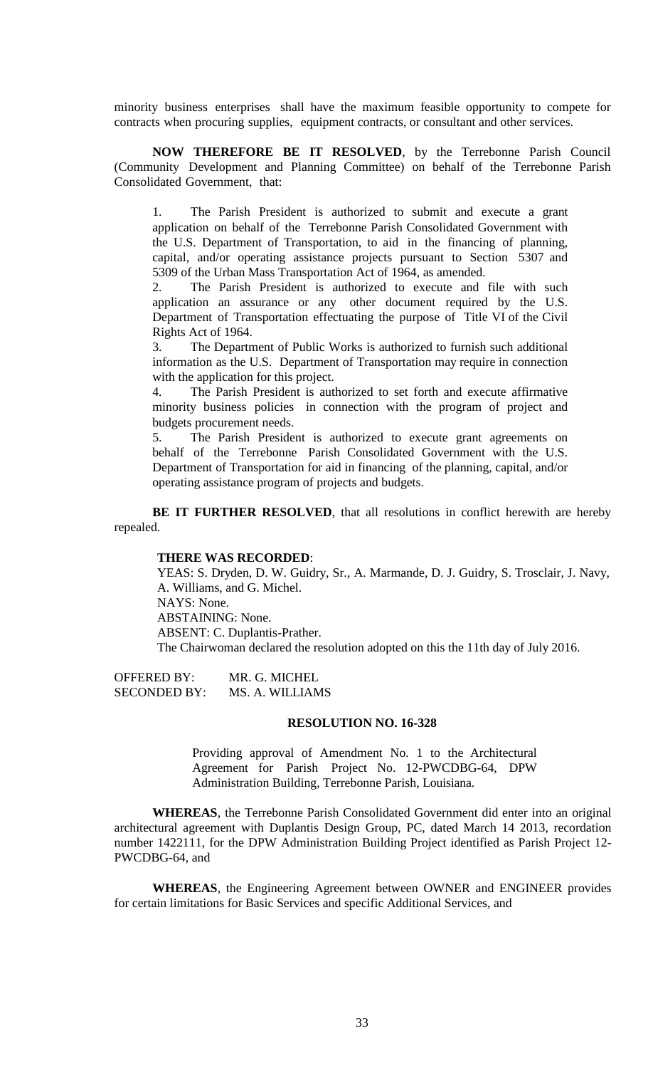minority business enterprises shall have the maximum feasible opportunity to compete for contracts when procuring supplies, equipment contracts, or consultant and other services.

**NOW THEREFORE BE IT RESOLVED**, by the Terrebonne Parish Council (Community Development and Planning Committee) on behalf of the Terrebonne Parish Consolidated Government, that:

> 1. The Parish President is authorized to submit and execute a grant application on behalf of the Terrebonne Parish Consolidated Government with the U.S. Department of Transportation, to aid in the financing of planning, capital, and/or operating assistance projects pursuant to Section 5307 and 5309 of the Urban Mass Transportation Act of 1964, as amended.
> 2. The Parish President is authorized to execute and file with such application an assurance or any other document required by the U.S. Department of Transportation effectuating the purpose of Title VI of the Civil Rights Act of 1964.
> 3. The Department of Public Works is authorized to furnish such additional information as the U.S. Department of Transportation may require in connection with the application for this project.
> 4. The Parish President is authorized to set forth and execute affirmative minority business policies in connection with the program of project and budgets procurement needs.
> 5. The Parish President is authorized to execute grant agreements on behalf of the Terrebonne Parish Consolidated Government with the U.S. Department of Transportation for aid in financing of the planning, capital, and/or operating assistance program of projects and budgets.

**BE IT FURTHER RESOLVED**, that all resolutions in conflict herewith are hereby repealed.

**THERE WAS RECORDED**:

YEAS: S. Dryden, D. W. Guidry, Sr., A. Marmande, D. J. Guidry, S. Trosclair, J. Navy, A. Williams, and G. Michel.

NAYS: None.

ABSTAINING: None.

ABSENT: C. Duplantis-Prather.

The Chairwoman declared the resolution adopted on this the 11th day of July 2016.

OFFERED BY: MR. G. MICHEL
SECONDED BY: MS. A. WILLIAMS

**RESOLUTION NO. 16-328**

> Providing approval of Amendment No. 1 to the Architectural Agreement for Parish Project No. 12-PWCDBG-64, DPW Administration Building, Terrebonne Parish, Louisiana.

**WHEREAS**, the Terrebonne Parish Consolidated Government did enter into an original architectural agreement with Duplantis Design Group, PC, dated March 14 2013, recordation number 1422111, for the DPW Administration Building Project identified as Parish Project 12-PWCDBG-64, and

**WHEREAS**, the Engineering Agreement between OWNER and ENGINEER provides for certain limitations for Basic Services and specific Additional Services, and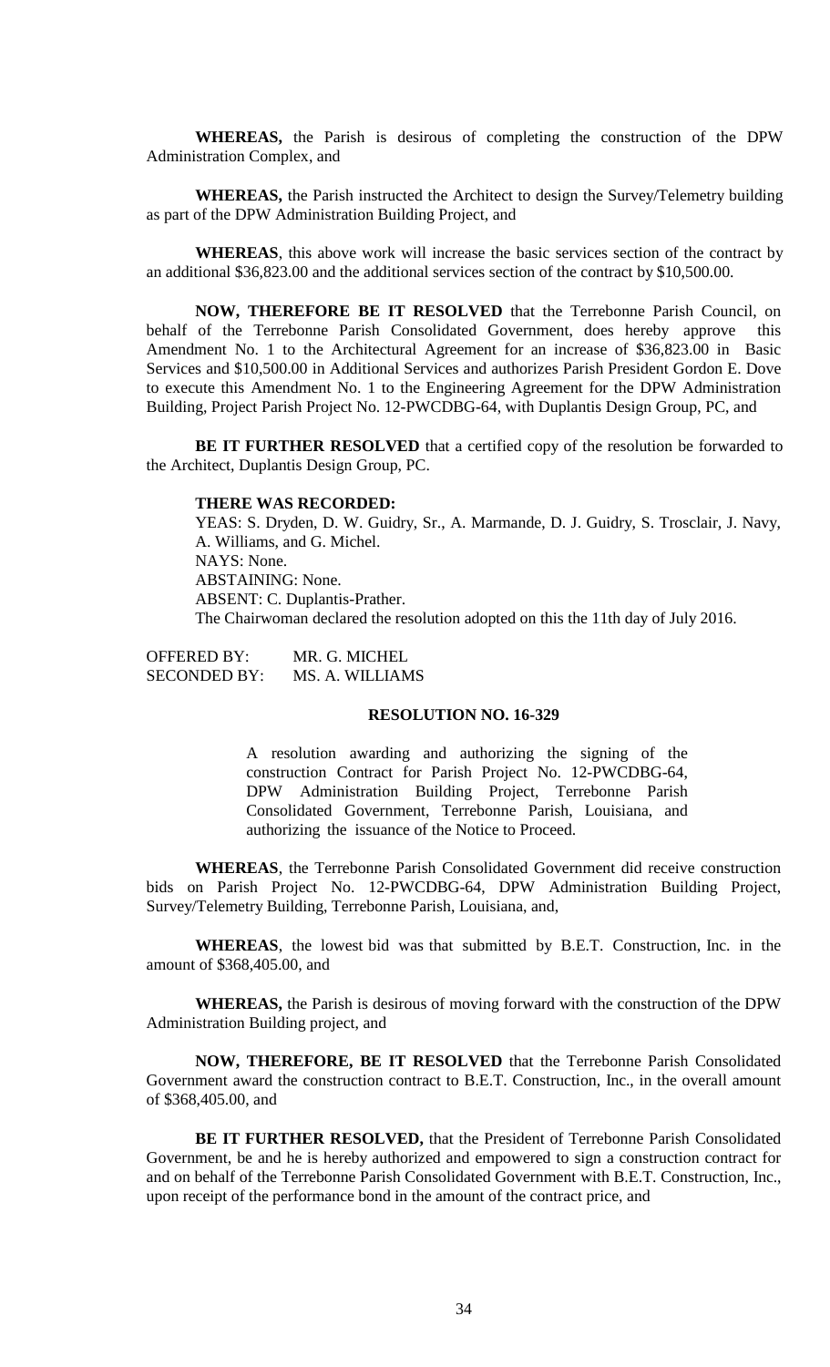**WHEREAS,** the Parish is desirous of completing the construction of the DPW Administration Complex, and

**WHEREAS,** the Parish instructed the Architect to design the Survey/Telemetry building as part of the DPW Administration Building Project, and

**WHEREAS**, this above work will increase the basic services section of the contract by an additional $36,823.00 and the additional services section of the contract by $10,500.00.

**NOW, THEREFORE BE IT RESOLVED** that the Terrebonne Parish Council, on behalf of the Terrebonne Parish Consolidated Government, does hereby approve this Amendment No. 1 to the Architectural Agreement for an increase of $36,823.00 in Basic Services and $10,500.00 in Additional Services and authorizes Parish President Gordon E. Dove to execute this Amendment No. 1 to the Engineering Agreement for the DPW Administration Building, Project Parish Project No. 12-PWCDBG-64, with Duplantis Design Group, PC, and

**BE IT FURTHER RESOLVED** that a certified copy of the resolution be forwarded to the Architect, Duplantis Design Group, PC.

**THERE WAS RECORDED:**

YEAS: S. Dryden, D. W. Guidry, Sr., A. Marmande, D. J. Guidry, S. Trosclair, J. Navy, A. Williams, and G. Michel.
NAYS: None.
ABSTAINING: None.
ABSENT: C. Duplantis-Prather.
The Chairwoman declared the resolution adopted on this the 11th day of July 2016.

OFFERED BY: MR. G. MICHEL
SECONDED BY: MS. A. WILLIAMS

**RESOLUTION NO. 16-329**

A resolution awarding and authorizing the signing of the construction Contract for Parish Project No. 12-PWCDBG-64, DPW Administration Building Project, Terrebonne Parish Consolidated Government, Terrebonne Parish, Louisiana, and authorizing the issuance of the Notice to Proceed.

**WHEREAS**, the Terrebonne Parish Consolidated Government did receive construction bids on Parish Project No. 12-PWCDBG-64, DPW Administration Building Project, Survey/Telemetry Building, Terrebonne Parish, Louisiana, and,

**WHEREAS**, the lowest bid was that submitted by B.E.T. Construction, Inc. in the amount of $368,405.00, and

**WHEREAS,** the Parish is desirous of moving forward with the construction of the DPW Administration Building project, and

**NOW, THEREFORE, BE IT RESOLVED** that the Terrebonne Parish Consolidated Government award the construction contract to B.E.T. Construction, Inc., in the overall amount of $368,405.00, and

**BE IT FURTHER RESOLVED,** that the President of Terrebonne Parish Consolidated Government, be and he is hereby authorized and empowered to sign a construction contract for and on behalf of the Terrebonne Parish Consolidated Government with B.E.T. Construction, Inc., upon receipt of the performance bond in the amount of the contract price, and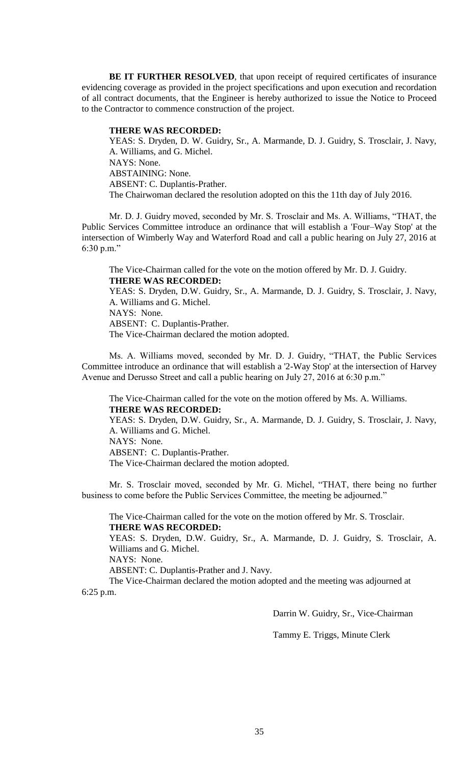**BE IT FURTHER RESOLVED**, that upon receipt of required certificates of insurance evidencing coverage as provided in the project specifications and upon execution and recordation of all contract documents, that the Engineer is hereby authorized to issue the Notice to Proceed to the Contractor to commence construction of the project.

**THERE WAS RECORDED:**

YEAS: S. Dryden, D. W. Guidry, Sr., A. Marmande, D. J. Guidry, S. Trosclair, J. Navy, A. Williams, and G. Michel.

NAYS: None.

ABSTAINING: None.

ABSENT: C. Duplantis-Prather.

The Chairwoman declared the resolution adopted on this the 11th day of July 2016.

Mr. D. J. Guidry moved, seconded by Mr. S. Trosclair and Ms. A. Williams, "THAT, the Public Services Committee introduce an ordinance that will establish a 'Four–Way Stop' at the intersection of Wimberly Way and Waterford Road and call a public hearing on July 27, 2016 at 6:30 p.m."

The Vice-Chairman called for the vote on the motion offered by Mr. D. J. Guidry.

**THERE WAS RECORDED:**

YEAS: S. Dryden, D.W. Guidry, Sr., A. Marmande, D. J. Guidry, S. Trosclair, J. Navy, A. Williams and G. Michel.

NAYS: None.

ABSENT: C. Duplantis-Prather.

The Vice-Chairman declared the motion adopted.

Ms. A. Williams moved, seconded by Mr. D. J. Guidry, "THAT, the Public Services Committee introduce an ordinance that will establish a '2-Way Stop' at the intersection of Harvey Avenue and Derusso Street and call a public hearing on July 27, 2016 at 6:30 p.m."

The Vice-Chairman called for the vote on the motion offered by Ms. A. Williams.

**THERE WAS RECORDED:**

YEAS: S. Dryden, D.W. Guidry, Sr., A. Marmande, D. J. Guidry, S. Trosclair, J. Navy, A. Williams and G. Michel.

NAYS: None.

ABSENT: C. Duplantis-Prather.

The Vice-Chairman declared the motion adopted.

Mr. S. Trosclair moved, seconded by Mr. G. Michel, "THAT, there being no further business to come before the Public Services Committee, the meeting be adjourned."

The Vice-Chairman called for the vote on the motion offered by Mr. S. Trosclair.

**THERE WAS RECORDED:**

YEAS: S. Dryden, D.W. Guidry, Sr., A. Marmande, D. J. Guidry, S. Trosclair, A. Williams and G. Michel.

NAYS: None.

ABSENT: C. Duplantis-Prather and J. Navy.

The Vice-Chairman declared the motion adopted and the meeting was adjourned at 6:25 p.m.

Darrin W. Guidry, Sr., Vice-Chairman

Tammy E. Triggs, Minute Clerk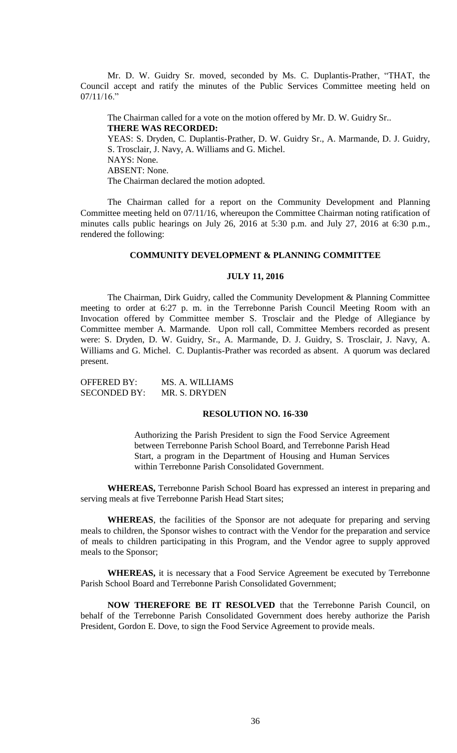Mr. D. W. Guidry Sr. moved, seconded by Ms. C. Duplantis-Prather, "THAT, the Council accept and ratify the minutes of the Public Services Committee meeting held on 07/11/16."

The Chairman called for a vote on the motion offered by Mr. D. W. Guidry Sr..

**THERE WAS RECORDED:**

YEAS: S. Dryden, C. Duplantis-Prather, D. W. Guidry Sr., A. Marmande, D. J. Guidry, S. Trosclair, J. Navy, A. Williams and G. Michel.

NAYS: None.

ABSENT: None.

The Chairman declared the motion adopted.

The Chairman called for a report on the Community Development and Planning Committee meeting held on 07/11/16, whereupon the Committee Chairman noting ratification of minutes calls public hearings on July 26, 2016 at 5:30 p.m. and July 27, 2016 at 6:30 p.m., rendered the following:

**COMMUNITY DEVELOPMENT & PLANNING COMMITTEE**

**JULY 11, 2016**

The Chairman, Dirk Guidry, called the Community Development & Planning Committee meeting to order at 6:27 p. m. in the Terrebonne Parish Council Meeting Room with an Invocation offered by Committee member S. Trosclair and the Pledge of Allegiance by Committee member A. Marmande. Upon roll call, Committee Members recorded as present were: S. Dryden, D. W. Guidry, Sr., A. Marmande, D. J. Guidry, S. Trosclair, J. Navy, A. Williams and G. Michel. C. Duplantis-Prather was recorded as absent. A quorum was declared present.

OFFERED BY: MS. A. WILLIAMS
SECONDED BY: MR. S. DRYDEN

**RESOLUTION NO. 16-330**

Authorizing the Parish President to sign the Food Service Agreement between Terrebonne Parish School Board, and Terrebonne Parish Head Start, a program in the Department of Housing and Human Services within Terrebonne Parish Consolidated Government.

**WHEREAS,** Terrebonne Parish School Board has expressed an interest in preparing and serving meals at five Terrebonne Parish Head Start sites;

**WHEREAS**, the facilities of the Sponsor are not adequate for preparing and serving meals to children, the Sponsor wishes to contract with the Vendor for the preparation and service of meals to children participating in this Program, and the Vendor agree to supply approved meals to the Sponsor;

**WHEREAS,** it is necessary that a Food Service Agreement be executed by Terrebonne Parish School Board and Terrebonne Parish Consolidated Government;

**NOW THEREFORE BE IT RESOLVED** that the Terrebonne Parish Council, on behalf of the Terrebonne Parish Consolidated Government does hereby authorize the Parish President, Gordon E. Dove, to sign the Food Service Agreement to provide meals.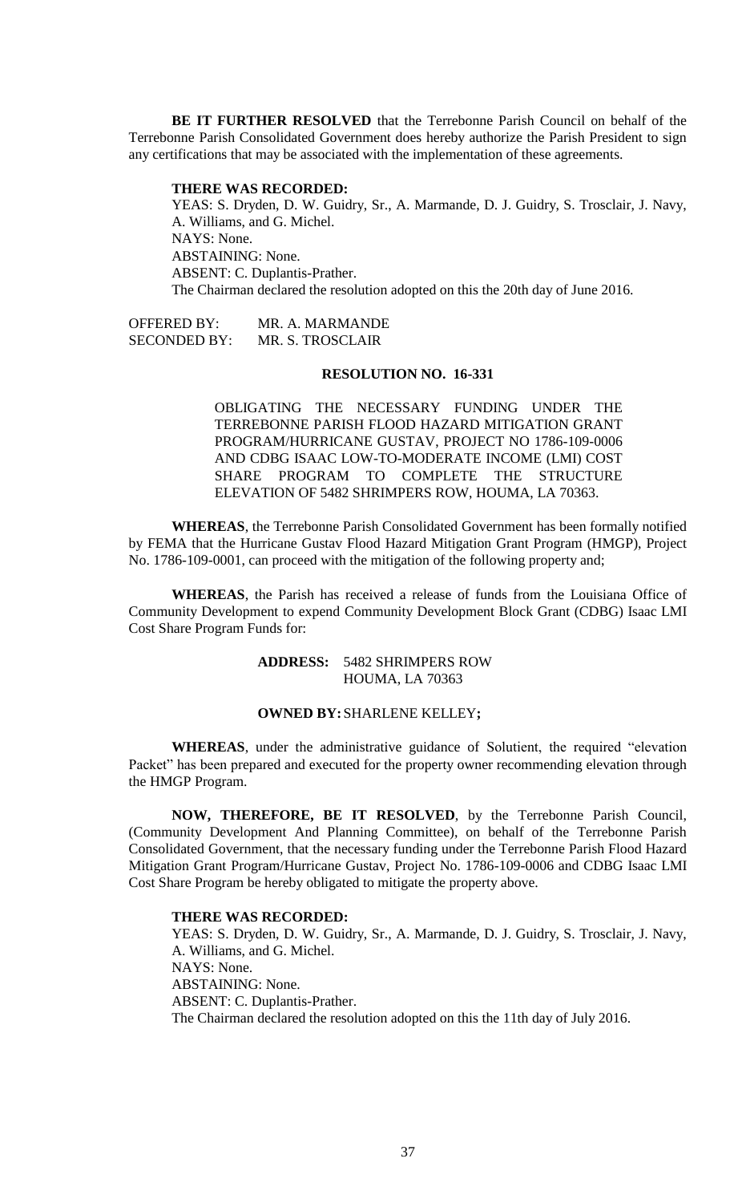**BE IT FURTHER RESOLVED** that the Terrebonne Parish Council on behalf of the Terrebonne Parish Consolidated Government does hereby authorize the Parish President to sign any certifications that may be associated with the implementation of these agreements.

**THERE WAS RECORDED:**

YEAS: S. Dryden, D. W. Guidry, Sr., A. Marmande, D. J. Guidry, S. Trosclair, J. Navy, A. Williams, and G. Michel.
NAYS: None.
ABSTAINING: None.
ABSENT: C. Duplantis-Prather.
The Chairman declared the resolution adopted on this the 20th day of June 2016.

OFFERED BY: MR. A. MARMANDE
SECONDED BY: MR. S. TROSCLAIR

**RESOLUTION NO. 16-331**

OBLIGATING THE NECESSARY FUNDING UNDER THE TERREBONNE PARISH FLOOD HAZARD MITIGATION GRANT PROGRAM/HURRICANE GUSTAV, PROJECT NO 1786-109-0006 AND CDBG ISAAC LOW-TO-MODERATE INCOME (LMI) COST SHARE PROGRAM TO COMPLETE THE STRUCTURE ELEVATION OF 5482 SHRIMPERS ROW, HOUMA, LA 70363.

**WHEREAS**, the Terrebonne Parish Consolidated Government has been formally notified by FEMA that the Hurricane Gustav Flood Hazard Mitigation Grant Program (HMGP), Project No. 1786-109-0001, can proceed with the mitigation of the following property and;

**WHEREAS**, the Parish has received a release of funds from the Louisiana Office of Community Development to expend Community Development Block Grant (CDBG) Isaac LMI Cost Share Program Funds for:

**ADDRESS:** 5482 SHRIMPERS ROW
HOUMA, LA 70363

**OWNED BY:** SHARLENE KELLEY**;**

**WHEREAS**, under the administrative guidance of Solutient, the required "elevation Packet" has been prepared and executed for the property owner recommending elevation through the HMGP Program.

**NOW, THEREFORE, BE IT RESOLVED**, by the Terrebonne Parish Council, (Community Development And Planning Committee), on behalf of the Terrebonne Parish Consolidated Government, that the necessary funding under the Terrebonne Parish Flood Hazard Mitigation Grant Program/Hurricane Gustav, Project No. 1786-109-0006 and CDBG Isaac LMI Cost Share Program be hereby obligated to mitigate the property above.

**THERE WAS RECORDED:**

YEAS: S. Dryden, D. W. Guidry, Sr., A. Marmande, D. J. Guidry, S. Trosclair, J. Navy, A. Williams, and G. Michel.
NAYS: None.
ABSTAINING: None.
ABSENT: C. Duplantis-Prather.
The Chairman declared the resolution adopted on this the 11th day of July 2016.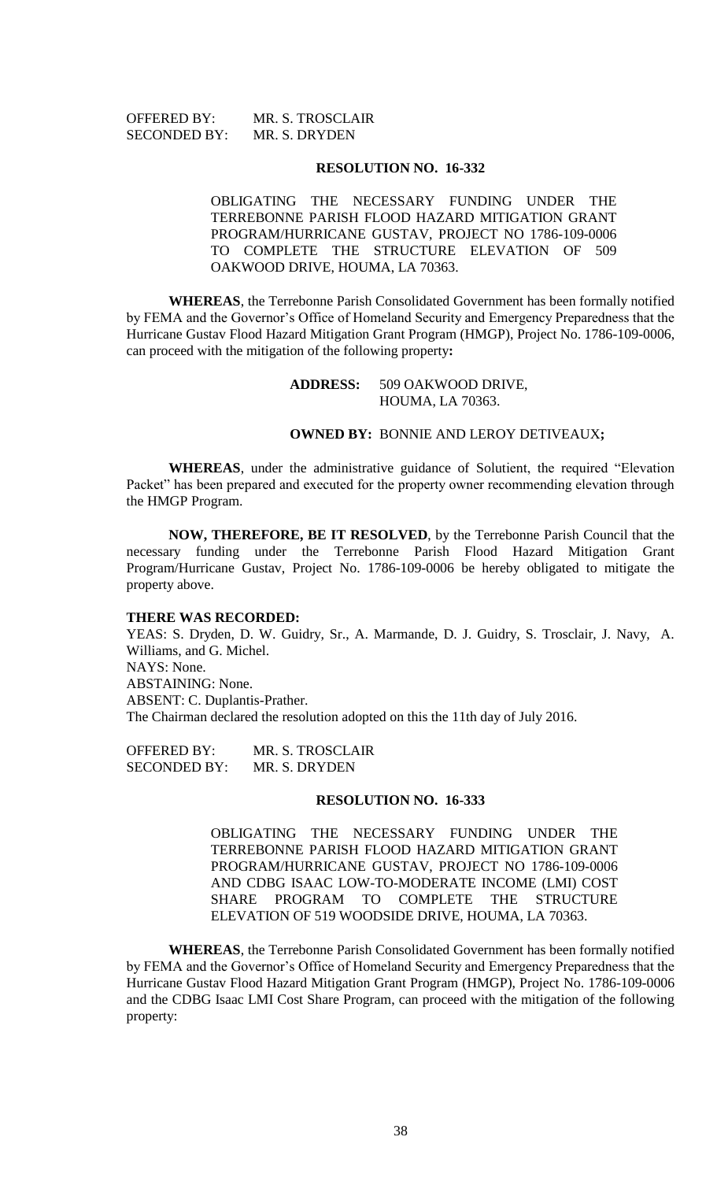OFFERED BY: MR. S. TROSCLAIR
SECONDED BY: MR. S. DRYDEN

**RESOLUTION NO. 16-332**

OBLIGATING THE NECESSARY FUNDING UNDER THE TERREBONNE PARISH FLOOD HAZARD MITIGATION GRANT PROGRAM/HURRICANE GUSTAV, PROJECT NO 1786-109-0006 TO COMPLETE THE STRUCTURE ELEVATION OF 509 OAKWOOD DRIVE, HOUMA, LA 70363.

**WHEREAS**, the Terrebonne Parish Consolidated Government has been formally notified by FEMA and the Governor's Office of Homeland Security and Emergency Preparedness that the Hurricane Gustav Flood Hazard Mitigation Grant Program (HMGP), Project No. 1786-109-0006, can proceed with the mitigation of the following property**:**

**ADDRESS:** 509 OAKWOOD DRIVE,
HOUMA, LA 70363.

**OWNED BY:** BONNIE AND LEROY DETIVEAUX**;**

**WHEREAS**, under the administrative guidance of Solutient, the required "Elevation Packet" has been prepared and executed for the property owner recommending elevation through the HMGP Program.

**NOW, THEREFORE, BE IT RESOLVED**, by the Terrebonne Parish Council that the necessary funding under the Terrebonne Parish Flood Hazard Mitigation Grant Program/Hurricane Gustav, Project No. 1786-109-0006 be hereby obligated to mitigate the property above.

**THERE WAS RECORDED:**
YEAS: S. Dryden, D. W. Guidry, Sr., A. Marmande, D. J. Guidry, S. Trosclair, J. Navy, A. Williams, and G. Michel.
NAYS: None.
ABSTAINING: None.
ABSENT: C. Duplantis-Prather.
The Chairman declared the resolution adopted on this the 11th day of July 2016.

OFFERED BY: MR. S. TROSCLAIR
SECONDED BY: MR. S. DRYDEN

**RESOLUTION NO. 16-333**

OBLIGATING THE NECESSARY FUNDING UNDER THE TERREBONNE PARISH FLOOD HAZARD MITIGATION GRANT PROGRAM/HURRICANE GUSTAV, PROJECT NO 1786-109-0006 AND CDBG ISAAC LOW-TO-MODERATE INCOME (LMI) COST SHARE PROGRAM TO COMPLETE THE STRUCTURE ELEVATION OF 519 WOODSIDE DRIVE, HOUMA, LA 70363.

**WHEREAS**, the Terrebonne Parish Consolidated Government has been formally notified by FEMA and the Governor's Office of Homeland Security and Emergency Preparedness that the Hurricane Gustav Flood Hazard Mitigation Grant Program (HMGP), Project No. 1786-109-0006 and the CDBG Isaac LMI Cost Share Program, can proceed with the mitigation of the following property: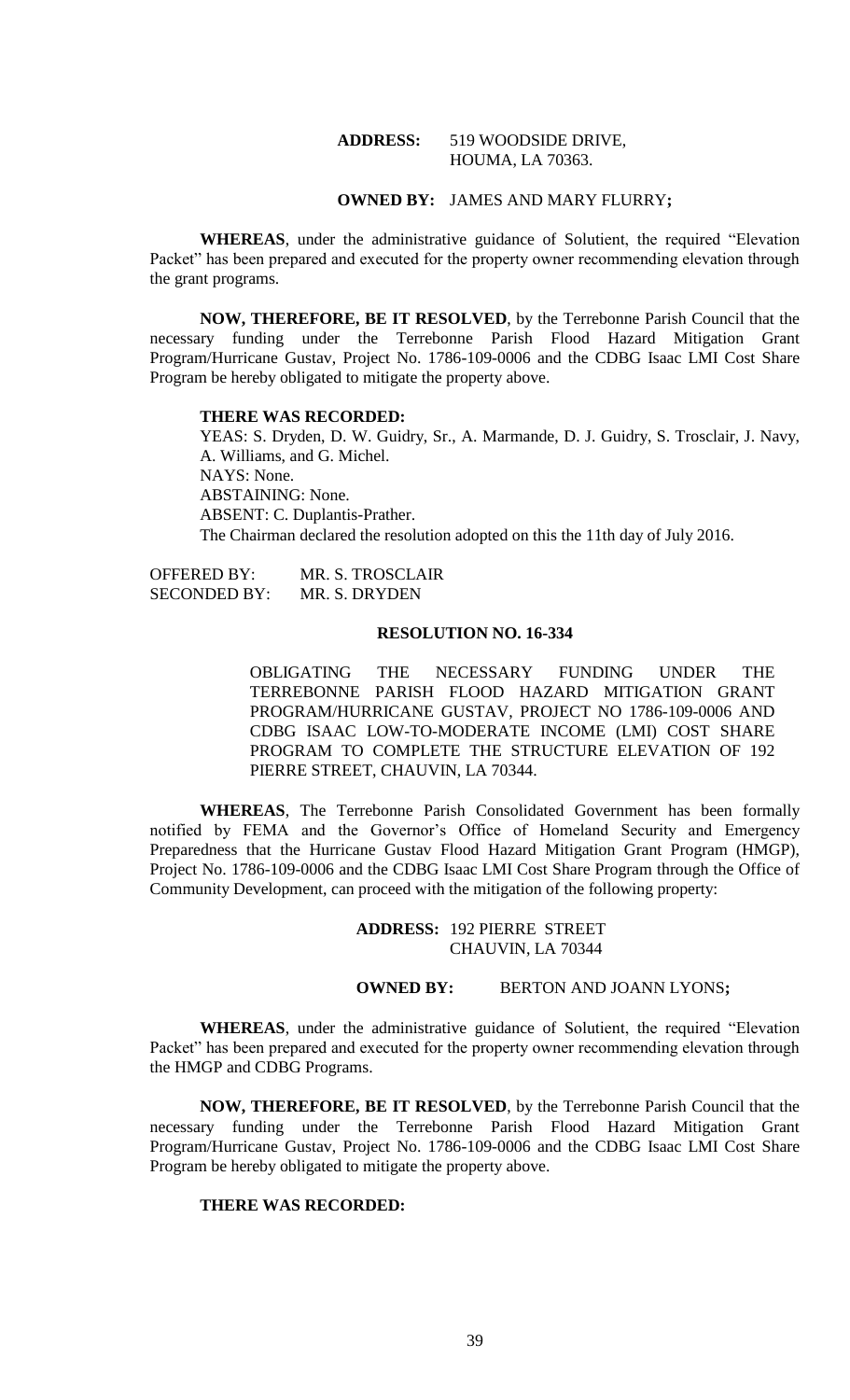**ADDRESS:** 519 WOODSIDE DRIVE,
HOUMA, LA 70363.

**OWNED BY:** JAMES AND MARY FLURRY**;**

**WHEREAS**, under the administrative guidance of Solutient, the required "Elevation Packet" has been prepared and executed for the property owner recommending elevation through the grant programs.

**NOW, THEREFORE, BE IT RESOLVED**, by the Terrebonne Parish Council that the necessary funding under the Terrebonne Parish Flood Hazard Mitigation Grant Program/Hurricane Gustav, Project No. 1786-109-0006 and the CDBG Isaac LMI Cost Share Program be hereby obligated to mitigate the property above.

**THERE WAS RECORDED:**

YEAS: S. Dryden, D. W. Guidry, Sr., A. Marmande, D. J. Guidry, S. Trosclair, J. Navy, A. Williams, and G. Michel.
NAYS: None.
ABSTAINING: None.
ABSENT: C. Duplantis-Prather.
The Chairman declared the resolution adopted on this the 11th day of July 2016.

OFFERED BY: MR. S. TROSCLAIR
SECONDED BY: MR. S. DRYDEN

**RESOLUTION NO. 16-334**

OBLIGATING THE NECESSARY FUNDING UNDER THE TERREBONNE PARISH FLOOD HAZARD MITIGATION GRANT PROGRAM/HURRICANE GUSTAV, PROJECT NO 1786-109-0006 AND CDBG ISAAC LOW-TO-MODERATE INCOME (LMI) COST SHARE PROGRAM TO COMPLETE THE STRUCTURE ELEVATION OF 192 PIERRE STREET, CHAUVIN, LA 70344.

**WHEREAS**, The Terrebonne Parish Consolidated Government has been formally notified by FEMA and the Governor's Office of Homeland Security and Emergency Preparedness that the Hurricane Gustav Flood Hazard Mitigation Grant Program (HMGP), Project No. 1786-109-0006 and the CDBG Isaac LMI Cost Share Program through the Office of Community Development, can proceed with the mitigation of the following property:

**ADDRESS:** 192 PIERRE STREET
CHAUVIN, LA 70344

**OWNED BY:** BERTON AND JOANN LYONS**;**

**WHEREAS**, under the administrative guidance of Solutient, the required "Elevation Packet" has been prepared and executed for the property owner recommending elevation through the HMGP and CDBG Programs.

**NOW, THEREFORE, BE IT RESOLVED**, by the Terrebonne Parish Council that the necessary funding under the Terrebonne Parish Flood Hazard Mitigation Grant Program/Hurricane Gustav, Project No. 1786-109-0006 and the CDBG Isaac LMI Cost Share Program be hereby obligated to mitigate the property above.

**THERE WAS RECORDED:**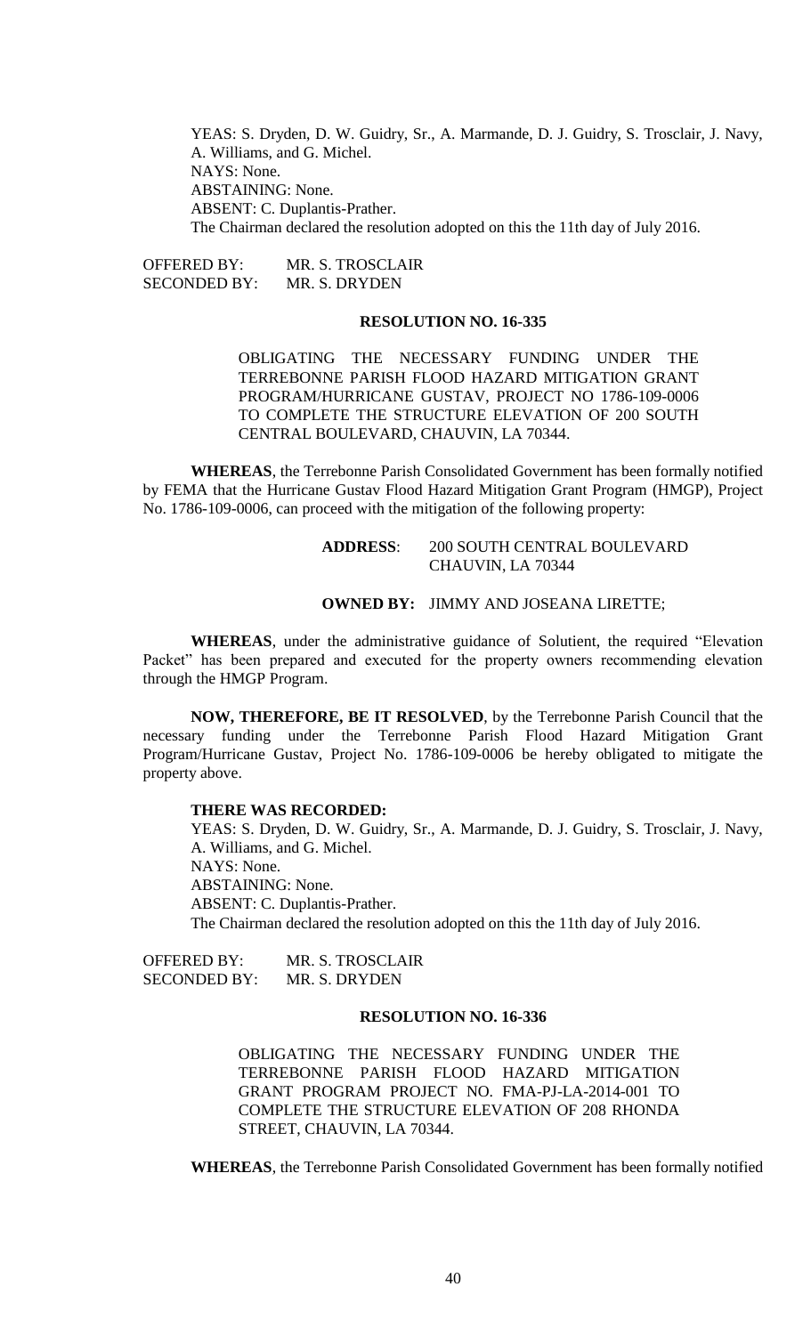YEAS: S. Dryden, D. W. Guidry, Sr., A. Marmande, D. J. Guidry, S. Trosclair, J. Navy, A. Williams, and G. Michel.
NAYS: None.
ABSTAINING: None.
ABSENT: C. Duplantis-Prather.
The Chairman declared the resolution adopted on this the 11th day of July 2016.

OFFERED BY: MR. S. TROSCLAIR
SECONDED BY: MR. S. DRYDEN

**RESOLUTION NO. 16-335**

OBLIGATING THE NECESSARY FUNDING UNDER THE TERREBONNE PARISH FLOOD HAZARD MITIGATION GRANT PROGRAM/HURRICANE GUSTAV, PROJECT NO 1786-109-0006 TO COMPLETE THE STRUCTURE ELEVATION OF 200 SOUTH CENTRAL BOULEVARD, CHAUVIN, LA 70344.

**WHEREAS**, the Terrebonne Parish Consolidated Government has been formally notified by FEMA that the Hurricane Gustav Flood Hazard Mitigation Grant Program (HMGP), Project No. 1786-109-0006, can proceed with the mitigation of the following property:

**ADDRESS**: 200 SOUTH CENTRAL BOULEVARD
CHAUVIN, LA 70344

**OWNED BY:** JIMMY AND JOSEANA LIRETTE;

**WHEREAS**, under the administrative guidance of Solutient, the required "Elevation Packet" has been prepared and executed for the property owners recommending elevation through the HMGP Program.

**NOW, THEREFORE, BE IT RESOLVED**, by the Terrebonne Parish Council that the necessary funding under the Terrebonne Parish Flood Hazard Mitigation Grant Program/Hurricane Gustav, Project No. 1786-109-0006 be hereby obligated to mitigate the property above.

**THERE WAS RECORDED:**

YEAS: S. Dryden, D. W. Guidry, Sr., A. Marmande, D. J. Guidry, S. Trosclair, J. Navy, A. Williams, and G. Michel.
NAYS: None.
ABSTAINING: None.
ABSENT: C. Duplantis-Prather.
The Chairman declared the resolution adopted on this the 11th day of July 2016.

OFFERED BY: MR. S. TROSCLAIR
SECONDED BY: MR. S. DRYDEN

**RESOLUTION NO. 16-336**

OBLIGATING THE NECESSARY FUNDING UNDER THE TERREBONNE PARISH FLOOD HAZARD MITIGATION GRANT PROGRAM PROJECT NO. FMA-PJ-LA-2014-001 TO COMPLETE THE STRUCTURE ELEVATION OF 208 RHONDA STREET, CHAUVIN, LA 70344.

**WHEREAS**, the Terrebonne Parish Consolidated Government has been formally notified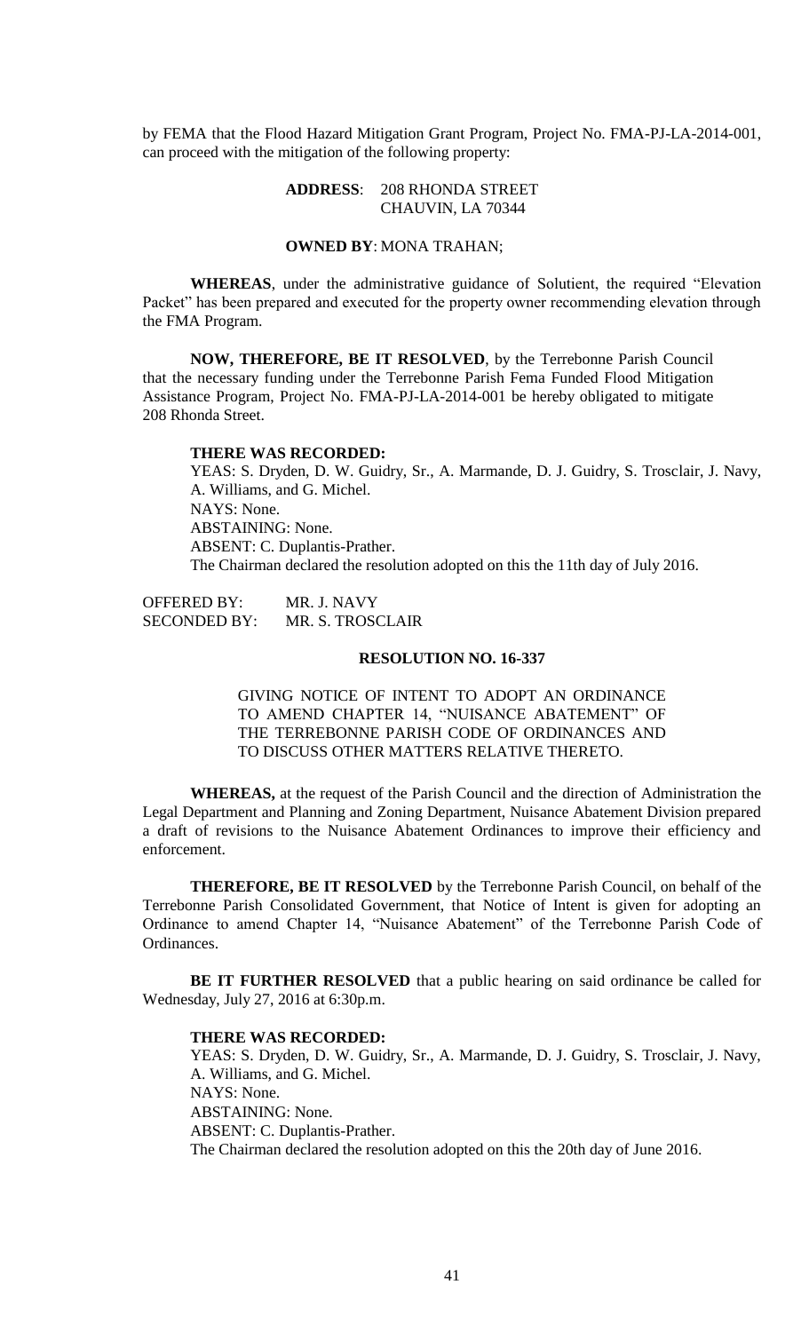by FEMA that the Flood Hazard Mitigation Grant Program, Project No. FMA-PJ-LA-2014-001, can proceed with the mitigation of the following property:

**ADDRESS**: 208 RHONDA STREET
CHAUVIN, LA 70344

**OWNED BY**: MONA TRAHAN;

**WHEREAS**, under the administrative guidance of Solutient, the required "Elevation Packet" has been prepared and executed for the property owner recommending elevation through the FMA Program.

**NOW, THEREFORE, BE IT RESOLVED**, by the Terrebonne Parish Council that the necessary funding under the Terrebonne Parish Fema Funded Flood Mitigation Assistance Program, Project No. FMA-PJ-LA-2014-001 be hereby obligated to mitigate 208 Rhonda Street.

**THERE WAS RECORDED:**

YEAS: S. Dryden, D. W. Guidry, Sr., A. Marmande, D. J. Guidry, S. Trosclair, J. Navy, A. Williams, and G. Michel.
NAYS: None.
ABSTAINING: None.
ABSENT: C. Duplantis-Prather.
The Chairman declared the resolution adopted on this the 11th day of July 2016.

OFFERED BY: MR. J. NAVY
SECONDED BY: MR. S. TROSCLAIR

**RESOLUTION NO. 16-337**

GIVING NOTICE OF INTENT TO ADOPT AN ORDINANCE TO AMEND CHAPTER 14, "NUISANCE ABATEMENT" OF THE TERREBONNE PARISH CODE OF ORDINANCES AND TO DISCUSS OTHER MATTERS RELATIVE THERETO.

**WHEREAS,** at the request of the Parish Council and the direction of Administration the Legal Department and Planning and Zoning Department, Nuisance Abatement Division prepared a draft of revisions to the Nuisance Abatement Ordinances to improve their efficiency and enforcement.

**THEREFORE, BE IT RESOLVED** by the Terrebonne Parish Council, on behalf of the Terrebonne Parish Consolidated Government, that Notice of Intent is given for adopting an Ordinance to amend Chapter 14, "Nuisance Abatement" of the Terrebonne Parish Code of Ordinances.

**BE IT FURTHER RESOLVED** that a public hearing on said ordinance be called for Wednesday, July 27, 2016 at 6:30p.m.

**THERE WAS RECORDED:**

YEAS: S. Dryden, D. W. Guidry, Sr., A. Marmande, D. J. Guidry, S. Trosclair, J. Navy, A. Williams, and G. Michel.
NAYS: None.
ABSTAINING: None.
ABSENT: C. Duplantis-Prather.
The Chairman declared the resolution adopted on this the 20th day of June 2016.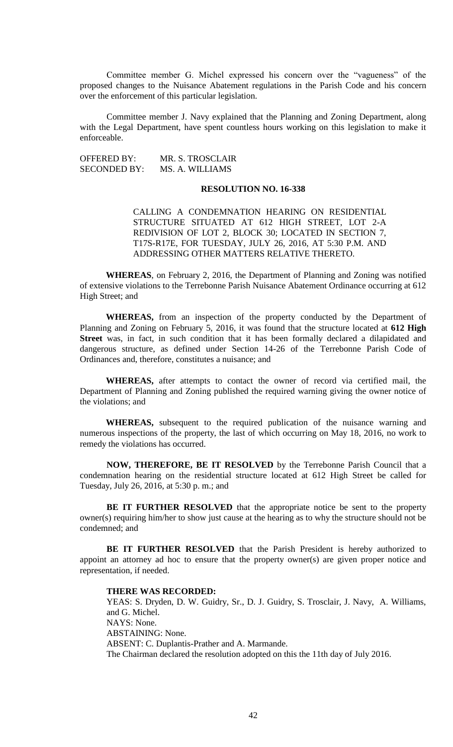Committee member G. Michel expressed his concern over the "vagueness" of the proposed changes to the Nuisance Abatement regulations in the Parish Code and his concern over the enforcement of this particular legislation.

Committee member J. Navy explained that the Planning and Zoning Department, along with the Legal Department, have spent countless hours working on this legislation to make it enforceable.

OFFERED BY: MR. S. TROSCLAIR
SECONDED BY: MS. A. WILLIAMS

**RESOLUTION NO. 16-338**

CALLING A CONDEMNATION HEARING ON RESIDENTIAL STRUCTURE SITUATED AT 612 HIGH STREET, LOT 2-A REDIVISION OF LOT 2, BLOCK 30; LOCATED IN SECTION 7, T17S-R17E, FOR TUESDAY, JULY 26, 2016, AT 5:30 P.M. AND ADDRESSING OTHER MATTERS RELATIVE THERETO.

**WHEREAS**, on February 2, 2016, the Department of Planning and Zoning was notified of extensive violations to the Terrebonne Parish Nuisance Abatement Ordinance occurring at 612 High Street; and

**WHEREAS,** from an inspection of the property conducted by the Department of Planning and Zoning on February 5, 2016, it was found that the structure located at **612 High Street** was, in fact, in such condition that it has been formally declared a dilapidated and dangerous structure, as defined under Section 14-26 of the Terrebonne Parish Code of Ordinances and, therefore, constitutes a nuisance; and

**WHEREAS,** after attempts to contact the owner of record via certified mail, the Department of Planning and Zoning published the required warning giving the owner notice of the violations; and

**WHEREAS,** subsequent to the required publication of the nuisance warning and numerous inspections of the property, the last of which occurring on May 18, 2016, no work to remedy the violations has occurred.

**NOW, THEREFORE, BE IT RESOLVED** by the Terrebonne Parish Council that a condemnation hearing on the residential structure located at 612 High Street be called for Tuesday, July 26, 2016, at 5:30 p. m.; and

**BE IT FURTHER RESOLVED** that the appropriate notice be sent to the property owner(s) requiring him/her to show just cause at the hearing as to why the structure should not be condemned; and

**BE IT FURTHER RESOLVED** that the Parish President is hereby authorized to appoint an attorney ad hoc to ensure that the property owner(s) are given proper notice and representation, if needed.

**THERE WAS RECORDED:**

YEAS: S. Dryden, D. W. Guidry, Sr., D. J. Guidry, S. Trosclair, J. Navy, A. Williams, and G. Michel.
NAYS: None.
ABSTAINING: None.
ABSENT: C. Duplantis-Prather and A. Marmande.
The Chairman declared the resolution adopted on this the 11th day of July 2016.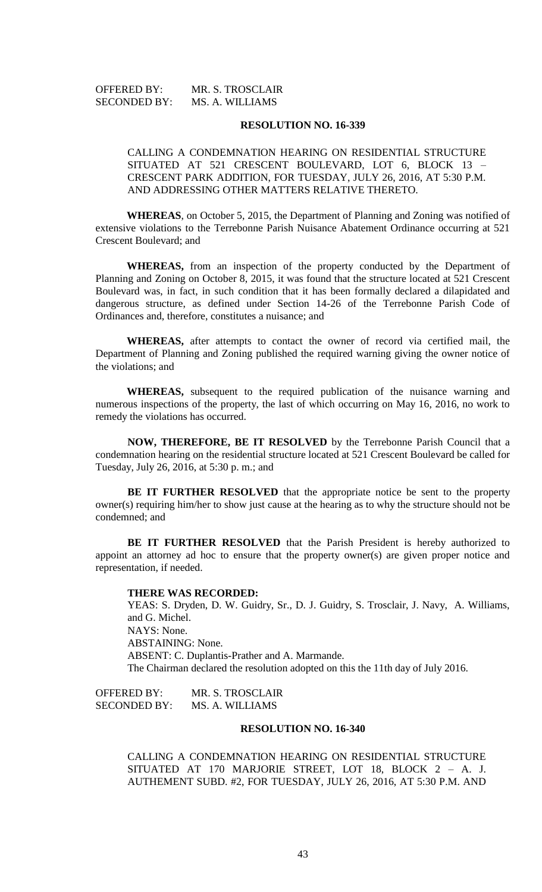OFFERED BY: MR. S. TROSCLAIR
SECONDED BY: MS. A. WILLIAMS

**RESOLUTION NO. 16-339**

CALLING A CONDEMNATION HEARING ON RESIDENTIAL STRUCTURE SITUATED AT 521 CRESCENT BOULEVARD, LOT 6, BLOCK 13 – CRESCENT PARK ADDITION, FOR TUESDAY, JULY 26, 2016, AT 5:30 P.M. AND ADDRESSING OTHER MATTERS RELATIVE THERETO.

**WHEREAS**, on October 5, 2015, the Department of Planning and Zoning was notified of extensive violations to the Terrebonne Parish Nuisance Abatement Ordinance occurring at 521 Crescent Boulevard; and

**WHEREAS,** from an inspection of the property conducted by the Department of Planning and Zoning on October 8, 2015, it was found that the structure located at 521 Crescent Boulevard was, in fact, in such condition that it has been formally declared a dilapidated and dangerous structure, as defined under Section 14-26 of the Terrebonne Parish Code of Ordinances and, therefore, constitutes a nuisance; and

**WHEREAS,** after attempts to contact the owner of record via certified mail, the Department of Planning and Zoning published the required warning giving the owner notice of the violations; and

**WHEREAS,** subsequent to the required publication of the nuisance warning and numerous inspections of the property, the last of which occurring on May 16, 2016, no work to remedy the violations has occurred.

**NOW, THEREFORE, BE IT RESOLVED** by the Terrebonne Parish Council that a condemnation hearing on the residential structure located at 521 Crescent Boulevard be called for Tuesday, July 26, 2016, at 5:30 p. m.; and

**BE IT FURTHER RESOLVED** that the appropriate notice be sent to the property owner(s) requiring him/her to show just cause at the hearing as to why the structure should not be condemned; and

**BE IT FURTHER RESOLVED** that the Parish President is hereby authorized to appoint an attorney ad hoc to ensure that the property owner(s) are given proper notice and representation, if needed.

**THERE WAS RECORDED:**
YEAS: S. Dryden, D. W. Guidry, Sr., D. J. Guidry, S. Trosclair, J. Navy, A. Williams, and G. Michel.
NAYS: None.
ABSTAINING: None.
ABSENT: C. Duplantis-Prather and A. Marmande.
The Chairman declared the resolution adopted on this the 11th day of July 2016.

OFFERED BY: MR. S. TROSCLAIR
SECONDED BY: MS. A. WILLIAMS

**RESOLUTION NO. 16-340**

CALLING A CONDEMNATION HEARING ON RESIDENTIAL STRUCTURE SITUATED AT 170 MARJORIE STREET, LOT 18, BLOCK 2 – A. J. AUTHEMENT SUBD. #2, FOR TUESDAY, JULY 26, 2016, AT 5:30 P.M. AND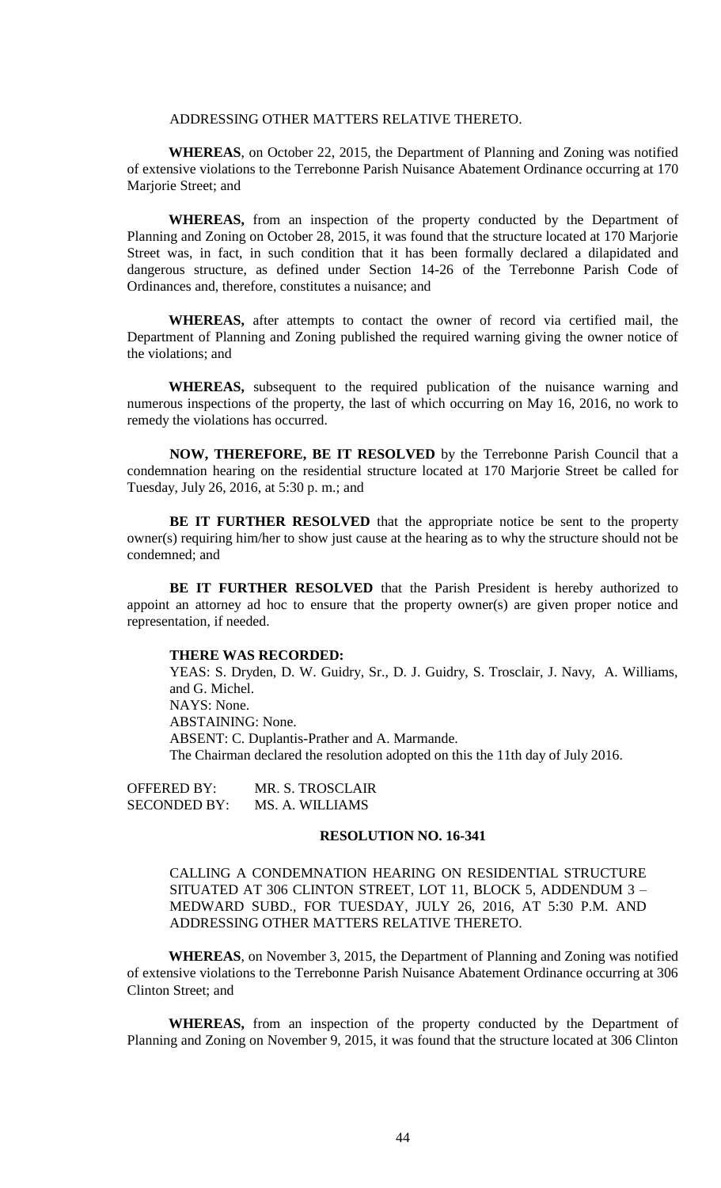ADDRESSING OTHER MATTERS RELATIVE THERETO.

**WHEREAS**, on October 22, 2015, the Department of Planning and Zoning was notified of extensive violations to the Terrebonne Parish Nuisance Abatement Ordinance occurring at 170 Marjorie Street; and

**WHEREAS,** from an inspection of the property conducted by the Department of Planning and Zoning on October 28, 2015, it was found that the structure located at 170 Marjorie Street was, in fact, in such condition that it has been formally declared a dilapidated and dangerous structure, as defined under Section 14-26 of the Terrebonne Parish Code of Ordinances and, therefore, constitutes a nuisance; and

**WHEREAS,** after attempts to contact the owner of record via certified mail, the Department of Planning and Zoning published the required warning giving the owner notice of the violations; and

**WHEREAS,** subsequent to the required publication of the nuisance warning and numerous inspections of the property, the last of which occurring on May 16, 2016, no work to remedy the violations has occurred.

**NOW, THEREFORE, BE IT RESOLVED** by the Terrebonne Parish Council that a condemnation hearing on the residential structure located at 170 Marjorie Street be called for Tuesday, July 26, 2016, at 5:30 p. m.; and

**BE IT FURTHER RESOLVED** that the appropriate notice be sent to the property owner(s) requiring him/her to show just cause at the hearing as to why the structure should not be condemned; and

**BE IT FURTHER RESOLVED** that the Parish President is hereby authorized to appoint an attorney ad hoc to ensure that the property owner(s) are given proper notice and representation, if needed.

**THERE WAS RECORDED:**

YEAS: S. Dryden, D. W. Guidry, Sr., D. J. Guidry, S. Trosclair, J. Navy, A. Williams, and G. Michel.

NAYS: None.

ABSTAINING: None.

ABSENT: C. Duplantis-Prather and A. Marmande.

The Chairman declared the resolution adopted on this the 11th day of July 2016.

OFFERED BY: MR. S. TROSCLAIR
SECONDED BY: MS. A. WILLIAMS

**RESOLUTION NO. 16-341**

CALLING A CONDEMNATION HEARING ON RESIDENTIAL STRUCTURE SITUATED AT 306 CLINTON STREET, LOT 11, BLOCK 5, ADDENDUM 3 – MEDWARD SUBD., FOR TUESDAY, JULY 26, 2016, AT 5:30 P.M. AND ADDRESSING OTHER MATTERS RELATIVE THERETO.

**WHEREAS**, on November 3, 2015, the Department of Planning and Zoning was notified of extensive violations to the Terrebonne Parish Nuisance Abatement Ordinance occurring at 306 Clinton Street; and

**WHEREAS,** from an inspection of the property conducted by the Department of Planning and Zoning on November 9, 2015, it was found that the structure located at 306 Clinton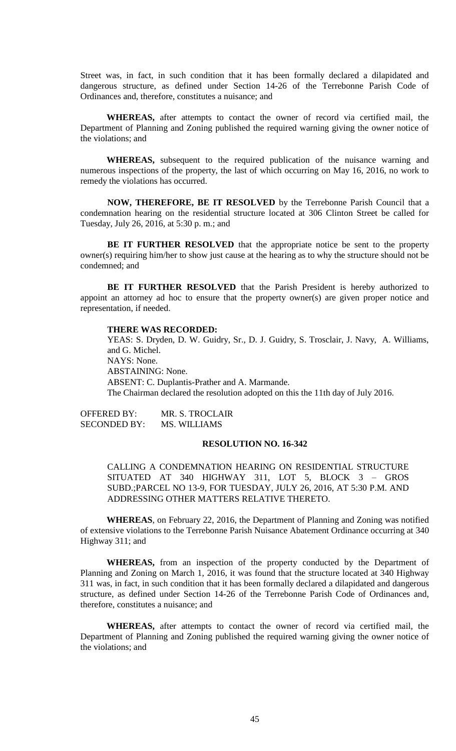Street was, in fact, in such condition that it has been formally declared a dilapidated and dangerous structure, as defined under Section 14-26 of the Terrebonne Parish Code of Ordinances and, therefore, constitutes a nuisance; and

**WHEREAS,** after attempts to contact the owner of record via certified mail, the Department of Planning and Zoning published the required warning giving the owner notice of the violations; and

**WHEREAS,** subsequent to the required publication of the nuisance warning and numerous inspections of the property, the last of which occurring on May 16, 2016, no work to remedy the violations has occurred.

**NOW, THEREFORE, BE IT RESOLVED** by the Terrebonne Parish Council that a condemnation hearing on the residential structure located at 306 Clinton Street be called for Tuesday, July 26, 2016, at 5:30 p. m.; and

**BE IT FURTHER RESOLVED** that the appropriate notice be sent to the property owner(s) requiring him/her to show just cause at the hearing as to why the structure should not be condemned; and

**BE IT FURTHER RESOLVED** that the Parish President is hereby authorized to appoint an attorney ad hoc to ensure that the property owner(s) are given proper notice and representation, if needed.

**THERE WAS RECORDED:**

YEAS: S. Dryden, D. W. Guidry, Sr., D. J. Guidry, S. Trosclair, J. Navy, A. Williams, and G. Michel.
NAYS: None.
ABSTAINING: None.
ABSENT: C. Duplantis-Prather and A. Marmande.
The Chairman declared the resolution adopted on this the 11th day of July 2016.

OFFERED BY: MR. S. TROCLAIR
SECONDED BY: MS. WILLIAMS

**RESOLUTION NO. 16-342**

CALLING A CONDEMNATION HEARING ON RESIDENTIAL STRUCTURE SITUATED AT 340 HIGHWAY 311, LOT 5, BLOCK 3 – GROS SUBD.;PARCEL NO 13-9, FOR TUESDAY, JULY 26, 2016, AT 5:30 P.M. AND ADDRESSING OTHER MATTERS RELATIVE THERETO.

**WHEREAS**, on February 22, 2016, the Department of Planning and Zoning was notified of extensive violations to the Terrebonne Parish Nuisance Abatement Ordinance occurring at 340 Highway 311; and

**WHEREAS,** from an inspection of the property conducted by the Department of Planning and Zoning on March 1, 2016, it was found that the structure located at 340 Highway 311 was, in fact, in such condition that it has been formally declared a dilapidated and dangerous structure, as defined under Section 14-26 of the Terrebonne Parish Code of Ordinances and, therefore, constitutes a nuisance; and

**WHEREAS,** after attempts to contact the owner of record via certified mail, the Department of Planning and Zoning published the required warning giving the owner notice of the violations; and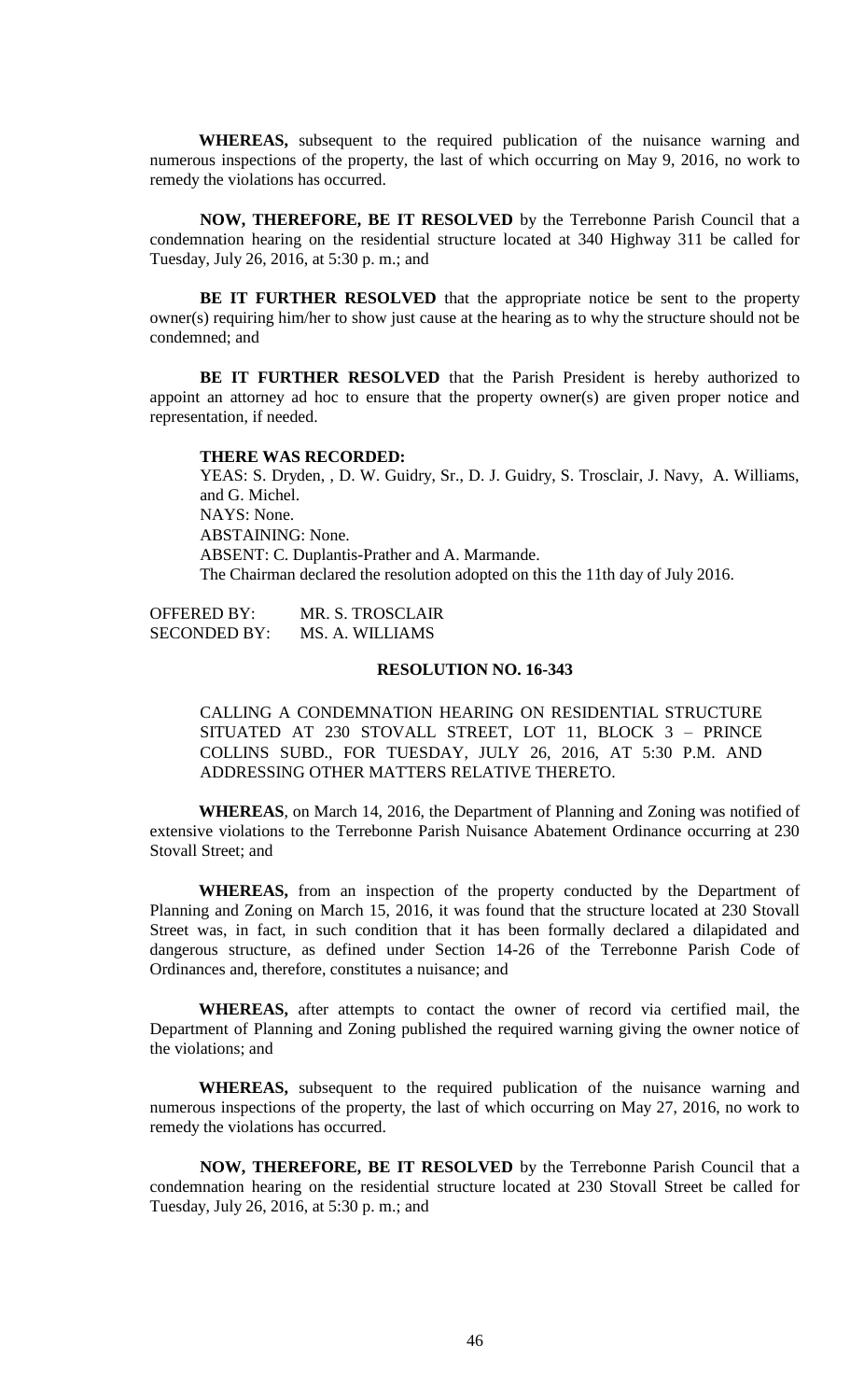**WHEREAS,** subsequent to the required publication of the nuisance warning and numerous inspections of the property, the last of which occurring on May 9, 2016, no work to remedy the violations has occurred.

**NOW, THEREFORE, BE IT RESOLVED** by the Terrebonne Parish Council that a condemnation hearing on the residential structure located at 340 Highway 311 be called for Tuesday, July 26, 2016, at 5:30 p. m.; and

**BE IT FURTHER RESOLVED** that the appropriate notice be sent to the property owner(s) requiring him/her to show just cause at the hearing as to why the structure should not be condemned; and

**BE IT FURTHER RESOLVED** that the Parish President is hereby authorized to appoint an attorney ad hoc to ensure that the property owner(s) are given proper notice and representation, if needed.

**THERE WAS RECORDED:**

YEAS: S. Dryden, , D. W. Guidry, Sr., D. J. Guidry, S. Trosclair, J. Navy, A. Williams, and G. Michel.
NAYS: None.
ABSTAINING: None.
ABSENT: C. Duplantis-Prather and A. Marmande.
The Chairman declared the resolution adopted on this the 11th day of July 2016.

OFFERED BY: MR. S. TROSCLAIR
SECONDED BY: MS. A. WILLIAMS

## RESOLUTION NO. 16-343

CALLING A CONDEMNATION HEARING ON RESIDENTIAL STRUCTURE SITUATED AT 230 STOVALL STREET, LOT 11, BLOCK 3 – PRINCE COLLINS SUBD., FOR TUESDAY, JULY 26, 2016, AT 5:30 P.M. AND ADDRESSING OTHER MATTERS RELATIVE THERETO.

**WHEREAS**, on March 14, 2016, the Department of Planning and Zoning was notified of extensive violations to the Terrebonne Parish Nuisance Abatement Ordinance occurring at 230 Stovall Street; and

**WHEREAS,** from an inspection of the property conducted by the Department of Planning and Zoning on March 15, 2016, it was found that the structure located at 230 Stovall Street was, in fact, in such condition that it has been formally declared a dilapidated and dangerous structure, as defined under Section 14-26 of the Terrebonne Parish Code of Ordinances and, therefore, constitutes a nuisance; and

**WHEREAS,** after attempts to contact the owner of record via certified mail, the Department of Planning and Zoning published the required warning giving the owner notice of the violations; and

**WHEREAS,** subsequent to the required publication of the nuisance warning and numerous inspections of the property, the last of which occurring on May 27, 2016, no work to remedy the violations has occurred.

**NOW, THEREFORE, BE IT RESOLVED** by the Terrebonne Parish Council that a condemnation hearing on the residential structure located at 230 Stovall Street be called for Tuesday, July 26, 2016, at 5:30 p. m.; and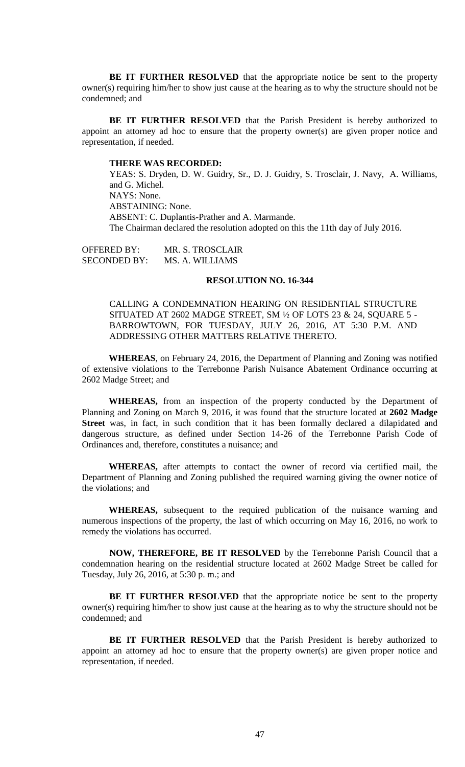**BE IT FURTHER RESOLVED** that the appropriate notice be sent to the property owner(s) requiring him/her to show just cause at the hearing as to why the structure should not be condemned; and

**BE IT FURTHER RESOLVED** that the Parish President is hereby authorized to appoint an attorney ad hoc to ensure that the property owner(s) are given proper notice and representation, if needed.

**THERE WAS RECORDED:**

YEAS: S. Dryden, D. W. Guidry, Sr., D. J. Guidry, S. Trosclair, J. Navy, A. Williams, and G. Michel.

NAYS: None.

ABSTAINING: None.

ABSENT: C. Duplantis-Prather and A. Marmande.

The Chairman declared the resolution adopted on this the 11th day of July 2016.

OFFERED BY: MR. S. TROSCLAIR
SECONDED BY: MS. A. WILLIAMS

**RESOLUTION NO. 16-344**

CALLING A CONDEMNATION HEARING ON RESIDENTIAL STRUCTURE SITUATED AT 2602 MADGE STREET, SM ½ OF LOTS 23 & 24, SQUARE 5 - BARROWTOWN, FOR TUESDAY, JULY 26, 2016, AT 5:30 P.M. AND ADDRESSING OTHER MATTERS RELATIVE THERETO.

**WHEREAS**, on February 24, 2016, the Department of Planning and Zoning was notified of extensive violations to the Terrebonne Parish Nuisance Abatement Ordinance occurring at 2602 Madge Street; and

**WHEREAS,** from an inspection of the property conducted by the Department of Planning and Zoning on March 9, 2016, it was found that the structure located at **2602 Madge Street** was, in fact, in such condition that it has been formally declared a dilapidated and dangerous structure, as defined under Section 14-26 of the Terrebonne Parish Code of Ordinances and, therefore, constitutes a nuisance; and

**WHEREAS,** after attempts to contact the owner of record via certified mail, the Department of Planning and Zoning published the required warning giving the owner notice of the violations; and

**WHEREAS,** subsequent to the required publication of the nuisance warning and numerous inspections of the property, the last of which occurring on May 16, 2016, no work to remedy the violations has occurred.

**NOW, THEREFORE, BE IT RESOLVED** by the Terrebonne Parish Council that a condemnation hearing on the residential structure located at 2602 Madge Street be called for Tuesday, July 26, 2016, at 5:30 p. m.; and

**BE IT FURTHER RESOLVED** that the appropriate notice be sent to the property owner(s) requiring him/her to show just cause at the hearing as to why the structure should not be condemned; and

**BE IT FURTHER RESOLVED** that the Parish President is hereby authorized to appoint an attorney ad hoc to ensure that the property owner(s) are given proper notice and representation, if needed.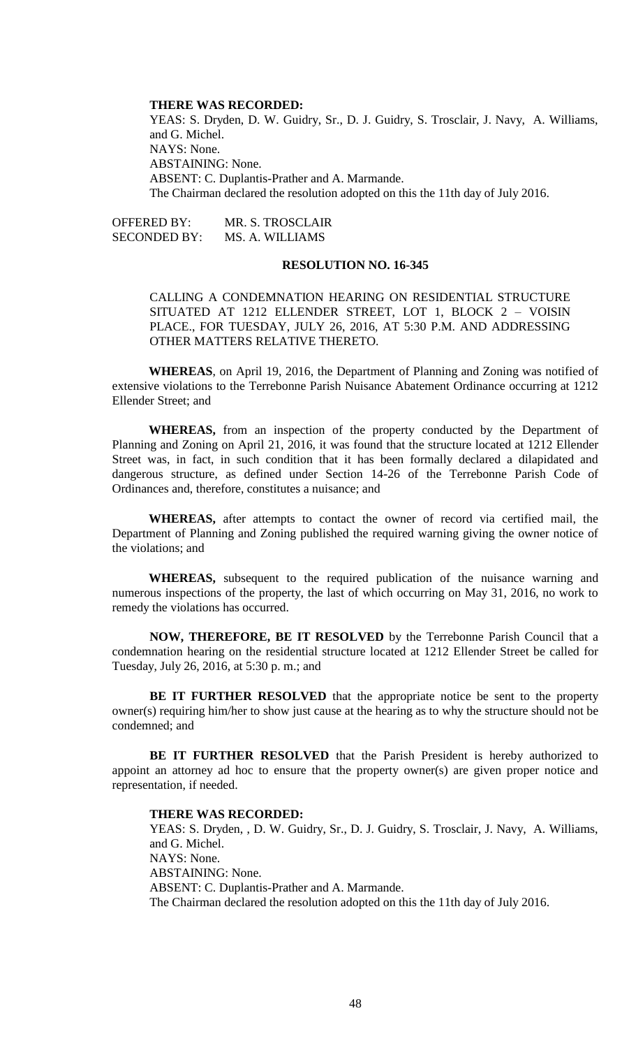**THERE WAS RECORDED:**

YEAS: S. Dryden, D. W. Guidry, Sr., D. J. Guidry, S. Trosclair, J. Navy, A. Williams, and G. Michel.

NAYS: None.

ABSTAINING: None.

ABSENT: C. Duplantis-Prather and A. Marmande.

The Chairman declared the resolution adopted on this the 11th day of July 2016.

OFFERED BY: MR. S. TROSCLAIR
SECONDED BY: MS. A. WILLIAMS

**RESOLUTION NO. 16-345**

CALLING A CONDEMNATION HEARING ON RESIDENTIAL STRUCTURE SITUATED AT 1212 ELLENDER STREET, LOT 1, BLOCK 2 – VOISIN PLACE., FOR TUESDAY, JULY 26, 2016, AT 5:30 P.M. AND ADDRESSING OTHER MATTERS RELATIVE THERETO.

**WHEREAS**, on April 19, 2016, the Department of Planning and Zoning was notified of extensive violations to the Terrebonne Parish Nuisance Abatement Ordinance occurring at 1212 Ellender Street; and

**WHEREAS,** from an inspection of the property conducted by the Department of Planning and Zoning on April 21, 2016, it was found that the structure located at 1212 Ellender Street was, in fact, in such condition that it has been formally declared a dilapidated and dangerous structure, as defined under Section 14-26 of the Terrebonne Parish Code of Ordinances and, therefore, constitutes a nuisance; and

**WHEREAS,** after attempts to contact the owner of record via certified mail, the Department of Planning and Zoning published the required warning giving the owner notice of the violations; and

**WHEREAS,** subsequent to the required publication of the nuisance warning and numerous inspections of the property, the last of which occurring on May 31, 2016, no work to remedy the violations has occurred.

**NOW, THEREFORE, BE IT RESOLVED** by the Terrebonne Parish Council that a condemnation hearing on the residential structure located at 1212 Ellender Street be called for Tuesday, July 26, 2016, at 5:30 p. m.; and

**BE IT FURTHER RESOLVED** that the appropriate notice be sent to the property owner(s) requiring him/her to show just cause at the hearing as to why the structure should not be condemned; and

**BE IT FURTHER RESOLVED** that the Parish President is hereby authorized to appoint an attorney ad hoc to ensure that the property owner(s) are given proper notice and representation, if needed.

**THERE WAS RECORDED:**

YEAS: S. Dryden, , D. W. Guidry, Sr., D. J. Guidry, S. Trosclair, J. Navy, A. Williams, and G. Michel.

NAYS: None.

ABSTAINING: None.

ABSENT: C. Duplantis-Prather and A. Marmande.

The Chairman declared the resolution adopted on this the 11th day of July 2016.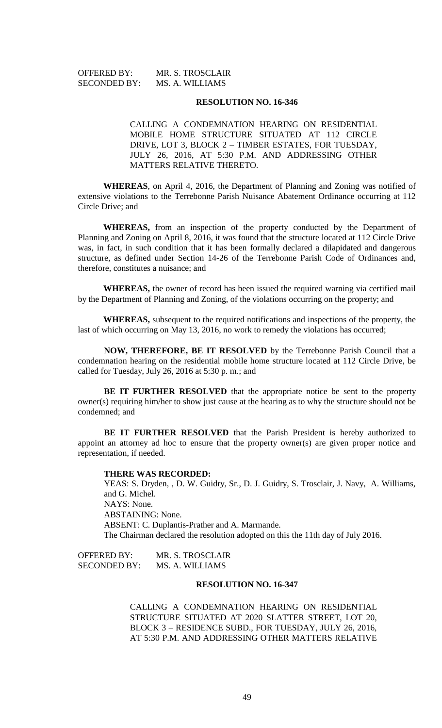OFFERED BY: MR. S. TROSCLAIR
SECONDED BY: MS. A. WILLIAMS

**RESOLUTION NO. 16-346**

CALLING A CONDEMNATION HEARING ON RESIDENTIAL MOBILE HOME STRUCTURE SITUATED AT 112 CIRCLE DRIVE, LOT 3, BLOCK 2 – TIMBER ESTATES, FOR TUESDAY, JULY 26, 2016, AT 5:30 P.M. AND ADDRESSING OTHER MATTERS RELATIVE THERETO.

**WHEREAS**, on April 4, 2016, the Department of Planning and Zoning was notified of extensive violations to the Terrebonne Parish Nuisance Abatement Ordinance occurring at 112 Circle Drive; and

**WHEREAS,** from an inspection of the property conducted by the Department of Planning and Zoning on April 8, 2016, it was found that the structure located at 112 Circle Drive was, in fact, in such condition that it has been formally declared a dilapidated and dangerous structure, as defined under Section 14-26 of the Terrebonne Parish Code of Ordinances and, therefore, constitutes a nuisance; and

**WHEREAS,** the owner of record has been issued the required warning via certified mail by the Department of Planning and Zoning, of the violations occurring on the property; and

**WHEREAS,** subsequent to the required notifications and inspections of the property, the last of which occurring on May 13, 2016, no work to remedy the violations has occurred;

**NOW, THEREFORE, BE IT RESOLVED** by the Terrebonne Parish Council that a condemnation hearing on the residential mobile home structure located at 112 Circle Drive, be called for Tuesday, July 26, 2016 at 5:30 p. m.; and

**BE IT FURTHER RESOLVED** that the appropriate notice be sent to the property owner(s) requiring him/her to show just cause at the hearing as to why the structure should not be condemned; and

**BE IT FURTHER RESOLVED** that the Parish President is hereby authorized to appoint an attorney ad hoc to ensure that the property owner(s) are given proper notice and representation, if needed.

**THERE WAS RECORDED:**

YEAS: S. Dryden, , D. W. Guidry, Sr., D. J. Guidry, S. Trosclair, J. Navy, A. Williams, and G. Michel.
NAYS: None.
ABSTAINING: None.
ABSENT: C. Duplantis-Prather and A. Marmande.
The Chairman declared the resolution adopted on this the 11th day of July 2016.

OFFERED BY: MR. S. TROSCLAIR
SECONDED BY: MS. A. WILLIAMS

**RESOLUTION NO. 16-347**

CALLING A CONDEMNATION HEARING ON RESIDENTIAL STRUCTURE SITUATED AT 2020 SLATTER STREET, LOT 20, BLOCK 3 – RESIDENCE SUBD., FOR TUESDAY, JULY 26, 2016, AT 5:30 P.M. AND ADDRESSING OTHER MATTERS RELATIVE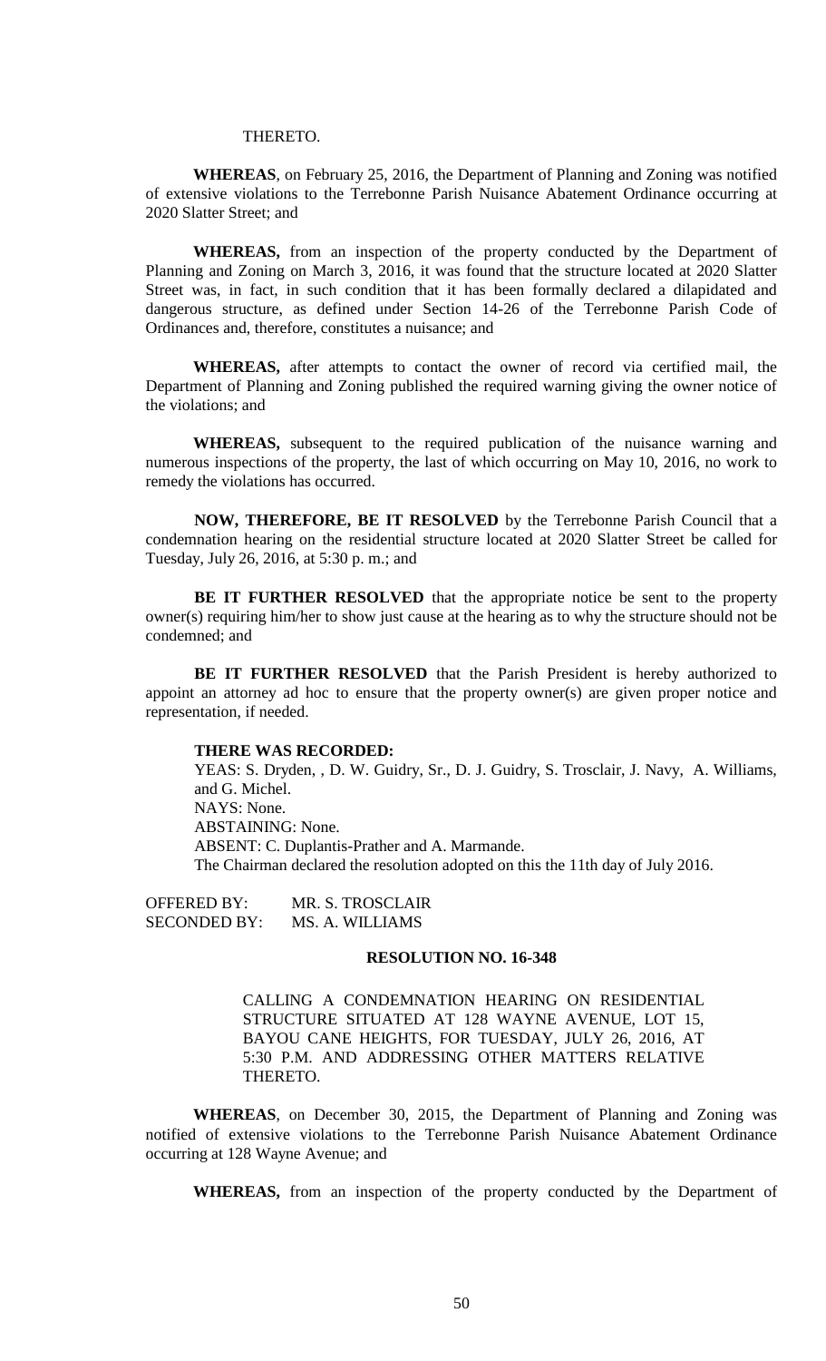THERETO.

**WHEREAS**, on February 25, 2016, the Department of Planning and Zoning was notified of extensive violations to the Terrebonne Parish Nuisance Abatement Ordinance occurring at 2020 Slatter Street; and

**WHEREAS,** from an inspection of the property conducted by the Department of Planning and Zoning on March 3, 2016, it was found that the structure located at 2020 Slatter Street was, in fact, in such condition that it has been formally declared a dilapidated and dangerous structure, as defined under Section 14-26 of the Terrebonne Parish Code of Ordinances and, therefore, constitutes a nuisance; and

**WHEREAS,** after attempts to contact the owner of record via certified mail, the Department of Planning and Zoning published the required warning giving the owner notice of the violations; and

**WHEREAS,** subsequent to the required publication of the nuisance warning and numerous inspections of the property, the last of which occurring on May 10, 2016, no work to remedy the violations has occurred.

**NOW, THEREFORE, BE IT RESOLVED** by the Terrebonne Parish Council that a condemnation hearing on the residential structure located at 2020 Slatter Street be called for Tuesday, July 26, 2016, at 5:30 p. m.; and

**BE IT FURTHER RESOLVED** that the appropriate notice be sent to the property owner(s) requiring him/her to show just cause at the hearing as to why the structure should not be condemned; and

**BE IT FURTHER RESOLVED** that the Parish President is hereby authorized to appoint an attorney ad hoc to ensure that the property owner(s) are given proper notice and representation, if needed.

**THERE WAS RECORDED:**
YEAS: S. Dryden, , D. W. Guidry, Sr., D. J. Guidry, S. Trosclair, J. Navy, A. Williams, and G. Michel.
NAYS: None.
ABSTAINING: None.
ABSENT: C. Duplantis-Prather and A. Marmande.
The Chairman declared the resolution adopted on this the 11th day of July 2016.

OFFERED BY: MR. S. TROSCLAIR
SECONDED BY: MS. A. WILLIAMS

**RESOLUTION NO. 16-348**

CALLING A CONDEMNATION HEARING ON RESIDENTIAL STRUCTURE SITUATED AT 128 WAYNE AVENUE, LOT 15, BAYOU CANE HEIGHTS, FOR TUESDAY, JULY 26, 2016, AT 5:30 P.M. AND ADDRESSING OTHER MATTERS RELATIVE THERETO.

**WHEREAS**, on December 30, 2015, the Department of Planning and Zoning was notified of extensive violations to the Terrebonne Parish Nuisance Abatement Ordinance occurring at 128 Wayne Avenue; and

**WHEREAS,** from an inspection of the property conducted by the Department of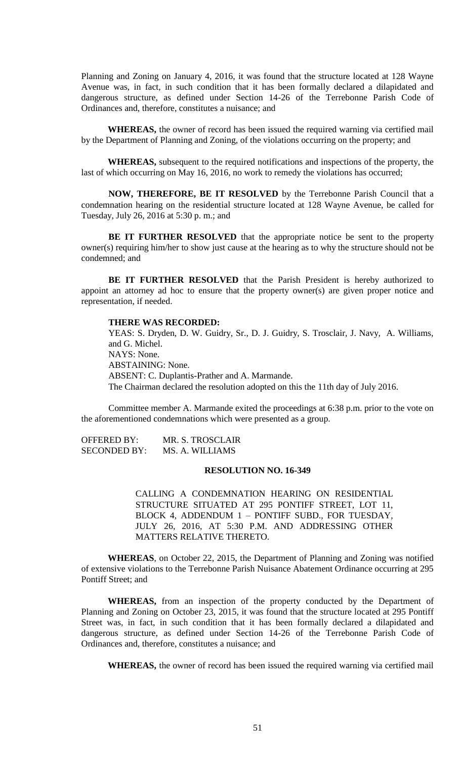Planning and Zoning on January 4, 2016, it was found that the structure located at 128 Wayne Avenue was, in fact, in such condition that it has been formally declared a dilapidated and dangerous structure, as defined under Section 14-26 of the Terrebonne Parish Code of Ordinances and, therefore, constitutes a nuisance; and

**WHEREAS,** the owner of record has been issued the required warning via certified mail by the Department of Planning and Zoning, of the violations occurring on the property; and

**WHEREAS,** subsequent to the required notifications and inspections of the property, the last of which occurring on May 16, 2016, no work to remedy the violations has occurred;

**NOW, THEREFORE, BE IT RESOLVED** by the Terrebonne Parish Council that a condemnation hearing on the residential structure located at 128 Wayne Avenue, be called for Tuesday, July 26, 2016 at 5:30 p. m.; and

**BE IT FURTHER RESOLVED** that the appropriate notice be sent to the property owner(s) requiring him/her to show just cause at the hearing as to why the structure should not be condemned; and

**BE IT FURTHER RESOLVED** that the Parish President is hereby authorized to appoint an attorney ad hoc to ensure that the property owner(s) are given proper notice and representation, if needed.

**THERE WAS RECORDED:**

YEAS: S. Dryden, D. W. Guidry, Sr., D. J. Guidry, S. Trosclair, J. Navy, A. Williams, and G. Michel.
NAYS: None.
ABSTAINING: None.
ABSENT: C. Duplantis-Prather and A. Marmande.
The Chairman declared the resolution adopted on this the 11th day of July 2016.

Committee member A. Marmande exited the proceedings at 6:38 p.m. prior to the vote on the aforementioned condemnations which were presented as a group.

OFFERED BY: MR. S. TROSCLAIR
SECONDED BY: MS. A. WILLIAMS

**RESOLUTION NO. 16-349**

CALLING A CONDEMNATION HEARING ON RESIDENTIAL STRUCTURE SITUATED AT 295 PONTIFF STREET, LOT 11, BLOCK 4, ADDENDUM 1 – PONTIFF SUBD., FOR TUESDAY, JULY 26, 2016, AT 5:30 P.M. AND ADDRESSING OTHER MATTERS RELATIVE THERETO.

**WHEREAS**, on October 22, 2015, the Department of Planning and Zoning was notified of extensive violations to the Terrebonne Parish Nuisance Abatement Ordinance occurring at 295 Pontiff Street; and

**WHEREAS,** from an inspection of the property conducted by the Department of Planning and Zoning on October 23, 2015, it was found that the structure located at 295 Pontiff Street was, in fact, in such condition that it has been formally declared a dilapidated and dangerous structure, as defined under Section 14-26 of the Terrebonne Parish Code of Ordinances and, therefore, constitutes a nuisance; and

**WHEREAS,** the owner of record has been issued the required warning via certified mail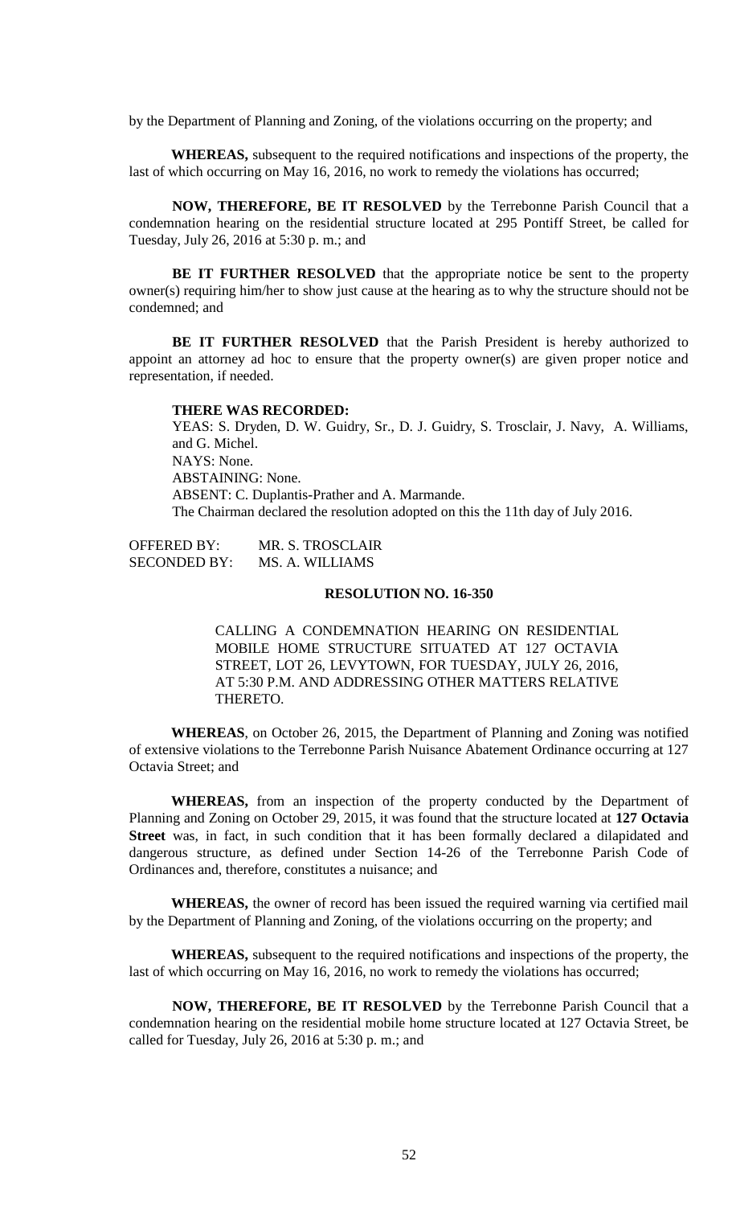by the Department of Planning and Zoning, of the violations occurring on the property; and

**WHEREAS,** subsequent to the required notifications and inspections of the property, the last of which occurring on May 16, 2016, no work to remedy the violations has occurred;

**NOW, THEREFORE, BE IT RESOLVED** by the Terrebonne Parish Council that a condemnation hearing on the residential structure located at 295 Pontiff Street, be called for Tuesday, July 26, 2016 at 5:30 p. m.; and

**BE IT FURTHER RESOLVED** that the appropriate notice be sent to the property owner(s) requiring him/her to show just cause at the hearing as to why the structure should not be condemned; and

**BE IT FURTHER RESOLVED** that the Parish President is hereby authorized to appoint an attorney ad hoc to ensure that the property owner(s) are given proper notice and representation, if needed.

**THERE WAS RECORDED:**

YEAS: S. Dryden, D. W. Guidry, Sr., D. J. Guidry, S. Trosclair, J. Navy, A. Williams, and G. Michel.

NAYS: None.

ABSTAINING: None.

ABSENT: C. Duplantis-Prather and A. Marmande.

The Chairman declared the resolution adopted on this the 11th day of July 2016.

OFFERED BY: MR. S. TROSCLAIR

SECONDED BY: MS. A. WILLIAMS

## RESOLUTION NO. 16-350

CALLING A CONDEMNATION HEARING ON RESIDENTIAL MOBILE HOME STRUCTURE SITUATED AT 127 OCTAVIA STREET, LOT 26, LEVYTOWN, FOR TUESDAY, JULY 26, 2016, AT 5:30 P.M. AND ADDRESSING OTHER MATTERS RELATIVE THERETO.

**WHEREAS**, on October 26, 2015, the Department of Planning and Zoning was notified of extensive violations to the Terrebonne Parish Nuisance Abatement Ordinance occurring at 127 Octavia Street; and

**WHEREAS,** from an inspection of the property conducted by the Department of Planning and Zoning on October 29, 2015, it was found that the structure located at **127 Octavia Street** was, in fact, in such condition that it has been formally declared a dilapidated and dangerous structure, as defined under Section 14-26 of the Terrebonne Parish Code of Ordinances and, therefore, constitutes a nuisance; and

**WHEREAS,** the owner of record has been issued the required warning via certified mail by the Department of Planning and Zoning, of the violations occurring on the property; and

**WHEREAS,** subsequent to the required notifications and inspections of the property, the last of which occurring on May 16, 2016, no work to remedy the violations has occurred;

**NOW, THEREFORE, BE IT RESOLVED** by the Terrebonne Parish Council that a condemnation hearing on the residential mobile home structure located at 127 Octavia Street, be called for Tuesday, July 26, 2016 at 5:30 p. m.; and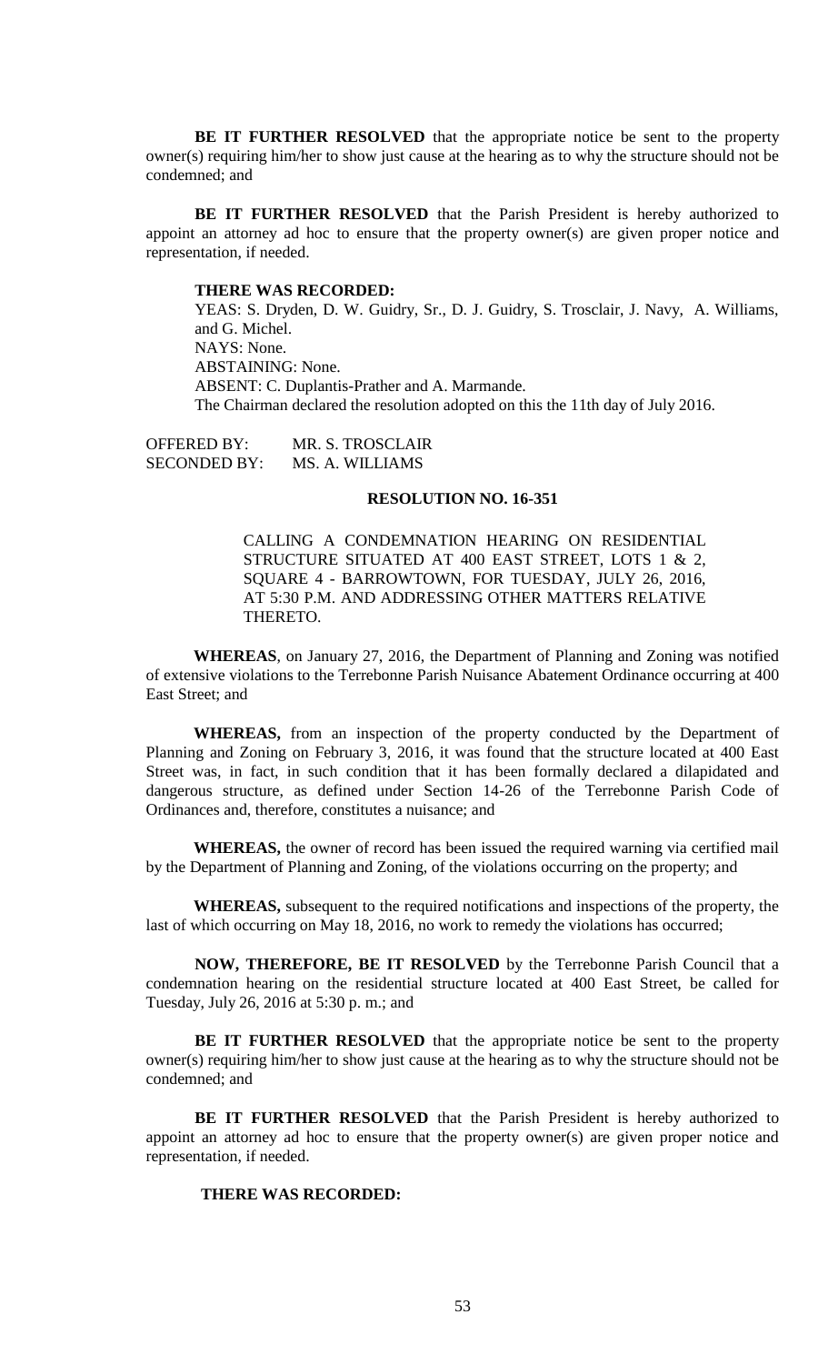**BE IT FURTHER RESOLVED** that the appropriate notice be sent to the property owner(s) requiring him/her to show just cause at the hearing as to why the structure should not be condemned; and

**BE IT FURTHER RESOLVED** that the Parish President is hereby authorized to appoint an attorney ad hoc to ensure that the property owner(s) are given proper notice and representation, if needed.

**THERE WAS RECORDED:**

YEAS: S. Dryden, D. W. Guidry, Sr., D. J. Guidry, S. Trosclair, J. Navy, A. Williams, and G. Michel.
NAYS: None.
ABSTAINING: None.
ABSENT: C. Duplantis-Prather and A. Marmande.
The Chairman declared the resolution adopted on this the 11th day of July 2016.

OFFERED BY: MR. S. TROSCLAIR
SECONDED BY: MS. A. WILLIAMS

**RESOLUTION NO. 16-351**

CALLING A CONDEMNATION HEARING ON RESIDENTIAL STRUCTURE SITUATED AT 400 EAST STREET, LOTS 1 & 2, SQUARE 4 - BARROWTOWN, FOR TUESDAY, JULY 26, 2016, AT 5:30 P.M. AND ADDRESSING OTHER MATTERS RELATIVE THERETO.

**WHEREAS**, on January 27, 2016, the Department of Planning and Zoning was notified of extensive violations to the Terrebonne Parish Nuisance Abatement Ordinance occurring at 400 East Street; and

**WHEREAS,** from an inspection of the property conducted by the Department of Planning and Zoning on February 3, 2016, it was found that the structure located at 400 East Street was, in fact, in such condition that it has been formally declared a dilapidated and dangerous structure, as defined under Section 14-26 of the Terrebonne Parish Code of Ordinances and, therefore, constitutes a nuisance; and

**WHEREAS,** the owner of record has been issued the required warning via certified mail by the Department of Planning and Zoning, of the violations occurring on the property; and

**WHEREAS,** subsequent to the required notifications and inspections of the property, the last of which occurring on May 18, 2016, no work to remedy the violations has occurred;

**NOW, THEREFORE, BE IT RESOLVED** by the Terrebonne Parish Council that a condemnation hearing on the residential structure located at 400 East Street, be called for Tuesday, July 26, 2016 at 5:30 p. m.; and

**BE IT FURTHER RESOLVED** that the appropriate notice be sent to the property owner(s) requiring him/her to show just cause at the hearing as to why the structure should not be condemned; and

**BE IT FURTHER RESOLVED** that the Parish President is hereby authorized to appoint an attorney ad hoc to ensure that the property owner(s) are given proper notice and representation, if needed.

**THERE WAS RECORDED:**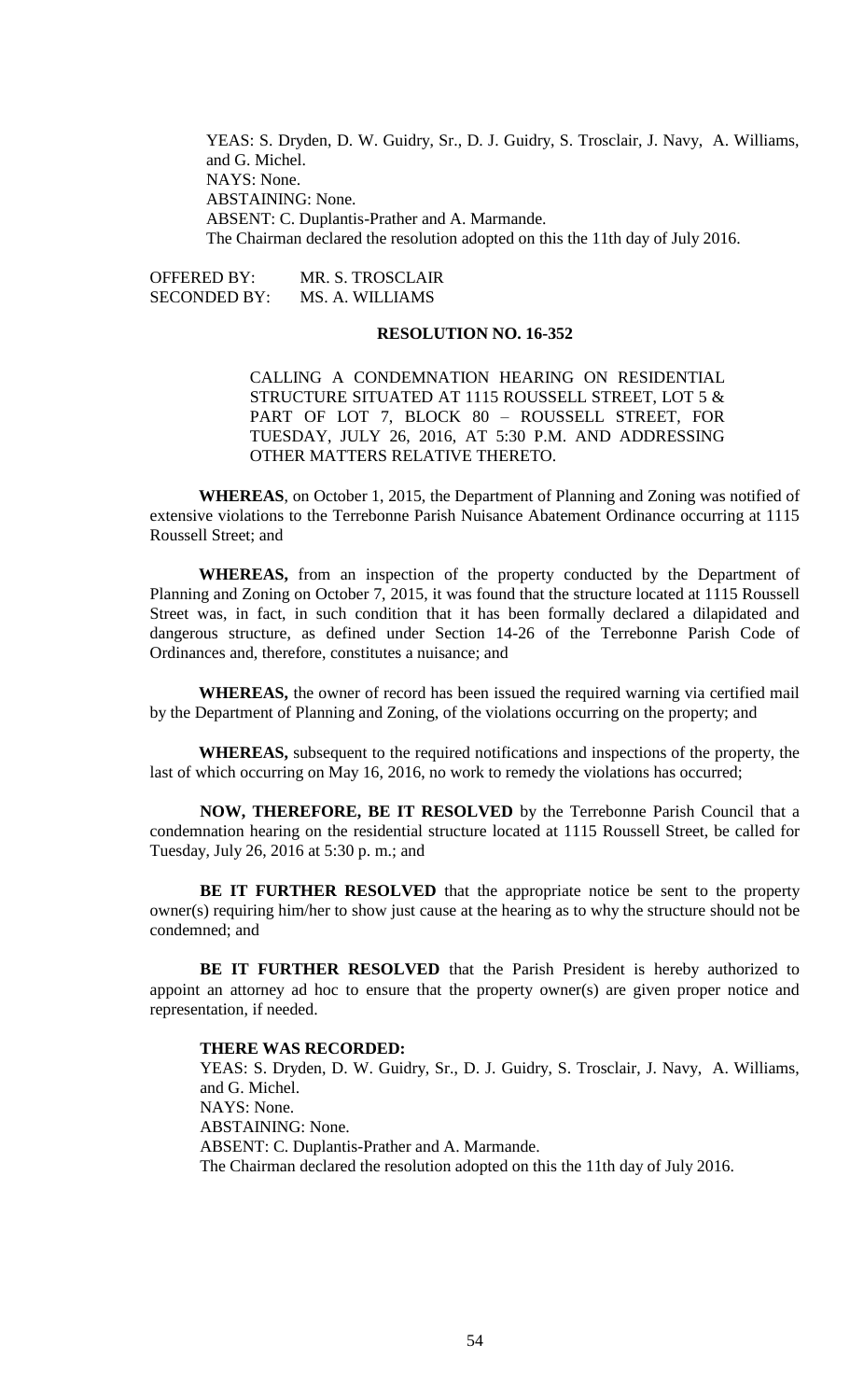YEAS: S. Dryden, D. W. Guidry, Sr., D. J. Guidry, S. Trosclair, J. Navy, A. Williams, and G. Michel.
NAYS: None.
ABSTAINING: None.
ABSENT: C. Duplantis-Prather and A. Marmande.
The Chairman declared the resolution adopted on this the 11th day of July 2016.

OFFERED BY: MR. S. TROSCLAIR
SECONDED BY: MS. A. WILLIAMS

**RESOLUTION NO. 16-352**

CALLING A CONDEMNATION HEARING ON RESIDENTIAL STRUCTURE SITUATED AT 1115 ROUSSELL STREET, LOT 5 & PART OF LOT 7, BLOCK 80 – ROUSSELL STREET, FOR TUESDAY, JULY 26, 2016, AT 5:30 P.M. AND ADDRESSING OTHER MATTERS RELATIVE THERETO.

**WHEREAS**, on October 1, 2015, the Department of Planning and Zoning was notified of extensive violations to the Terrebonne Parish Nuisance Abatement Ordinance occurring at 1115 Roussell Street; and

**WHEREAS,** from an inspection of the property conducted by the Department of Planning and Zoning on October 7, 2015, it was found that the structure located at 1115 Roussell Street was, in fact, in such condition that it has been formally declared a dilapidated and dangerous structure, as defined under Section 14-26 of the Terrebonne Parish Code of Ordinances and, therefore, constitutes a nuisance; and

**WHEREAS,** the owner of record has been issued the required warning via certified mail by the Department of Planning and Zoning, of the violations occurring on the property; and

**WHEREAS,** subsequent to the required notifications and inspections of the property, the last of which occurring on May 16, 2016, no work to remedy the violations has occurred;

**NOW, THEREFORE, BE IT RESOLVED** by the Terrebonne Parish Council that a condemnation hearing on the residential structure located at 1115 Roussell Street, be called for Tuesday, July 26, 2016 at 5:30 p. m.; and

**BE IT FURTHER RESOLVED** that the appropriate notice be sent to the property owner(s) requiring him/her to show just cause at the hearing as to why the structure should not be condemned; and

**BE IT FURTHER RESOLVED** that the Parish President is hereby authorized to appoint an attorney ad hoc to ensure that the property owner(s) are given proper notice and representation, if needed.

**THERE WAS RECORDED:**
YEAS: S. Dryden, D. W. Guidry, Sr., D. J. Guidry, S. Trosclair, J. Navy, A. Williams, and G. Michel.
NAYS: None.
ABSTAINING: None.
ABSENT: C. Duplantis-Prather and A. Marmande.
The Chairman declared the resolution adopted on this the 11th day of July 2016.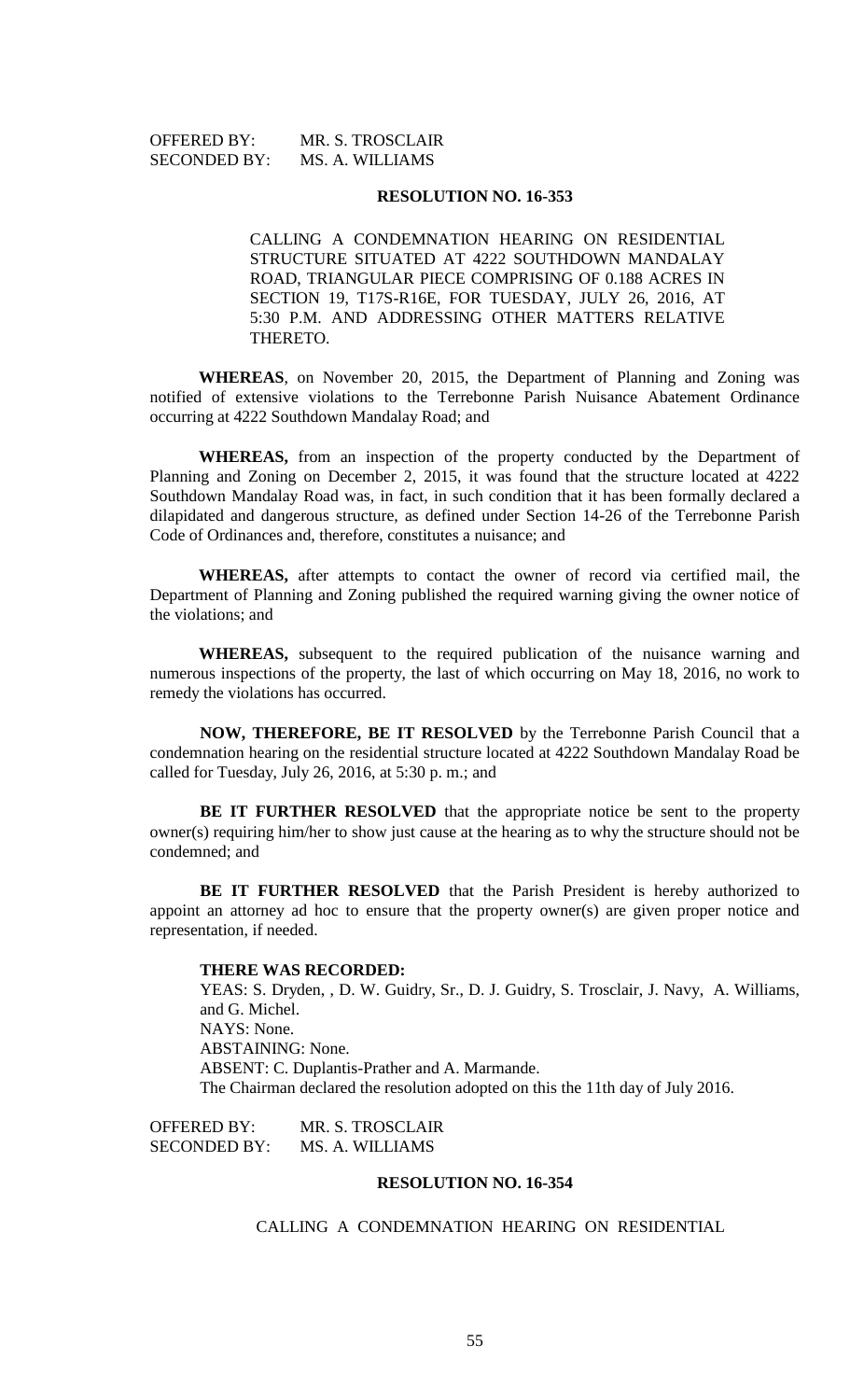OFFERED BY: MR. S. TROSCLAIR
SECONDED BY: MS. A. WILLIAMS

**RESOLUTION NO. 16-353**

CALLING A CONDEMNATION HEARING ON RESIDENTIAL STRUCTURE SITUATED AT 4222 SOUTHDOWN MANDALAY ROAD, TRIANGULAR PIECE COMPRISING OF 0.188 ACRES IN SECTION 19, T17S-R16E, FOR TUESDAY, JULY 26, 2016, AT 5:30 P.M. AND ADDRESSING OTHER MATTERS RELATIVE THERETO.

**WHEREAS**, on November 20, 2015, the Department of Planning and Zoning was notified of extensive violations to the Terrebonne Parish Nuisance Abatement Ordinance occurring at 4222 Southdown Mandalay Road; and

**WHEREAS,** from an inspection of the property conducted by the Department of Planning and Zoning on December 2, 2015, it was found that the structure located at 4222 Southdown Mandalay Road was, in fact, in such condition that it has been formally declared a dilapidated and dangerous structure, as defined under Section 14-26 of the Terrebonne Parish Code of Ordinances and, therefore, constitutes a nuisance; and

**WHEREAS,** after attempts to contact the owner of record via certified mail, the Department of Planning and Zoning published the required warning giving the owner notice of the violations; and

**WHEREAS,** subsequent to the required publication of the nuisance warning and numerous inspections of the property, the last of which occurring on May 18, 2016, no work to remedy the violations has occurred.

**NOW, THEREFORE, BE IT RESOLVED** by the Terrebonne Parish Council that a condemnation hearing on the residential structure located at 4222 Southdown Mandalay Road be called for Tuesday, July 26, 2016, at 5:30 p. m.; and

**BE IT FURTHER RESOLVED** that the appropriate notice be sent to the property owner(s) requiring him/her to show just cause at the hearing as to why the structure should not be condemned; and

**BE IT FURTHER RESOLVED** that the Parish President is hereby authorized to appoint an attorney ad hoc to ensure that the property owner(s) are given proper notice and representation, if needed.

**THERE WAS RECORDED:**

YEAS: S. Dryden, , D. W. Guidry, Sr., D. J. Guidry, S. Trosclair, J. Navy, A. Williams, and G. Michel.
NAYS: None.
ABSTAINING: None.
ABSENT: C. Duplantis-Prather and A. Marmande.
The Chairman declared the resolution adopted on this the 11th day of July 2016.

OFFERED BY: MR. S. TROSCLAIR
SECONDED BY: MS. A. WILLIAMS

**RESOLUTION NO. 16-354**

CALLING A CONDEMNATION HEARING ON RESIDENTIAL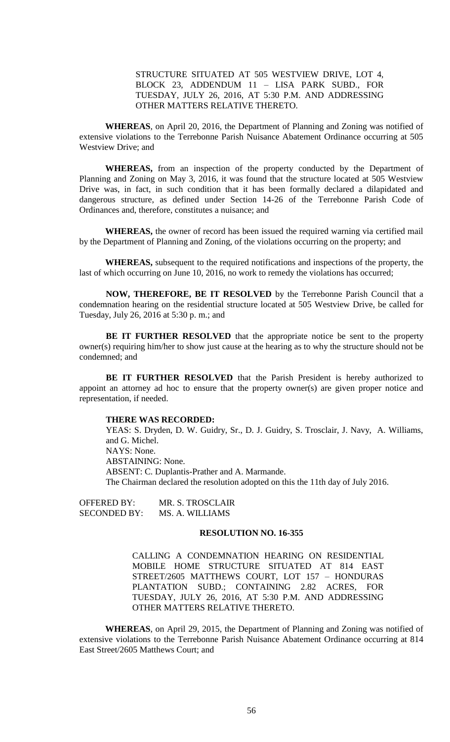STRUCTURE SITUATED AT 505 WESTVIEW DRIVE, LOT 4, BLOCK 23, ADDENDUM 11 – LISA PARK SUBD., FOR TUESDAY, JULY 26, 2016, AT 5:30 P.M. AND ADDRESSING OTHER MATTERS RELATIVE THERETO.

**WHEREAS**, on April 20, 2016, the Department of Planning and Zoning was notified of extensive violations to the Terrebonne Parish Nuisance Abatement Ordinance occurring at 505 Westview Drive; and

**WHEREAS,** from an inspection of the property conducted by the Department of Planning and Zoning on May 3, 2016, it was found that the structure located at 505 Westview Drive was, in fact, in such condition that it has been formally declared a dilapidated and dangerous structure, as defined under Section 14-26 of the Terrebonne Parish Code of Ordinances and, therefore, constitutes a nuisance; and

**WHEREAS,** the owner of record has been issued the required warning via certified mail by the Department of Planning and Zoning, of the violations occurring on the property; and

**WHEREAS,** subsequent to the required notifications and inspections of the property, the last of which occurring on June 10, 2016, no work to remedy the violations has occurred;

**NOW, THEREFORE, BE IT RESOLVED** by the Terrebonne Parish Council that a condemnation hearing on the residential structure located at 505 Westview Drive, be called for Tuesday, July 26, 2016 at 5:30 p. m.; and

**BE IT FURTHER RESOLVED** that the appropriate notice be sent to the property owner(s) requiring him/her to show just cause at the hearing as to why the structure should not be condemned; and

**BE IT FURTHER RESOLVED** that the Parish President is hereby authorized to appoint an attorney ad hoc to ensure that the property owner(s) are given proper notice and representation, if needed.

**THERE WAS RECORDED:**

YEAS: S. Dryden, D. W. Guidry, Sr., D. J. Guidry, S. Trosclair, J. Navy, A. Williams, and G. Michel.
NAYS: None.
ABSTAINING: None.
ABSENT: C. Duplantis-Prather and A. Marmande.
The Chairman declared the resolution adopted on this the 11th day of July 2016.

OFFERED BY: MR. S. TROSCLAIR
SECONDED BY: MS. A. WILLIAMS

## RESOLUTION NO. 16-355

CALLING A CONDEMNATION HEARING ON RESIDENTIAL MOBILE HOME STRUCTURE SITUATED AT 814 EAST STREET/2605 MATTHEWS COURT, LOT 157 – HONDURAS PLANTATION SUBD.; CONTAINING 2.82 ACRES, FOR TUESDAY, JULY 26, 2016, AT 5:30 P.M. AND ADDRESSING OTHER MATTERS RELATIVE THERETO.

**WHEREAS**, on April 29, 2015, the Department of Planning and Zoning was notified of extensive violations to the Terrebonne Parish Nuisance Abatement Ordinance occurring at 814 East Street/2605 Matthews Court; and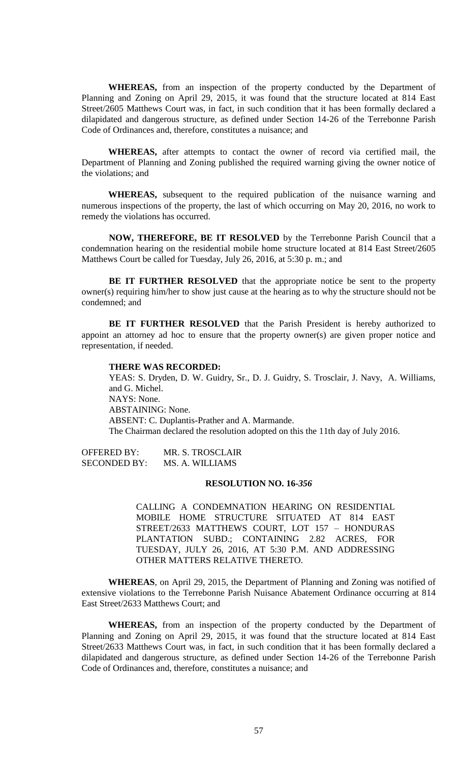**WHEREAS,** from an inspection of the property conducted by the Department of Planning and Zoning on April 29, 2015, it was found that the structure located at 814 East Street/2605 Matthews Court was, in fact, in such condition that it has been formally declared a dilapidated and dangerous structure, as defined under Section 14-26 of the Terrebonne Parish Code of Ordinances and, therefore, constitutes a nuisance; and

**WHEREAS,** after attempts to contact the owner of record via certified mail, the Department of Planning and Zoning published the required warning giving the owner notice of the violations; and

**WHEREAS,** subsequent to the required publication of the nuisance warning and numerous inspections of the property, the last of which occurring on May 20, 2016, no work to remedy the violations has occurred.

**NOW, THEREFORE, BE IT RESOLVED** by the Terrebonne Parish Council that a condemnation hearing on the residential mobile home structure located at 814 East Street/2605 Matthews Court be called for Tuesday, July 26, 2016, at 5:30 p. m.; and

**BE IT FURTHER RESOLVED** that the appropriate notice be sent to the property owner(s) requiring him/her to show just cause at the hearing as to why the structure should not be condemned; and

**BE IT FURTHER RESOLVED** that the Parish President is hereby authorized to appoint an attorney ad hoc to ensure that the property owner(s) are given proper notice and representation, if needed.

**THERE WAS RECORDED:**

YEAS: S. Dryden, D. W. Guidry, Sr., D. J. Guidry, S. Trosclair, J. Navy, A. Williams, and G. Michel.
NAYS: None.
ABSTAINING: None.
ABSENT: C. Duplantis-Prather and A. Marmande.
The Chairman declared the resolution adopted on this the 11th day of July 2016.

OFFERED BY: MR. S. TROSCLAIR
SECONDED BY: MS. A. WILLIAMS

**RESOLUTION NO. 16-*356***

CALLING A CONDEMNATION HEARING ON RESIDENTIAL MOBILE HOME STRUCTURE SITUATED AT 814 EAST STREET/2633 MATTHEWS COURT, LOT 157 – HONDURAS PLANTATION SUBD.; CONTAINING 2.82 ACRES, FOR TUESDAY, JULY 26, 2016, AT 5:30 P.M. AND ADDRESSING OTHER MATTERS RELATIVE THERETO.

**WHEREAS**, on April 29, 2015, the Department of Planning and Zoning was notified of extensive violations to the Terrebonne Parish Nuisance Abatement Ordinance occurring at 814 East Street/2633 Matthews Court; and

**WHEREAS,** from an inspection of the property conducted by the Department of Planning and Zoning on April 29, 2015, it was found that the structure located at 814 East Street/2633 Matthews Court was, in fact, in such condition that it has been formally declared a dilapidated and dangerous structure, as defined under Section 14-26 of the Terrebonne Parish Code of Ordinances and, therefore, constitutes a nuisance; and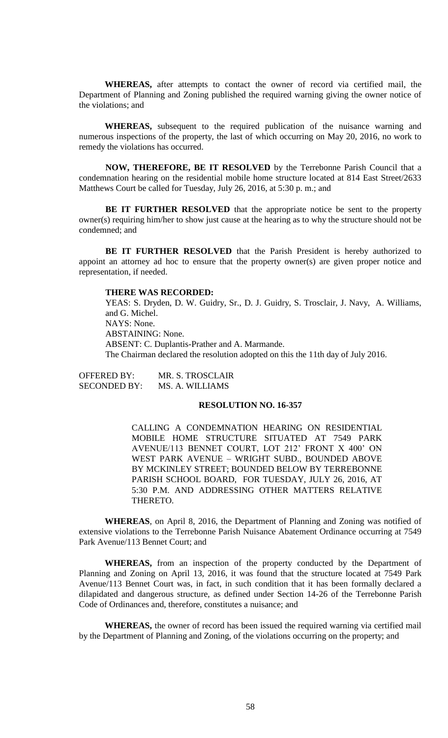**WHEREAS,** after attempts to contact the owner of record via certified mail, the Department of Planning and Zoning published the required warning giving the owner notice of the violations; and

**WHEREAS,** subsequent to the required publication of the nuisance warning and numerous inspections of the property, the last of which occurring on May 20, 2016, no work to remedy the violations has occurred.

**NOW, THEREFORE, BE IT RESOLVED** by the Terrebonne Parish Council that a condemnation hearing on the residential mobile home structure located at 814 East Street/2633 Matthews Court be called for Tuesday, July 26, 2016, at 5:30 p. m.; and

**BE IT FURTHER RESOLVED** that the appropriate notice be sent to the property owner(s) requiring him/her to show just cause at the hearing as to why the structure should not be condemned; and

**BE IT FURTHER RESOLVED** that the Parish President is hereby authorized to appoint an attorney ad hoc to ensure that the property owner(s) are given proper notice and representation, if needed.

**THERE WAS RECORDED:**

YEAS: S. Dryden, D. W. Guidry, Sr., D. J. Guidry, S. Trosclair, J. Navy, A. Williams, and G. Michel.
NAYS: None.
ABSTAINING: None.
ABSENT: C. Duplantis-Prather and A. Marmande.
The Chairman declared the resolution adopted on this the 11th day of July 2016.

OFFERED BY: MR. S. TROSCLAIR
SECONDED BY: MS. A. WILLIAMS

**RESOLUTION NO. 16-357**

CALLING A CONDEMNATION HEARING ON RESIDENTIAL MOBILE HOME STRUCTURE SITUATED AT 7549 PARK AVENUE/113 BENNET COURT, LOT 212' FRONT X 400' ON WEST PARK AVENUE – WRIGHT SUBD., BOUNDED ABOVE BY MCKINLEY STREET; BOUNDED BELOW BY TERREBONNE PARISH SCHOOL BOARD, FOR TUESDAY, JULY 26, 2016, AT 5:30 P.M. AND ADDRESSING OTHER MATTERS RELATIVE THERETO.

**WHEREAS**, on April 8, 2016, the Department of Planning and Zoning was notified of extensive violations to the Terrebonne Parish Nuisance Abatement Ordinance occurring at 7549 Park Avenue/113 Bennet Court; and

**WHEREAS,** from an inspection of the property conducted by the Department of Planning and Zoning on April 13, 2016, it was found that the structure located at 7549 Park Avenue/113 Bennet Court was, in fact, in such condition that it has been formally declared a dilapidated and dangerous structure, as defined under Section 14-26 of the Terrebonne Parish Code of Ordinances and, therefore, constitutes a nuisance; and

**WHEREAS,** the owner of record has been issued the required warning via certified mail by the Department of Planning and Zoning, of the violations occurring on the property; and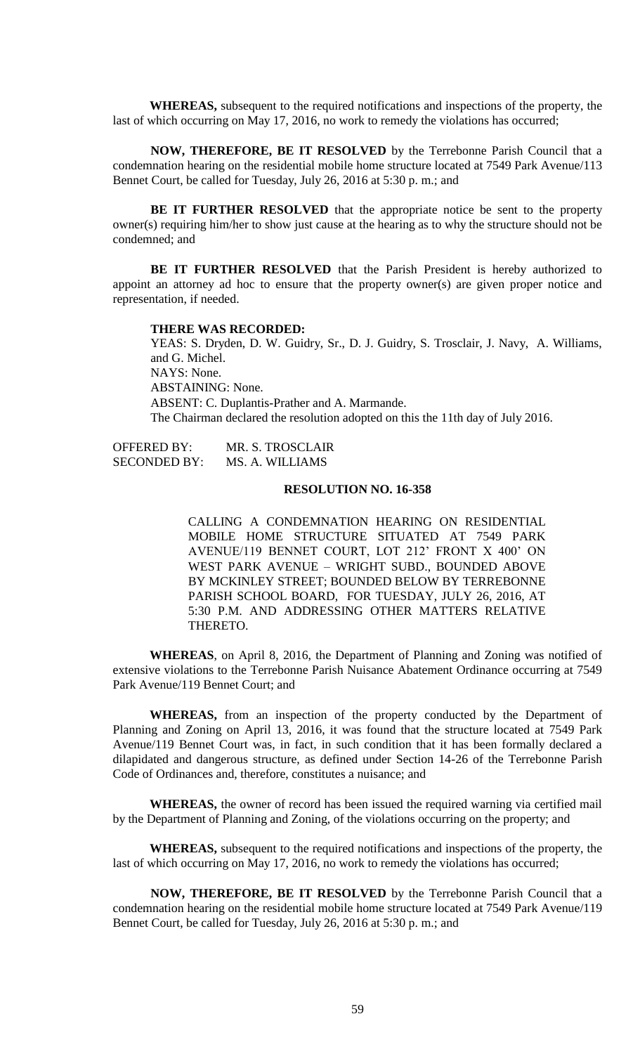**WHEREAS,** subsequent to the required notifications and inspections of the property, the last of which occurring on May 17, 2016, no work to remedy the violations has occurred;

**NOW, THEREFORE, BE IT RESOLVED** by the Terrebonne Parish Council that a condemnation hearing on the residential mobile home structure located at 7549 Park Avenue/113 Bennet Court, be called for Tuesday, July 26, 2016 at 5:30 p. m.; and

**BE IT FURTHER RESOLVED** that the appropriate notice be sent to the property owner(s) requiring him/her to show just cause at the hearing as to why the structure should not be condemned; and

**BE IT FURTHER RESOLVED** that the Parish President is hereby authorized to appoint an attorney ad hoc to ensure that the property owner(s) are given proper notice and representation, if needed.

**THERE WAS RECORDED:**

YEAS: S. Dryden, D. W. Guidry, Sr., D. J. Guidry, S. Trosclair, J. Navy, A. Williams, and G. Michel.
NAYS: None.
ABSTAINING: None.
ABSENT: C. Duplantis-Prather and A. Marmande.
The Chairman declared the resolution adopted on this the 11th day of July 2016.

OFFERED BY: MR. S. TROSCLAIR
SECONDED BY: MS. A. WILLIAMS

**RESOLUTION NO. 16-358**

CALLING A CONDEMNATION HEARING ON RESIDENTIAL MOBILE HOME STRUCTURE SITUATED AT 7549 PARK AVENUE/119 BENNET COURT, LOT 212' FRONT X 400' ON WEST PARK AVENUE – WRIGHT SUBD., BOUNDED ABOVE BY MCKINLEY STREET; BOUNDED BELOW BY TERREBONNE PARISH SCHOOL BOARD, FOR TUESDAY, JULY 26, 2016, AT 5:30 P.M. AND ADDRESSING OTHER MATTERS RELATIVE THERETO.

**WHEREAS**, on April 8, 2016, the Department of Planning and Zoning was notified of extensive violations to the Terrebonne Parish Nuisance Abatement Ordinance occurring at 7549 Park Avenue/119 Bennet Court; and

**WHEREAS,** from an inspection of the property conducted by the Department of Planning and Zoning on April 13, 2016, it was found that the structure located at 7549 Park Avenue/119 Bennet Court was, in fact, in such condition that it has been formally declared a dilapidated and dangerous structure, as defined under Section 14-26 of the Terrebonne Parish Code of Ordinances and, therefore, constitutes a nuisance; and

**WHEREAS,** the owner of record has been issued the required warning via certified mail by the Department of Planning and Zoning, of the violations occurring on the property; and

**WHEREAS,** subsequent to the required notifications and inspections of the property, the last of which occurring on May 17, 2016, no work to remedy the violations has occurred;

**NOW, THEREFORE, BE IT RESOLVED** by the Terrebonne Parish Council that a condemnation hearing on the residential mobile home structure located at 7549 Park Avenue/119 Bennet Court, be called for Tuesday, July 26, 2016 at 5:30 p. m.; and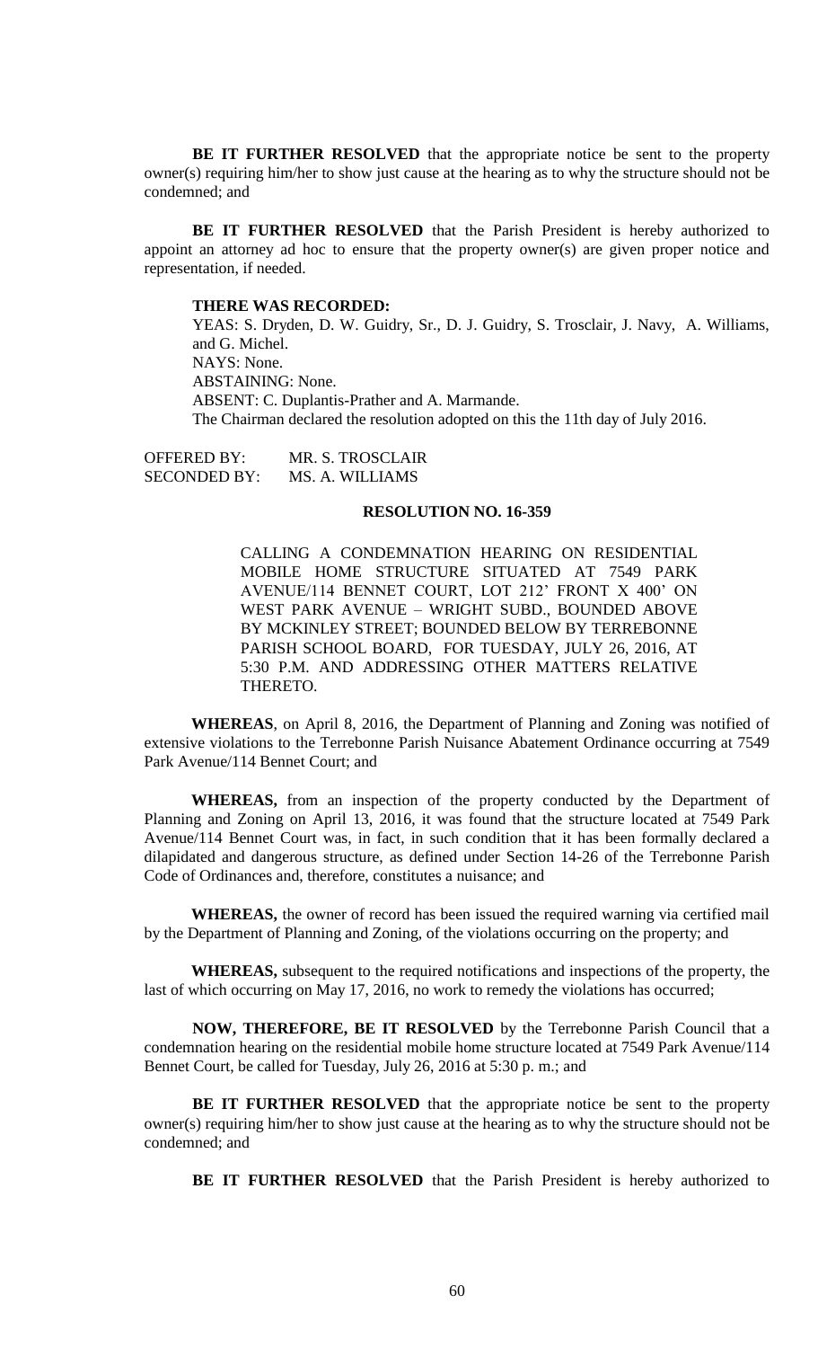**BE IT FURTHER RESOLVED** that the appropriate notice be sent to the property owner(s) requiring him/her to show just cause at the hearing as to why the structure should not be condemned; and

**BE IT FURTHER RESOLVED** that the Parish President is hereby authorized to appoint an attorney ad hoc to ensure that the property owner(s) are given proper notice and representation, if needed.

**THERE WAS RECORDED:**

YEAS: S. Dryden, D. W. Guidry, Sr., D. J. Guidry, S. Trosclair, J. Navy, A. Williams, and G. Michel.
NAYS: None.
ABSTAINING: None.
ABSENT: C. Duplantis-Prather and A. Marmande.
The Chairman declared the resolution adopted on this the 11th day of July 2016.

OFFERED BY: MR. S. TROSCLAIR
SECONDED BY: MS. A. WILLIAMS

**RESOLUTION NO. 16-359**

CALLING A CONDEMNATION HEARING ON RESIDENTIAL MOBILE HOME STRUCTURE SITUATED AT 7549 PARK AVENUE/114 BENNET COURT, LOT 212' FRONT X 400' ON WEST PARK AVENUE – WRIGHT SUBD., BOUNDED ABOVE BY MCKINLEY STREET; BOUNDED BELOW BY TERREBONNE PARISH SCHOOL BOARD, FOR TUESDAY, JULY 26, 2016, AT 5:30 P.M. AND ADDRESSING OTHER MATTERS RELATIVE THERETO.

**WHEREAS**, on April 8, 2016, the Department of Planning and Zoning was notified of extensive violations to the Terrebonne Parish Nuisance Abatement Ordinance occurring at 7549 Park Avenue/114 Bennet Court; and

**WHEREAS,** from an inspection of the property conducted by the Department of Planning and Zoning on April 13, 2016, it was found that the structure located at 7549 Park Avenue/114 Bennet Court was, in fact, in such condition that it has been formally declared a dilapidated and dangerous structure, as defined under Section 14-26 of the Terrebonne Parish Code of Ordinances and, therefore, constitutes a nuisance; and

**WHEREAS,** the owner of record has been issued the required warning via certified mail by the Department of Planning and Zoning, of the violations occurring on the property; and

**WHEREAS,** subsequent to the required notifications and inspections of the property, the last of which occurring on May 17, 2016, no work to remedy the violations has occurred;

**NOW, THEREFORE, BE IT RESOLVED** by the Terrebonne Parish Council that a condemnation hearing on the residential mobile home structure located at 7549 Park Avenue/114 Bennet Court, be called for Tuesday, July 26, 2016 at 5:30 p. m.; and

**BE IT FURTHER RESOLVED** that the appropriate notice be sent to the property owner(s) requiring him/her to show just cause at the hearing as to why the structure should not be condemned; and

**BE IT FURTHER RESOLVED** that the Parish President is hereby authorized to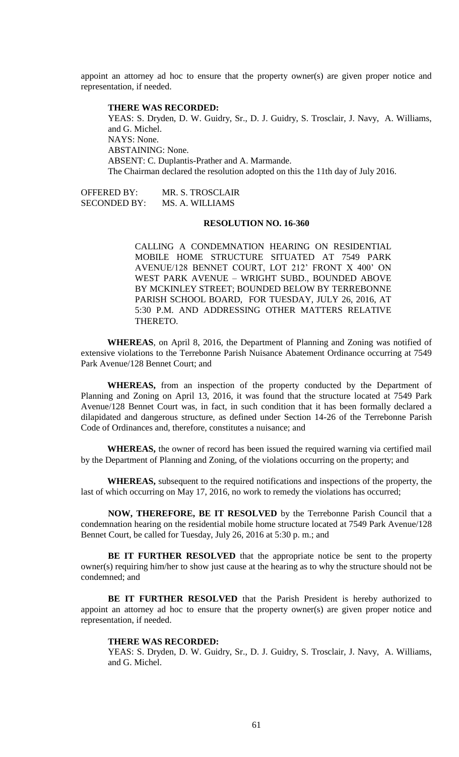appoint an attorney ad hoc to ensure that the property owner(s) are given proper notice and representation, if needed.

**THERE WAS RECORDED:**

YEAS: S. Dryden, D. W. Guidry, Sr., D. J. Guidry, S. Trosclair, J. Navy, A. Williams, and G. Michel.
NAYS: None.
ABSTAINING: None.
ABSENT: C. Duplantis-Prather and A. Marmande.
The Chairman declared the resolution adopted on this the 11th day of July 2016.

OFFERED BY: MR. S. TROSCLAIR
SECONDED BY: MS. A. WILLIAMS

**RESOLUTION NO. 16-360**

CALLING A CONDEMNATION HEARING ON RESIDENTIAL MOBILE HOME STRUCTURE SITUATED AT 7549 PARK AVENUE/128 BENNET COURT, LOT 212' FRONT X 400' ON WEST PARK AVENUE – WRIGHT SUBD., BOUNDED ABOVE BY MCKINLEY STREET; BOUNDED BELOW BY TERREBONNE PARISH SCHOOL BOARD, FOR TUESDAY, JULY 26, 2016, AT 5:30 P.M. AND ADDRESSING OTHER MATTERS RELATIVE THERETO.

**WHEREAS**, on April 8, 2016, the Department of Planning and Zoning was notified of extensive violations to the Terrebonne Parish Nuisance Abatement Ordinance occurring at 7549 Park Avenue/128 Bennet Court; and

**WHEREAS,** from an inspection of the property conducted by the Department of Planning and Zoning on April 13, 2016, it was found that the structure located at 7549 Park Avenue/128 Bennet Court was, in fact, in such condition that it has been formally declared a dilapidated and dangerous structure, as defined under Section 14-26 of the Terrebonne Parish Code of Ordinances and, therefore, constitutes a nuisance; and

**WHEREAS,** the owner of record has been issued the required warning via certified mail by the Department of Planning and Zoning, of the violations occurring on the property; and

**WHEREAS,** subsequent to the required notifications and inspections of the property, the last of which occurring on May 17, 2016, no work to remedy the violations has occurred;

**NOW, THEREFORE, BE IT RESOLVED** by the Terrebonne Parish Council that a condemnation hearing on the residential mobile home structure located at 7549 Park Avenue/128 Bennet Court, be called for Tuesday, July 26, 2016 at 5:30 p. m.; and

**BE IT FURTHER RESOLVED** that the appropriate notice be sent to the property owner(s) requiring him/her to show just cause at the hearing as to why the structure should not be condemned; and

**BE IT FURTHER RESOLVED** that the Parish President is hereby authorized to appoint an attorney ad hoc to ensure that the property owner(s) are given proper notice and representation, if needed.

**THERE WAS RECORDED:**

YEAS: S. Dryden, D. W. Guidry, Sr., D. J. Guidry, S. Trosclair, J. Navy, A. Williams, and G. Michel.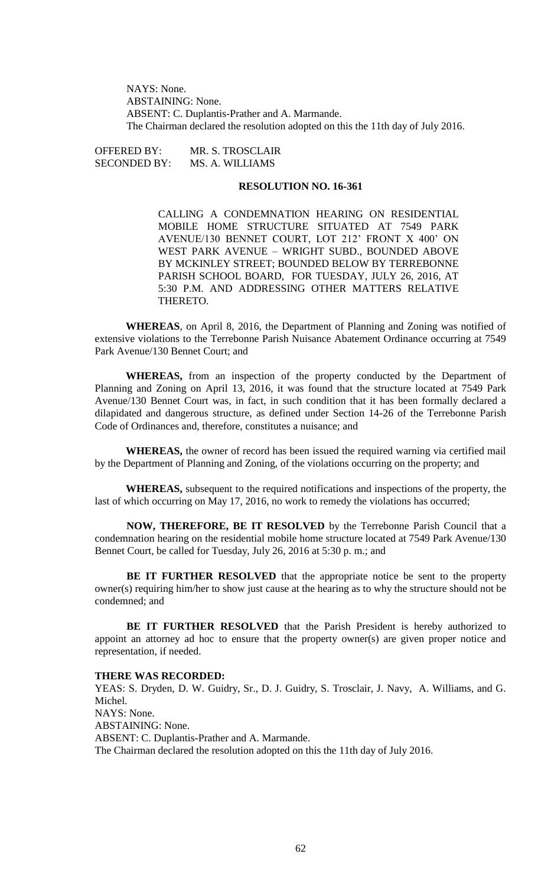NAYS: None.
ABSTAINING: None.
ABSENT: C. Duplantis-Prather and A. Marmande.
The Chairman declared the resolution adopted on this the 11th day of July 2016.

OFFERED BY: MR. S. TROSCLAIR
SECONDED BY: MS. A. WILLIAMS

**RESOLUTION NO. 16-361**

CALLING A CONDEMNATION HEARING ON RESIDENTIAL MOBILE HOME STRUCTURE SITUATED AT 7549 PARK AVENUE/130 BENNET COURT, LOT 212' FRONT X 400' ON WEST PARK AVENUE – WRIGHT SUBD., BOUNDED ABOVE BY MCKINLEY STREET; BOUNDED BELOW BY TERREBONNE PARISH SCHOOL BOARD, FOR TUESDAY, JULY 26, 2016, AT 5:30 P.M. AND ADDRESSING OTHER MATTERS RELATIVE THERETO.

**WHEREAS**, on April 8, 2016, the Department of Planning and Zoning was notified of extensive violations to the Terrebonne Parish Nuisance Abatement Ordinance occurring at 7549 Park Avenue/130 Bennet Court; and

**WHEREAS,** from an inspection of the property conducted by the Department of Planning and Zoning on April 13, 2016, it was found that the structure located at 7549 Park Avenue/130 Bennet Court was, in fact, in such condition that it has been formally declared a dilapidated and dangerous structure, as defined under Section 14-26 of the Terrebonne Parish Code of Ordinances and, therefore, constitutes a nuisance; and

**WHEREAS,** the owner of record has been issued the required warning via certified mail by the Department of Planning and Zoning, of the violations occurring on the property; and

**WHEREAS,** subsequent to the required notifications and inspections of the property, the last of which occurring on May 17, 2016, no work to remedy the violations has occurred;

**NOW, THEREFORE, BE IT RESOLVED** by the Terrebonne Parish Council that a condemnation hearing on the residential mobile home structure located at 7549 Park Avenue/130 Bennet Court, be called for Tuesday, July 26, 2016 at 5:30 p. m.; and

**BE IT FURTHER RESOLVED** that the appropriate notice be sent to the property owner(s) requiring him/her to show just cause at the hearing as to why the structure should not be condemned; and

**BE IT FURTHER RESOLVED** that the Parish President is hereby authorized to appoint an attorney ad hoc to ensure that the property owner(s) are given proper notice and representation, if needed.

**THERE WAS RECORDED:**

YEAS: S. Dryden, D. W. Guidry, Sr., D. J. Guidry, S. Trosclair, J. Navy, A. Williams, and G. Michel.
NAYS: None.
ABSTAINING: None.
ABSENT: C. Duplantis-Prather and A. Marmande.
The Chairman declared the resolution adopted on this the 11th day of July 2016.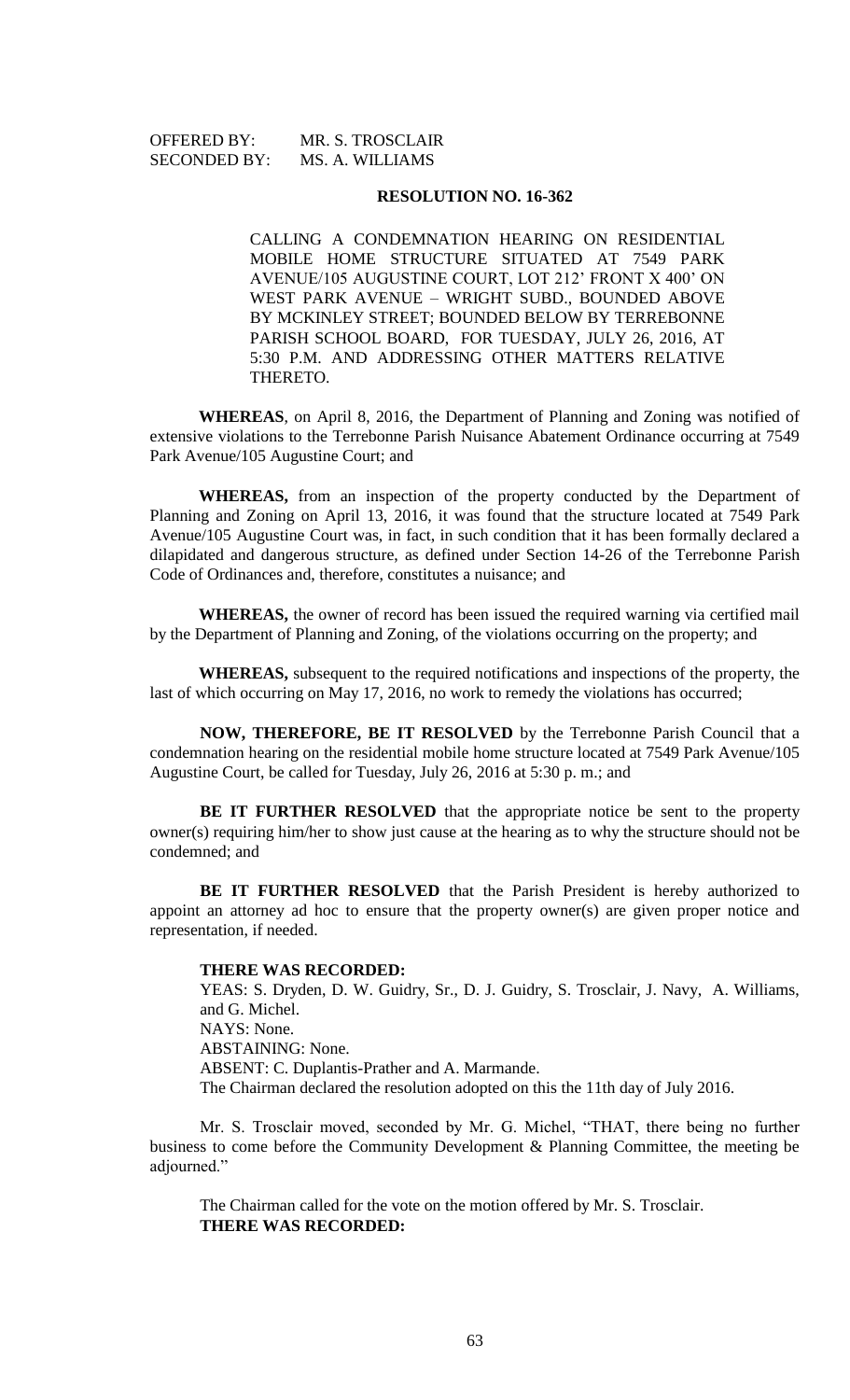OFFERED BY: MR. S. TROSCLAIR
SECONDED BY: MS. A. WILLIAMS

**RESOLUTION NO. 16-362**

CALLING A CONDEMNATION HEARING ON RESIDENTIAL MOBILE HOME STRUCTURE SITUATED AT 7549 PARK AVENUE/105 AUGUSTINE COURT, LOT 212' FRONT X 400' ON WEST PARK AVENUE – WRIGHT SUBD., BOUNDED ABOVE BY MCKINLEY STREET; BOUNDED BELOW BY TERREBONNE PARISH SCHOOL BOARD, FOR TUESDAY, JULY 26, 2016, AT 5:30 P.M. AND ADDRESSING OTHER MATTERS RELATIVE THERETO.

**WHEREAS**, on April 8, 2016, the Department of Planning and Zoning was notified of extensive violations to the Terrebonne Parish Nuisance Abatement Ordinance occurring at 7549 Park Avenue/105 Augustine Court; and

**WHEREAS,** from an inspection of the property conducted by the Department of Planning and Zoning on April 13, 2016, it was found that the structure located at 7549 Park Avenue/105 Augustine Court was, in fact, in such condition that it has been formally declared a dilapidated and dangerous structure, as defined under Section 14-26 of the Terrebonne Parish Code of Ordinances and, therefore, constitutes a nuisance; and

**WHEREAS,** the owner of record has been issued the required warning via certified mail by the Department of Planning and Zoning, of the violations occurring on the property; and

**WHEREAS,** subsequent to the required notifications and inspections of the property, the last of which occurring on May 17, 2016, no work to remedy the violations has occurred;

**NOW, THEREFORE, BE IT RESOLVED** by the Terrebonne Parish Council that a condemnation hearing on the residential mobile home structure located at 7549 Park Avenue/105 Augustine Court, be called for Tuesday, July 26, 2016 at 5:30 p. m.; and

**BE IT FURTHER RESOLVED** that the appropriate notice be sent to the property owner(s) requiring him/her to show just cause at the hearing as to why the structure should not be condemned; and

**BE IT FURTHER RESOLVED** that the Parish President is hereby authorized to appoint an attorney ad hoc to ensure that the property owner(s) are given proper notice and representation, if needed.

**THERE WAS RECORDED:**

YEAS: S. Dryden, D. W. Guidry, Sr., D. J. Guidry, S. Trosclair, J. Navy, A. Williams, and G. Michel.

NAYS: None.

ABSTAINING: None.

ABSENT: C. Duplantis-Prather and A. Marmande.

The Chairman declared the resolution adopted on this the 11th day of July 2016.

Mr. S. Trosclair moved, seconded by Mr. G. Michel, "THAT, there being no further business to come before the Community Development & Planning Committee, the meeting be adjourned."

The Chairman called for the vote on the motion offered by Mr. S. Trosclair.

**THERE WAS RECORDED:**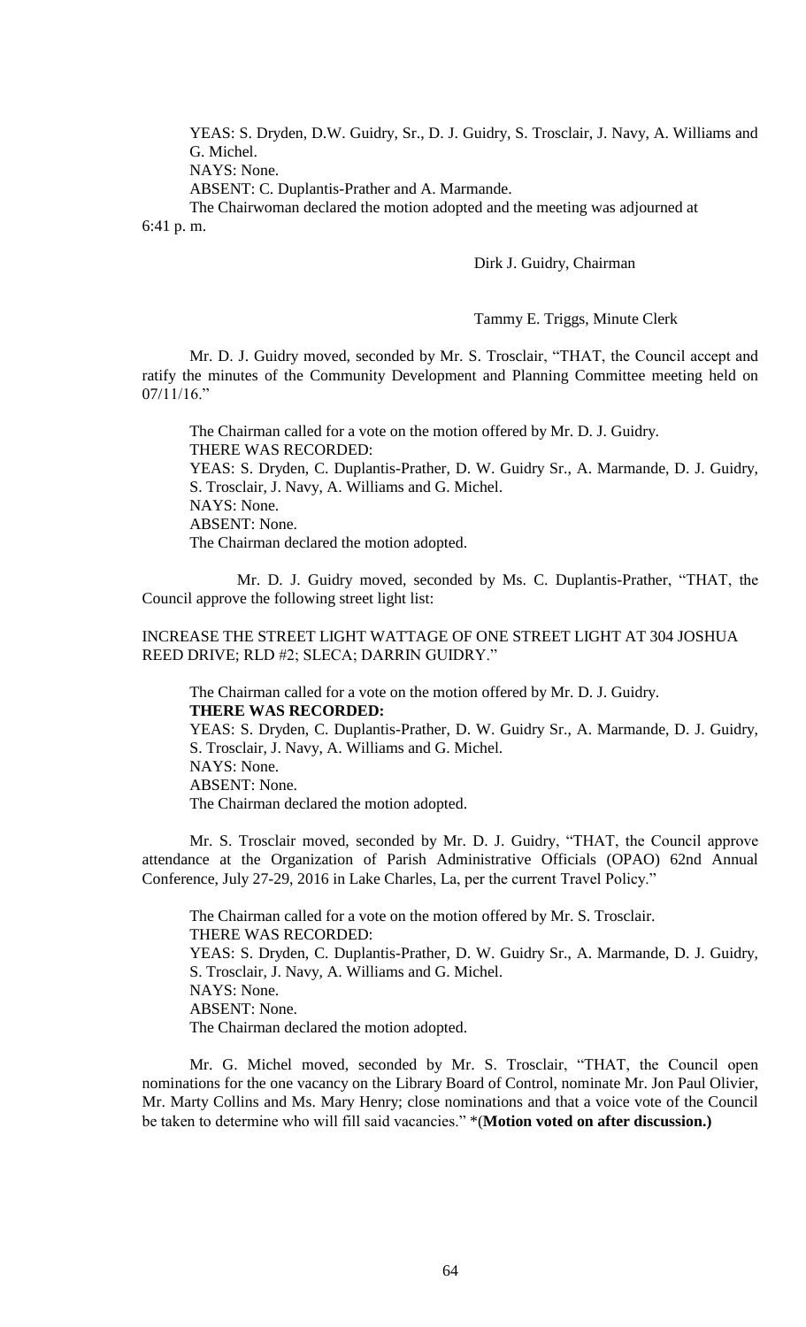YEAS: S. Dryden, D.W. Guidry, Sr., D. J. Guidry, S. Trosclair, J. Navy, A. Williams and G. Michel.

NAYS: None.

ABSENT: C. Duplantis-Prather and A. Marmande.

The Chairwoman declared the motion adopted and the meeting was adjourned at 6:41 p. m.

Dirk J. Guidry, Chairman

Tammy E. Triggs, Minute Clerk

Mr. D. J. Guidry moved, seconded by Mr. S. Trosclair, "THAT, the Council accept and ratify the minutes of the Community Development and Planning Committee meeting held on 07/11/16."

The Chairman called for a vote on the motion offered by Mr. D. J. Guidry.

THERE WAS RECORDED:

YEAS: S. Dryden, C. Duplantis-Prather, D. W. Guidry Sr., A. Marmande, D. J. Guidry, S. Trosclair, J. Navy, A. Williams and G. Michel.

NAYS: None.

ABSENT: None.

The Chairman declared the motion adopted.

Mr. D. J. Guidry moved, seconded by Ms. C. Duplantis-Prather, "THAT, the Council approve the following street light list:

INCREASE THE STREET LIGHT WATTAGE OF ONE STREET LIGHT AT 304 JOSHUA REED DRIVE; RLD #2; SLECA; DARRIN GUIDRY."

The Chairman called for a vote on the motion offered by Mr. D. J. Guidry.

**THERE WAS RECORDED:**

YEAS: S. Dryden, C. Duplantis-Prather, D. W. Guidry Sr., A. Marmande, D. J. Guidry, S. Trosclair, J. Navy, A. Williams and G. Michel.

NAYS: None.

ABSENT: None.

The Chairman declared the motion adopted.

Mr. S. Trosclair moved, seconded by Mr. D. J. Guidry, "THAT, the Council approve attendance at the Organization of Parish Administrative Officials (OPAO) 62nd Annual Conference, July 27-29, 2016 in Lake Charles, La, per the current Travel Policy."

The Chairman called for a vote on the motion offered by Mr. S. Trosclair.

THERE WAS RECORDED:

YEAS: S. Dryden, C. Duplantis-Prather, D. W. Guidry Sr., A. Marmande, D. J. Guidry, S. Trosclair, J. Navy, A. Williams and G. Michel.

NAYS: None.

ABSENT: None.

The Chairman declared the motion adopted.

Mr. G. Michel moved, seconded by Mr. S. Trosclair, "THAT, the Council open nominations for the one vacancy on the Library Board of Control, nominate Mr. Jon Paul Olivier, Mr. Marty Collins and Ms. Mary Henry; close nominations and that a voice vote of the Council be taken to determine who will fill said vacancies." *(**Motion voted on after discussion.)**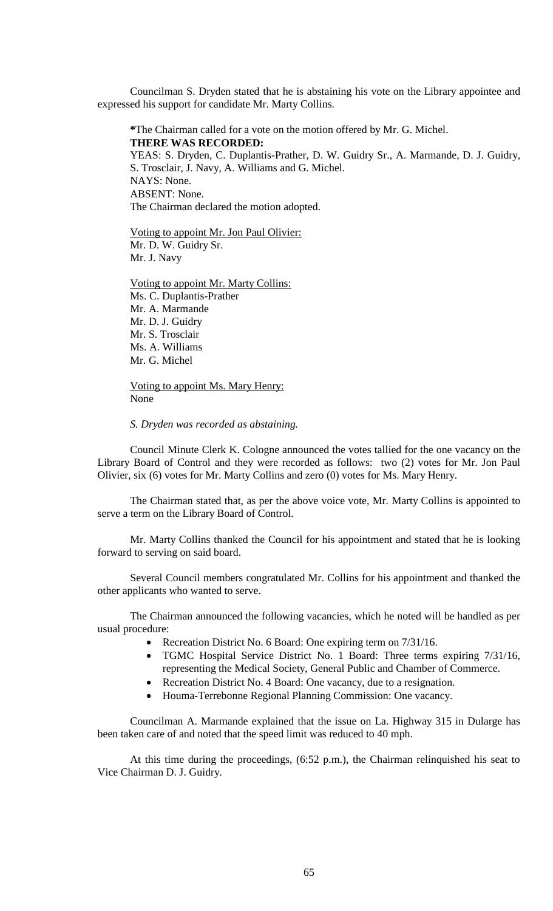Councilman S. Dryden stated that he is abstaining his vote on the Library appointee and expressed his support for candidate Mr. Marty Collins.

*The Chairman called for a vote on the motion offered by Mr. G. Michel.
**THERE WAS RECORDED:**
YEAS: S. Dryden, C. Duplantis-Prather, D. W. Guidry Sr., A. Marmande, D. J. Guidry, S. Trosclair, J. Navy, A. Williams and G. Michel.
NAYS: None.
ABSENT: None.
The Chairman declared the motion adopted.

<u>Voting to appoint Mr. Jon Paul Olivier:</u>
Mr. D. W. Guidry Sr.
Mr. J. Navy

<u>Voting to appoint Mr. Marty Collins:</u>
Ms. C. Duplantis-Prather
Mr. A. Marmande
Mr. D. J. Guidry
Mr. S. Trosclair
Ms. A. Williams
Mr. G. Michel

<u>Voting to appoint Ms. Mary Henry:</u>
None

*S. Dryden was recorded as abstaining.*

Council Minute Clerk K. Cologne announced the votes tallied for the one vacancy on the Library Board of Control and they were recorded as follows: two (2) votes for Mr. Jon Paul Olivier, six (6) votes for Mr. Marty Collins and zero (0) votes for Ms. Mary Henry.

The Chairman stated that, as per the above voice vote, Mr. Marty Collins is appointed to serve a term on the Library Board of Control.

Mr. Marty Collins thanked the Council for his appointment and stated that he is looking forward to serving on said board.

Several Council members congratulated Mr. Collins for his appointment and thanked the other applicants who wanted to serve.

The Chairman announced the following vacancies, which he noted will be handled as per usual procedure:

- Recreation District No. 6 Board: One expiring term on 7/31/16.
- TGMC Hospital Service District No. 1 Board: Three terms expiring 7/31/16, representing the Medical Society, General Public and Chamber of Commerce.
- Recreation District No. 4 Board: One vacancy, due to a resignation.
- Houma-Terrebonne Regional Planning Commission: One vacancy.

Councilman A. Marmande explained that the issue on La. Highway 315 in Dularge has been taken care of and noted that the speed limit was reduced to 40 mph.

At this time during the proceedings, (6:52 p.m.), the Chairman relinquished his seat to Vice Chairman D. J. Guidry.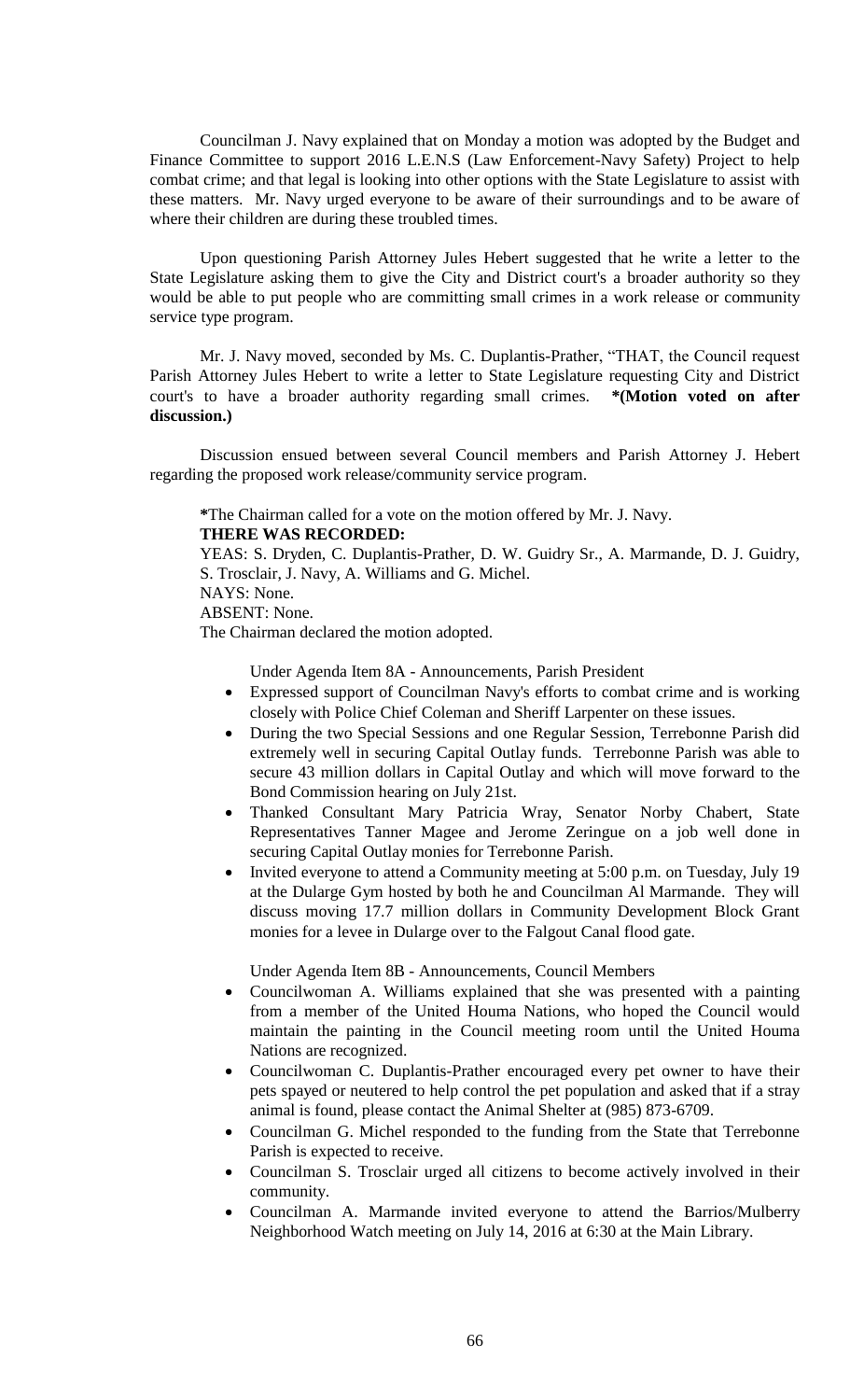Councilman J. Navy explained that on Monday a motion was adopted by the Budget and Finance Committee to support 2016 L.E.N.S (Law Enforcement-Navy Safety) Project to help combat crime; and that legal is looking into other options with the State Legislature to assist with these matters. Mr. Navy urged everyone to be aware of their surroundings and to be aware of where their children are during these troubled times.

Upon questioning Parish Attorney Jules Hebert suggested that he write a letter to the State Legislature asking them to give the City and District court's a broader authority so they would be able to put people who are committing small crimes in a work release or community service type program.

Mr. J. Navy moved, seconded by Ms. C. Duplantis-Prather, "THAT, the Council request Parish Attorney Jules Hebert to write a letter to State Legislature requesting City and District court's to have a broader authority regarding small crimes. **\*(Motion voted on after discussion.)**

Discussion ensued between several Council members and Parish Attorney J. Hebert regarding the proposed work release/community service program.

**\***The Chairman called for a vote on the motion offered by Mr. J. Navy.
**THERE WAS RECORDED:**
YEAS: S. Dryden, C. Duplantis-Prather, D. W. Guidry Sr., A. Marmande, D. J. Guidry, S. Trosclair, J. Navy, A. Williams and G. Michel.
NAYS: None.
ABSENT: None.
The Chairman declared the motion adopted.

Under Agenda Item 8A - Announcements, Parish President

- Expressed support of Councilman Navy's efforts to combat crime and is working closely with Police Chief Coleman and Sheriff Larpenter on these issues.
- During the two Special Sessions and one Regular Session, Terrebonne Parish did extremely well in securing Capital Outlay funds. Terrebonne Parish was able to secure 43 million dollars in Capital Outlay and which will move forward to the Bond Commission hearing on July 21st.
- Thanked Consultant Mary Patricia Wray, Senator Norby Chabert, State Representatives Tanner Magee and Jerome Zeringue on a job well done in securing Capital Outlay monies for Terrebonne Parish.
- Invited everyone to attend a Community meeting at 5:00 p.m. on Tuesday, July 19 at the Dularge Gym hosted by both he and Councilman Al Marmande. They will discuss moving 17.7 million dollars in Community Development Block Grant monies for a levee in Dularge over to the Falgout Canal flood gate.

Under Agenda Item 8B - Announcements, Council Members

- Councilwoman A. Williams explained that she was presented with a painting from a member of the United Houma Nations, who hoped the Council would maintain the painting in the Council meeting room until the United Houma Nations are recognized.
- Councilwoman C. Duplantis-Prather encouraged every pet owner to have their pets spayed or neutered to help control the pet population and asked that if a stray animal is found, please contact the Animal Shelter at (985) 873-6709.
- Councilman G. Michel responded to the funding from the State that Terrebonne Parish is expected to receive.
- Councilman S. Trosclair urged all citizens to become actively involved in their community.
- Councilman A. Marmande invited everyone to attend the Barrios/Mulberry Neighborhood Watch meeting on July 14, 2016 at 6:30 at the Main Library.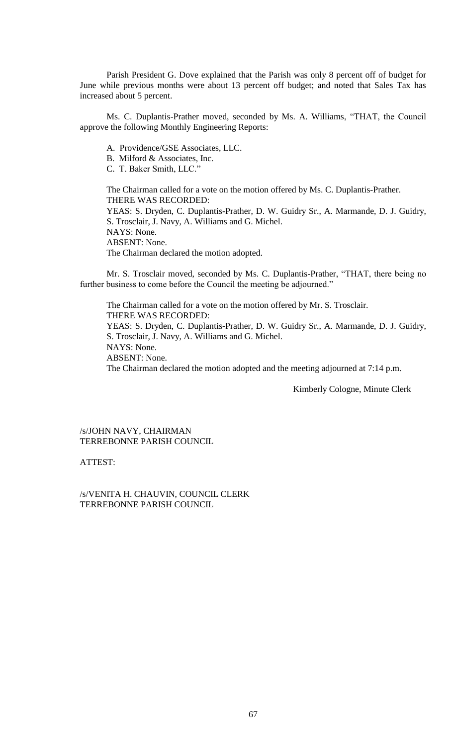Parish President G. Dove explained that the Parish was only 8 percent off of budget for June while previous months were about 13 percent off budget; and noted that Sales Tax has increased about 5 percent.

Ms. C. Duplantis-Prather moved, seconded by Ms. A. Williams, "THAT, the Council approve the following Monthly Engineering Reports:

A. Providence/GSE Associates, LLC.
B. Milford & Associates, Inc.
C. T. Baker Smith, LLC."

The Chairman called for a vote on the motion offered by Ms. C. Duplantis-Prather.
THERE WAS RECORDED:
YEAS: S. Dryden, C. Duplantis-Prather, D. W. Guidry Sr., A. Marmande, D. J. Guidry, S. Trosclair, J. Navy, A. Williams and G. Michel.
NAYS: None.
ABSENT: None.
The Chairman declared the motion adopted.

Mr. S. Trosclair moved, seconded by Ms. C. Duplantis-Prather, "THAT, there being no further business to come before the Council the meeting be adjourned."

The Chairman called for a vote on the motion offered by Mr. S. Trosclair.
THERE WAS RECORDED:
YEAS: S. Dryden, C. Duplantis-Prather, D. W. Guidry Sr., A. Marmande, D. J. Guidry, S. Trosclair, J. Navy, A. Williams and G. Michel.
NAYS: None.
ABSENT: None.
The Chairman declared the motion adopted and the meeting adjourned at 7:14 p.m.

Kimberly Cologne, Minute Clerk

/s/JOHN NAVY, CHAIRMAN
TERREBONNE PARISH COUNCIL

ATTEST:

/s/VENITA H. CHAUVIN, COUNCIL CLERK
TERREBONNE PARISH COUNCIL